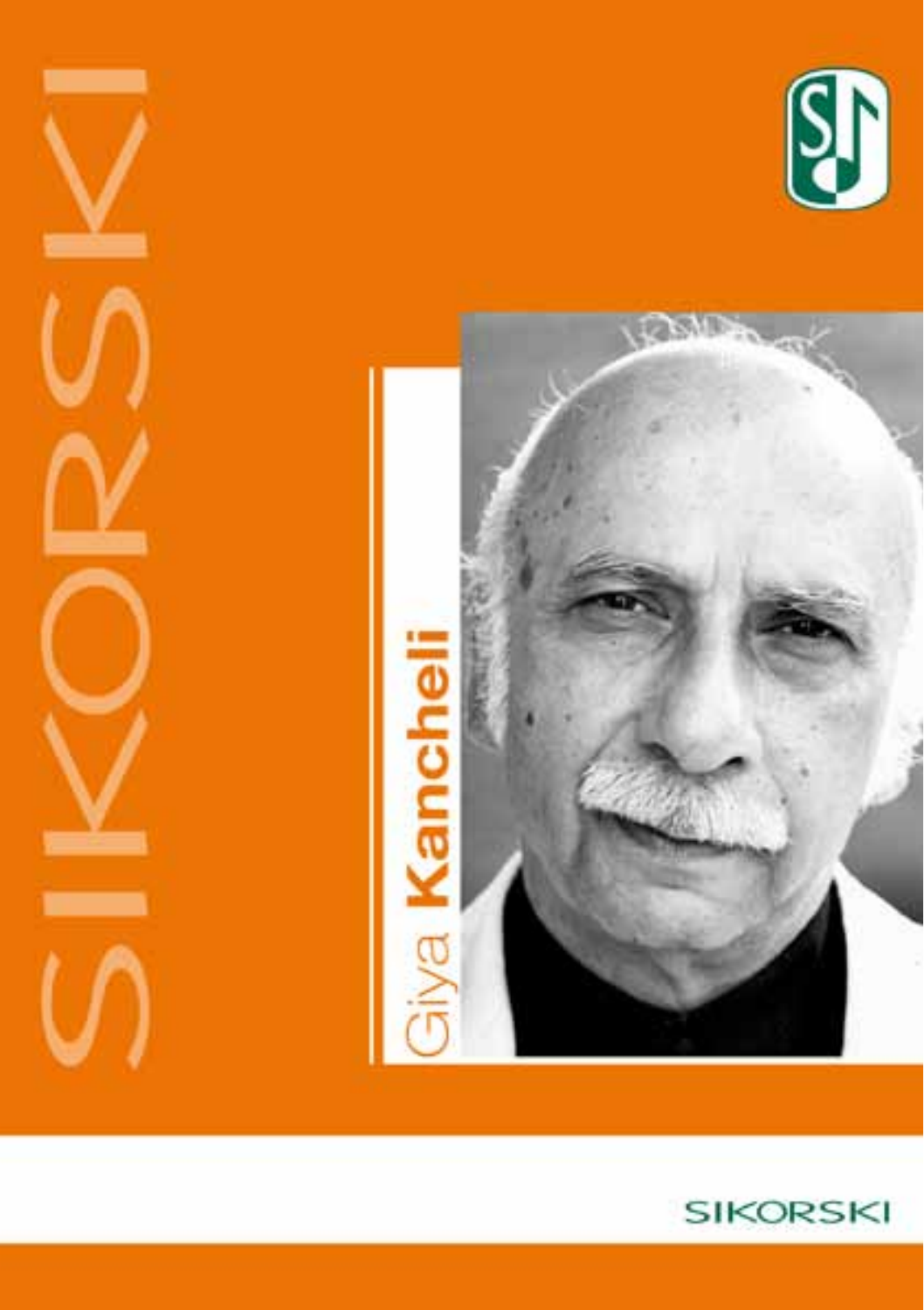# SIKORSKI

# Giya Kancheli

SIKORSKI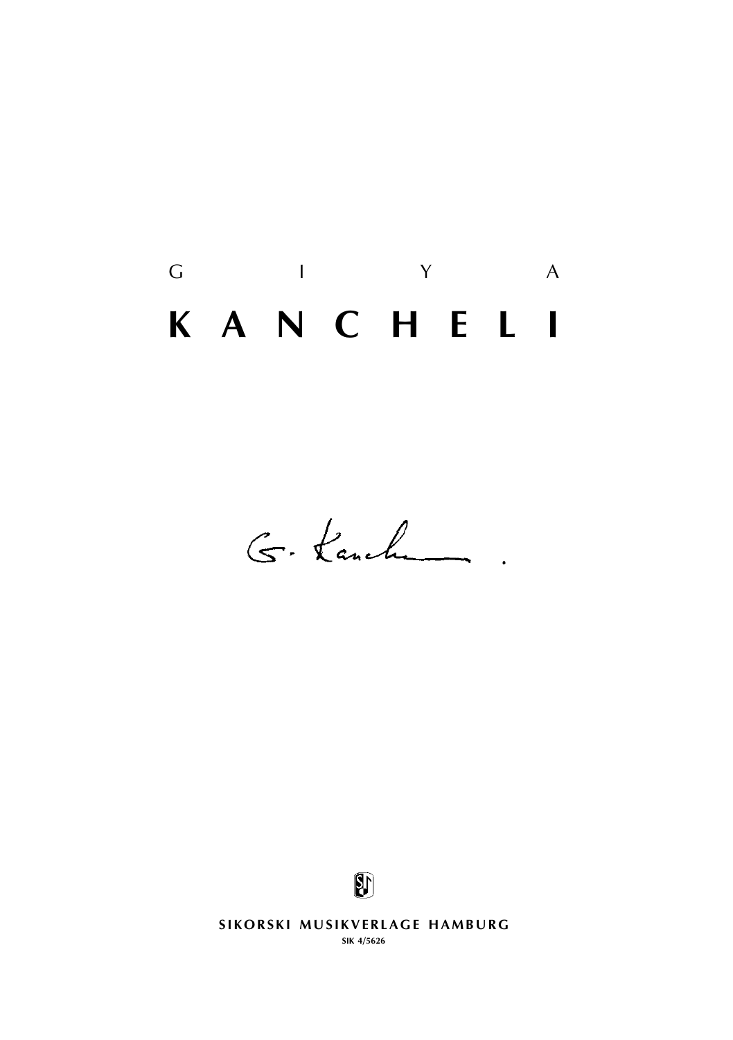G I Y A

# K A N C H E L I

SIKORSKI MUSIKVERLAGE HAMBURG

SIK 4/5626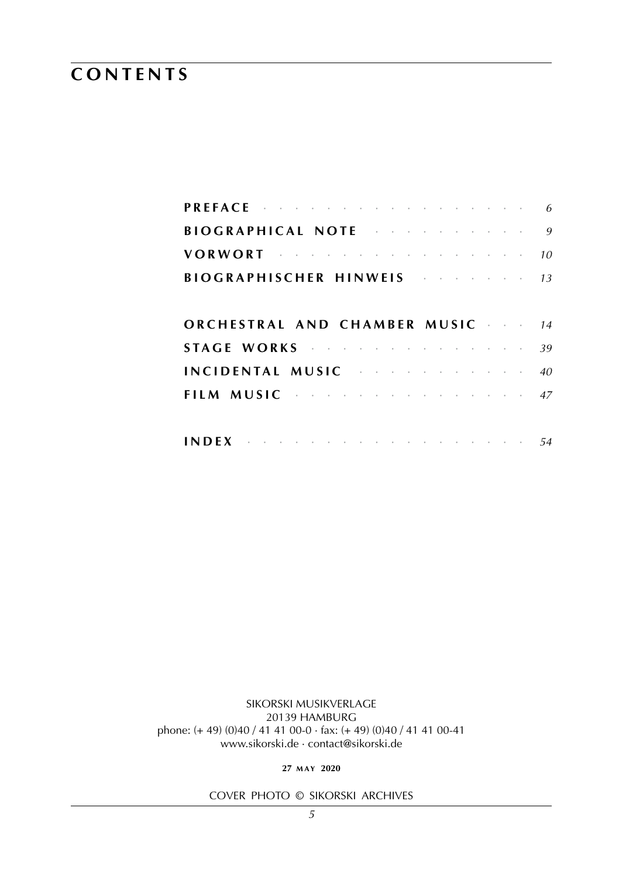# CONTENTS

| | |
|---|---|
| **PREFACE** | *6* |
| **BIOGRAPHICAL NOTE** | *9* |
| **VORWORT** | *10* |
| **BIOGRAPHISCHER HINWEIS** | *13* |
| **ORCHESTRAL AND CHAMBER MUSIC** | *14* |
| **STAGE WORKS** | *39* |
| **INCIDENTAL MUSIC** | *40* |
| **FILM MUSIC** | *47* |
| **INDEX** | *54* |

SIKORSKI MUSIKVERLAGE
20139 HAMBURG
phone: (+ 49) (0)40 / 41 41 00-0 · fax: (+ 49) (0)40 / 41 41 00-41
www.sikorski.de · contact@sikorski.de

**27 MAY 2020**

COVER PHOTO © SIKORSKI ARCHIVES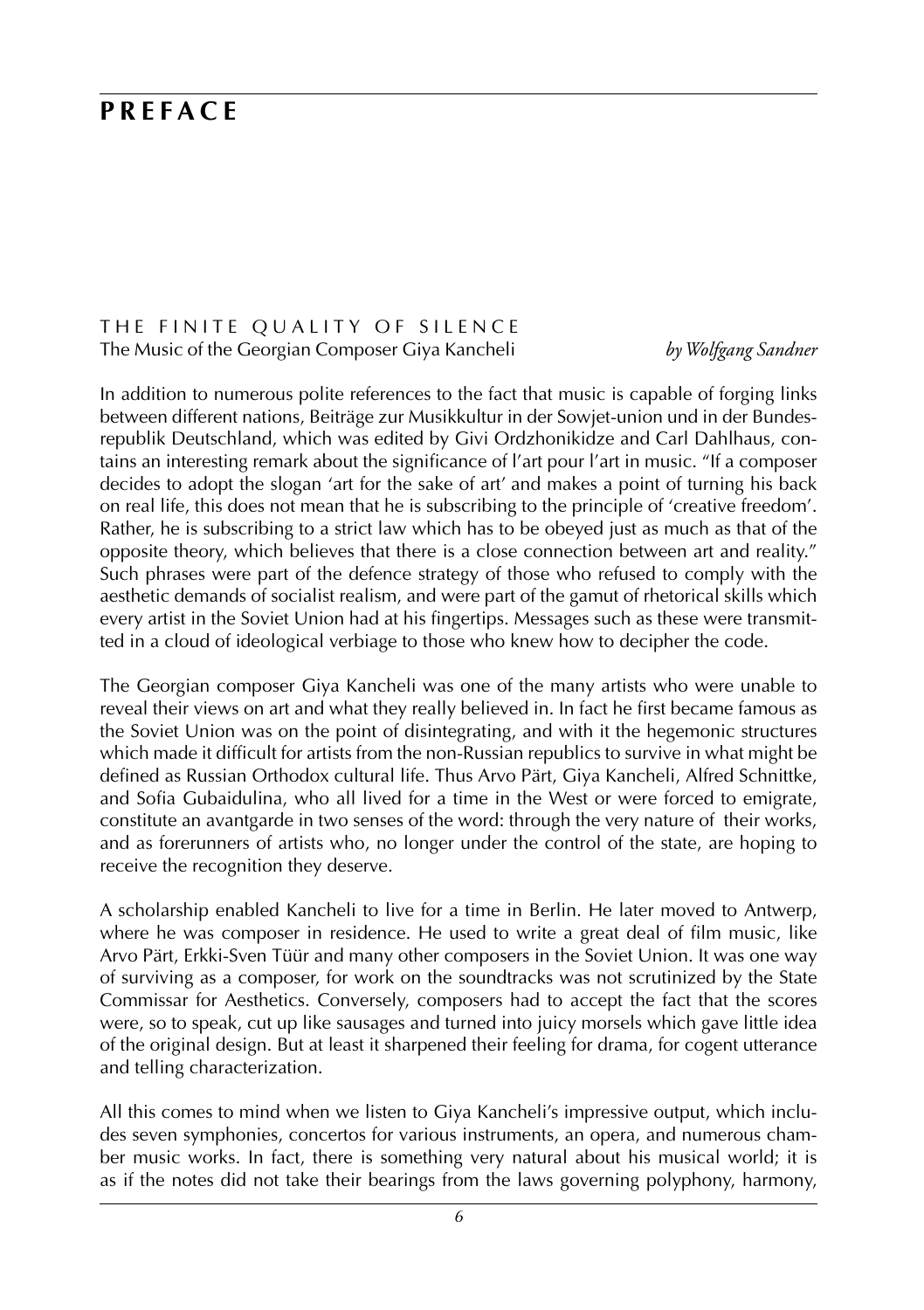# PREFACE

## THE FINITE QUALITY OF SILENCE

The Music of the Georgian Composer Giya Kancheli *by Wolfgang Sandner*

In addition to numerous polite references to the fact that music is capable of forging links between different nations, Beiträge zur Musikkultur in der Sowjet-union und in der Bundesrepublik Deutschland, which was edited by Givi Ordzhonikidze and Carl Dahlhaus, contains an interesting remark about the significance of l'art pour l'art in music. "If a composer decides to adopt the slogan 'art for the sake of art' and makes a point of turning his back on real life, this does not mean that he is subscribing to the principle of 'creative freedom'. Rather, he is subscribing to a strict law which has to be obeyed just as much as that of the opposite theory, which believes that there is a close connection between art and reality." Such phrases were part of the defence strategy of those who refused to comply with the aesthetic demands of socialist realism, and were part of the gamut of rhetorical skills which every artist in the Soviet Union had at his fingertips. Messages such as these were transmitted in a cloud of ideological verbiage to those who knew how to decipher the code.

The Georgian composer Giya Kancheli was one of the many artists who were unable to reveal their views on art and what they really believed in. In fact he first became famous as the Soviet Union was on the point of disintegrating, and with it the hegemonic structures which made it difficult for artists from the non-Russian republics to survive in what might be defined as Russian Orthodox cultural life. Thus Arvo Pärt, Giya Kancheli, Alfred Schnittke, and Sofia Gubaidulina, who all lived for a time in the West or were forced to emigrate, constitute an avantgarde in two senses of the word: through the very nature of their works, and as forerunners of artists who, no longer under the control of the state, are hoping to receive the recognition they deserve.

A scholarship enabled Kancheli to live for a time in Berlin. He later moved to Antwerp, where he was composer in residence. He used to write a great deal of film music, like Arvo Pärt, Erkki-Sven Tüür and many other composers in the Soviet Union. It was one way of surviving as a composer, for work on the soundtracks was not scrutinized by the State Commissar for Aesthetics. Conversely, composers had to accept the fact that the scores were, so to speak, cut up like sausages and turned into juicy morsels which gave little idea of the original design. But at least it sharpened their feeling for drama, for cogent utterance and telling characterization.

All this comes to mind when we listen to Giya Kancheli's impressive output, which includes seven symphonies, concertos for various instruments, an opera, and numerous chamber music works. In fact, there is something very natural about his musical world; it is as if the notes did not take their bearings from the laws governing polyphony, harmony,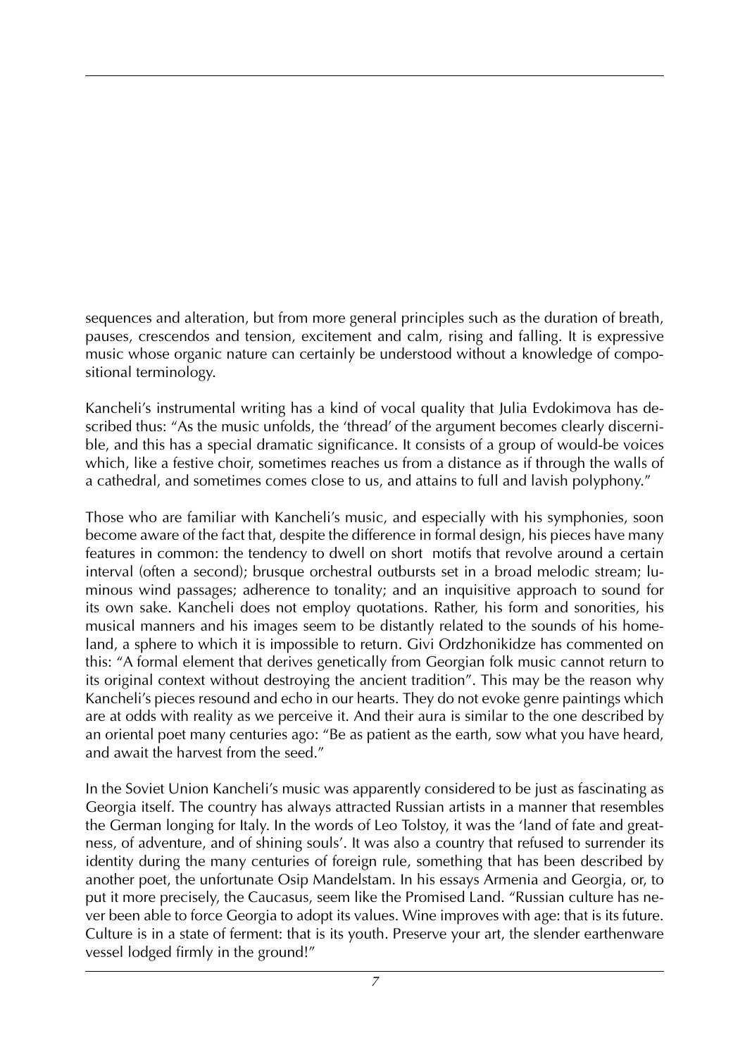sequences and alteration, but from more general principles such as the duration of breath, pauses, crescendos and tension, excitement and calm, rising and falling. It is expressive music whose organic nature can certainly be understood without a knowledge of compositional terminology.

Kancheli's instrumental writing has a kind of vocal quality that Julia Evdokimova has described thus: "As the music unfolds, the 'thread' of the argument becomes clearly discernible, and this has a special dramatic significance. It consists of a group of would-be voices which, like a festive choir, sometimes reaches us from a distance as if through the walls of a cathedral, and sometimes comes close to us, and attains to full and lavish polyphony."

Those who are familiar with Kancheli's music, and especially with his symphonies, soon become aware of the fact that, despite the difference in formal design, his pieces have many features in common: the tendency to dwell on short motifs that revolve around a certain interval (often a second); brusque orchestral outbursts set in a broad melodic stream; luminous wind passages; adherence to tonality; and an inquisitive approach to sound for its own sake. Kancheli does not employ quotations. Rather, his form and sonorities, his musical manners and his images seem to be distantly related to the sounds of his homeland, a sphere to which it is impossible to return. Givi Ordzhonikidze has commented on this: "A formal element that derives genetically from Georgian folk music cannot return to its original context without destroying the ancient tradition". This may be the reason why Kancheli's pieces resound and echo in our hearts. They do not evoke genre paintings which are at odds with reality as we perceive it. And their aura is similar to the one described by an oriental poet many centuries ago: "Be as patient as the earth, sow what you have heard, and await the harvest from the seed."

In the Soviet Union Kancheli's music was apparently considered to be just as fascinating as Georgia itself. The country has always attracted Russian artists in a manner that resembles the German longing for Italy. In the words of Leo Tolstoy, it was the 'land of fate and greatness, of adventure, and of shining souls'. It was also a country that refused to surrender its identity during the many centuries of foreign rule, something that has been described by another poet, the unfortunate Osip Mandelstam. In his essays Armenia and Georgia, or, to put it more precisely, the Caucasus, seem like the Promised Land. "Russian culture has never been able to force Georgia to adopt its values. Wine improves with age: that is its future. Culture is in a state of ferment: that is its youth. Preserve your art, the slender earthenware vessel lodged firmly in the ground!"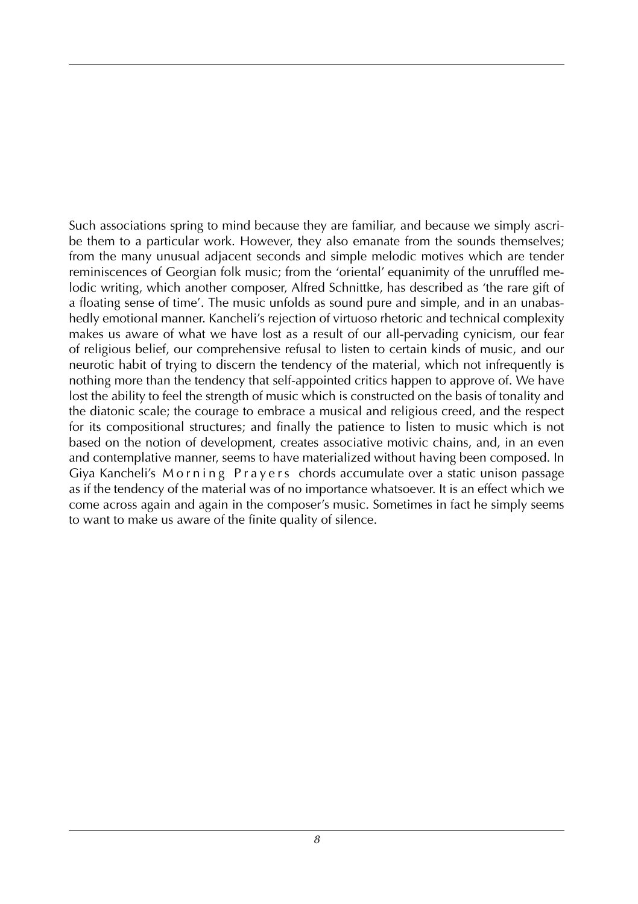Such associations spring to mind because they are familiar, and because we simply ascribe them to a particular work. However, they also emanate from the sounds themselves; from the many unusual adjacent seconds and simple melodic motives which are tender reminiscences of Georgian folk music; from the 'oriental' equanimity of the unruffled melodic writing, which another composer, Alfred Schnittke, has described as 'the rare gift of a floating sense of time'. The music unfolds as sound pure and simple, and in an unabashedly emotional manner. Kancheli's rejection of virtuoso rhetoric and technical complexity makes us aware of what we have lost as a result of our all-pervading cynicism, our fear of religious belief, our comprehensive refusal to listen to certain kinds of music, and our neurotic habit of trying to discern the tendency of the material, which not infrequently is nothing more than the tendency that self-appointed critics happen to approve of. We have lost the ability to feel the strength of music which is constructed on the basis of tonality and the diatonic scale; the courage to embrace a musical and religious creed, and the respect for its compositional structures; and finally the patience to listen to music which is not based on the notion of development, creates associative motivic chains, and, in an even and contemplative manner, seems to have materialized without having been composed. In Giya Kancheli's Morning Prayers chords accumulate over a static unison passage as if the tendency of the material was of no importance whatsoever. It is an effect which we come across again and again in the composer's music. Sometimes in fact he simply seems to want to make us aware of the finite quality of silence.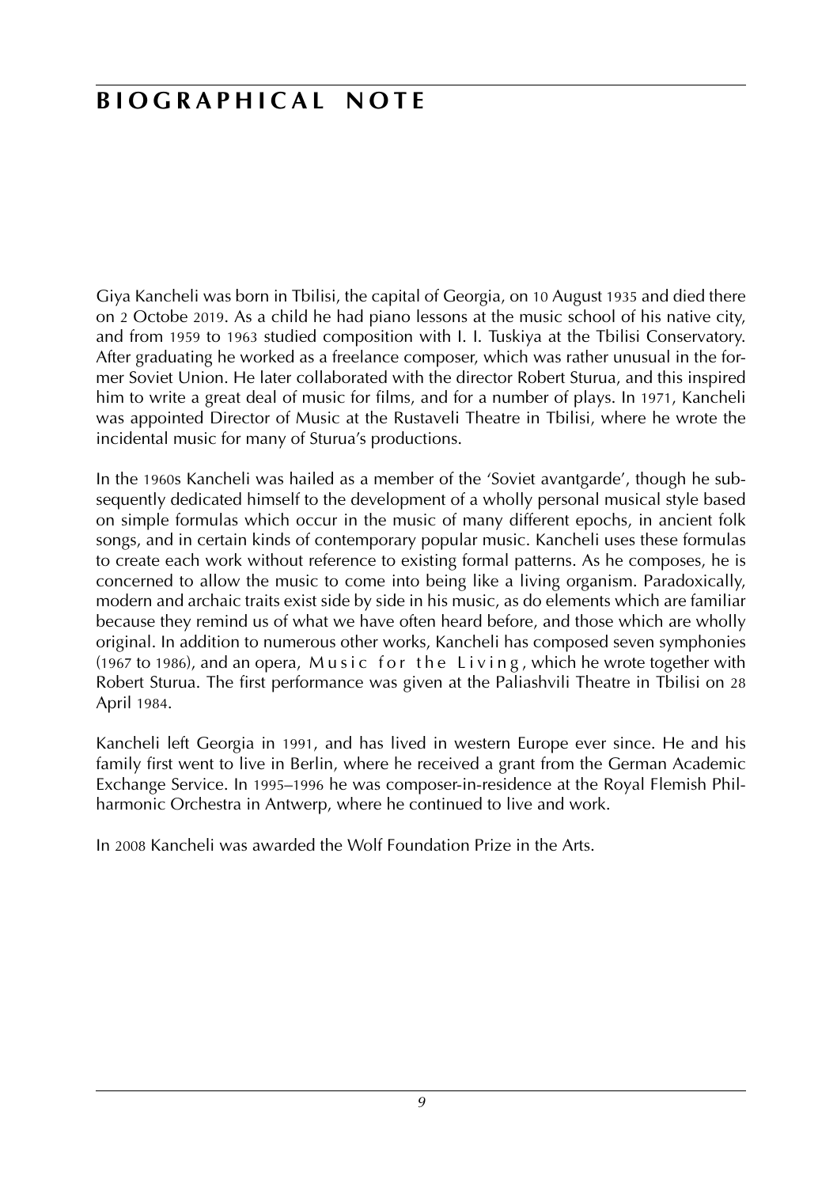# BIOGRAPHICAL NOTE

Giya Kancheli was born in Tbilisi, the capital of Georgia, on 10 August 1935 and died there on 2 Octobe 2019. As a child he had piano lessons at the music school of his native city, and from 1959 to 1963 studied composition with I. I. Tuskiya at the Tbilisi Conservatory. After graduating he worked as a freelance composer, which was rather unusual in the former Soviet Union. He later collaborated with the director Robert Sturua, and this inspired him to write a great deal of music for films, and for a number of plays. In 1971, Kancheli was appointed Director of Music at the Rustaveli Theatre in Tbilisi, where he wrote the incidental music for many of Sturua's productions.

In the 1960s Kancheli was hailed as a member of the 'Soviet avantgarde', though he subsequently dedicated himself to the development of a wholly personal musical style based on simple formulas which occur in the music of many different epochs, in ancient folk songs, and in certain kinds of contemporary popular music. Kancheli uses these formulas to create each work without reference to existing formal patterns. As he composes, he is concerned to allow the music to come into being like a living organism. Paradoxically, modern and archaic traits exist side by side in his music, as do elements which are familiar because they remind us of what we have often heard before, and those which are wholly original. In addition to numerous other works, Kancheli has composed seven symphonies (1967 to 1986), and an opera, Music for the Living, which he wrote together with Robert Sturua. The first performance was given at the Paliashvili Theatre in Tbilisi on 28 April 1984.

Kancheli left Georgia in 1991, and has lived in western Europe ever since. He and his family first went to live in Berlin, where he received a grant from the German Academic Exchange Service. In 1995–1996 he was composer-in-residence at the Royal Flemish Philharmonic Orchestra in Antwerp, where he continued to live and work.

In 2008 Kancheli was awarded the Wolf Foundation Prize in the Arts.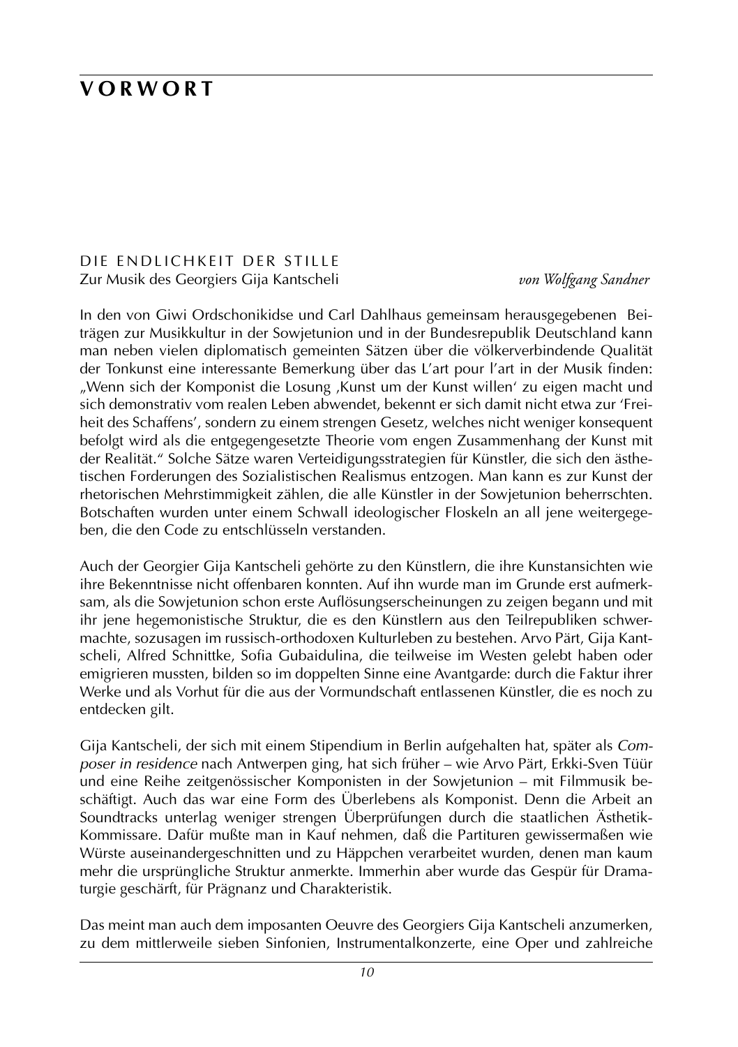# VORWORT

## DIE ENDLICHKEIT DER STILLE

Zur Musik des Georgiers Gija Kantscheli *von Wolfgang Sandner*

In den von Giwi Ordschonikidse und Carl Dahlhaus gemeinsam herausgegebenen Beiträgen zur Musikkultur in der Sowjetunion und in der Bundesrepublik Deutschland kann man neben vielen diplomatisch gemeinten Sätzen über die völkerverbindende Qualität der Tonkunst eine interessante Bemerkung über das L'art pour l'art in der Musik finden: „Wenn sich der Komponist die Losung ‚Kunst um der Kunst willen' zu eigen macht und sich demonstrativ vom realen Leben abwendet, bekennt er sich damit nicht etwa zur 'Freiheit des Schaffens', sondern zu einem strengen Gesetz, welches nicht weniger konsequent befolgt wird als die entgegengesetzte Theorie vom engen Zusammenhang der Kunst mit der Realität." Solche Sätze waren Verteidigungsstrategien für Künstler, die sich den ästhetischen Forderungen des Sozialistischen Realismus entzogen. Man kann es zur Kunst der rhetorischen Mehrstimmigkeit zählen, die alle Künstler in der Sowjetunion beherrschten. Botschaften wurden unter einem Schwall ideologischer Floskeln an all jene weitergegeben, die den Code zu entschlüsseln verstanden.

Auch der Georgier Gija Kantscheli gehörte zu den Künstlern, die ihre Kunstansichten wie ihre Bekenntnisse nicht offenbaren konnten. Auf ihn wurde man im Grunde erst aufmerksam, als die Sowjetunion schon erste Auflösungserscheinungen zu zeigen begann und mit ihr jene hegemonistische Struktur, die es den Künstlern aus den Teilrepubliken schwermachte, sozusagen im russisch-orthodoxen Kulturleben zu bestehen. Arvo Pärt, Gija Kantscheli, Alfred Schnittke, Sofia Gubaidulina, die teilweise im Westen gelebt haben oder emigrieren mussten, bilden so im doppelten Sinne eine Avantgarde: durch die Faktur ihrer Werke und als Vorhut für die aus der Vormundschaft entlassenen Künstler, die es noch zu entdecken gilt.

Gija Kantscheli, der sich mit einem Stipendium in Berlin aufgehalten hat, später als *Composer in residence* nach Antwerpen ging, hat sich früher – wie Arvo Pärt, Erkki-Sven Tüür und eine Reihe zeitgenössischer Komponisten in der Sowjetunion – mit Filmmusik beschäftigt. Auch das war eine Form des Überlebens als Komponist. Denn die Arbeit an Soundtracks unterlag weniger strengen Überprüfungen durch die staatlichen Ästhetik-Kommissare. Dafür mußte man in Kauf nehmen, daß die Partituren gewissermaßen wie Würste auseinandergeschnitten und zu Häppchen verarbeitet wurden, denen man kaum mehr die ursprüngliche Struktur anmerkte. Immerhin aber wurde das Gespür für Dramaturgie geschärft, für Prägnanz und Charakteristik.

Das meint man auch dem imposanten Oeuvre des Georgiers Gija Kantscheli anzumerken, zu dem mittlerweile sieben Sinfonien, Instrumentalkonzerte, eine Oper und zahlreiche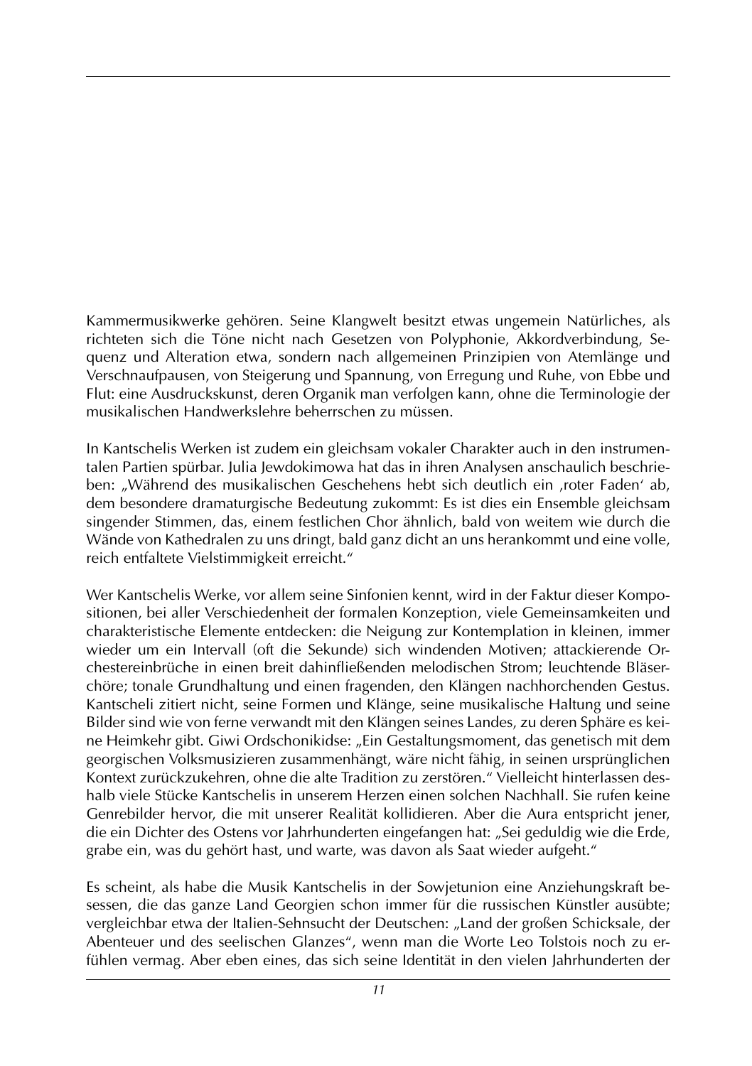Kammermusikwerke gehören. Seine Klangwelt besitzt etwas ungemein Natürliches, als richteten sich die Töne nicht nach Gesetzen von Polyphonie, Akkordverbindung, Sequenz und Alteration etwa, sondern nach allgemeinen Prinzipien von Atemlänge und Verschnaufpausen, von Steigerung und Spannung, von Erregung und Ruhe, von Ebbe und Flut: eine Ausdruckskunst, deren Organik man verfolgen kann, ohne die Terminologie der musikalischen Handwerkslehre beherrschen zu müssen.

In Kantschelis Werken ist zudem ein gleichsam vokaler Charakter auch in den instrumentalen Partien spürbar. Julia Jewdokimowa hat das in ihren Analysen anschaulich beschrieben: „Während des musikalischen Geschehens hebt sich deutlich ein ‚roter Faden' ab, dem besondere dramaturgische Bedeutung zukommt: Es ist dies ein Ensemble gleichsam singender Stimmen, das, einem festlichen Chor ähnlich, bald von weitem wie durch die Wände von Kathedralen zu uns dringt, bald ganz dicht an uns herankommt und eine volle, reich entfaltete Vielstimmigkeit erreicht."

Wer Kantschelis Werke, vor allem seine Sinfonien kennt, wird in der Faktur dieser Kompositionen, bei aller Verschiedenheit der formalen Konzeption, viele Gemeinsamkeiten und charakteristische Elemente entdecken: die Neigung zur Kontemplation in kleinen, immer wieder um ein Intervall (oft die Sekunde) sich windenden Motiven; attackierende Orchestereinbrüche in einen breit dahinfließenden melodischen Strom; leuchtende Bläserchöre; tonale Grundhaltung und einen fragenden, den Klängen nachhorchenden Gestus. Kantscheli zitiert nicht, seine Formen und Klänge, seine musikalische Haltung und seine Bilder sind wie von ferne verwandt mit den Klängen seines Landes, zu deren Sphäre es keine Heimkehr gibt. Giwi Ordschonikidse: „Ein Gestaltungsmoment, das genetisch mit dem georgischen Volksmusizieren zusammenhängt, wäre nicht fähig, in seinen ursprünglichen Kontext zurückzukehren, ohne die alte Tradition zu zerstören." Vielleicht hinterlassen deshalb viele Stücke Kantschelis in unserem Herzen einen solchen Nachhall. Sie rufen keine Genrebilder hervor, die mit unserer Realität kollidieren. Aber die Aura entspricht jener, die ein Dichter des Ostens vor Jahrhunderten eingefangen hat: „Sei geduldig wie die Erde, grabe ein, was du gehört hast, und warte, was davon als Saat wieder aufgeht."

Es scheint, als habe die Musik Kantschelis in der Sowjetunion eine Anziehungskraft besessen, die das ganze Land Georgien schon immer für die russischen Künstler ausübte; vergleichbar etwa der Italien-Sehnsucht der Deutschen: „Land der großen Schicksale, der Abenteuer und des seelischen Glanzes", wenn man die Worte Leo Tolstois noch zu erfühlen vermag. Aber eben eines, das sich seine Identität in den vielen Jahrhunderten der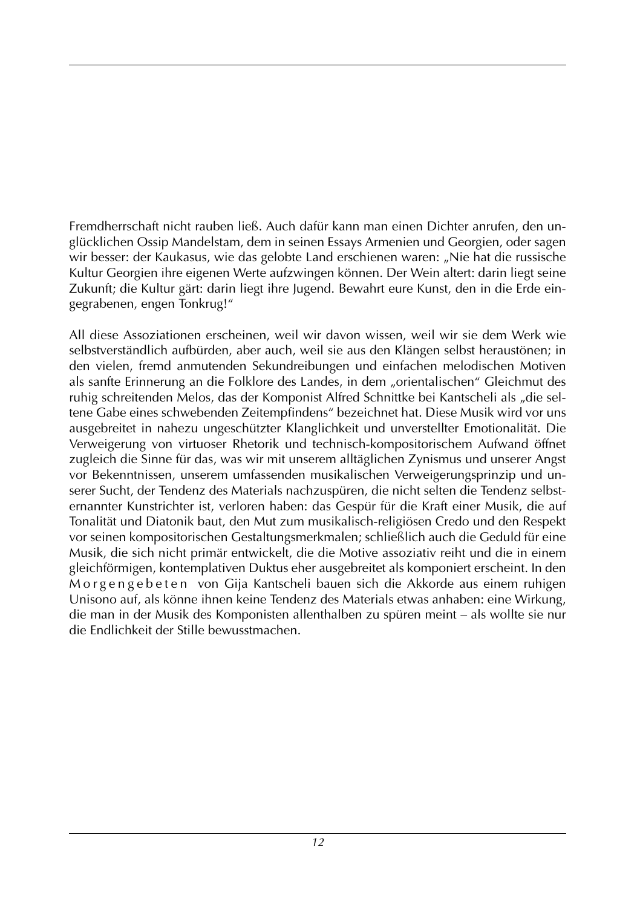Fremdherrschaft nicht rauben ließ. Auch dafür kann man einen Dichter anrufen, den unglücklichen Ossip Mandelstam, dem in seinen Essays Armenien und Georgien, oder sagen wir besser: der Kaukasus, wie das gelobte Land erschienen waren: „Nie hat die russische Kultur Georgien ihre eigenen Werte aufzwingen können. Der Wein altert: darin liegt seine Zukunft; die Kultur gärt: darin liegt ihre Jugend. Bewahrt eure Kunst, den in die Erde eingegrabenen, engen Tonkrug!"

All diese Assoziationen erscheinen, weil wir davon wissen, weil wir sie dem Werk wie selbstverständlich aufbürden, aber auch, weil sie aus den Klängen selbst heraustönen; in den vielen, fremd anmutenden Sekundreibungen und einfachen melodischen Motiven als sanfte Erinnerung an die Folklore des Landes, in dem „orientalischen" Gleichmut des ruhig schreitenden Melos, das der Komponist Alfred Schnittke bei Kantscheli als „die seltene Gabe eines schwebenden Zeitempfindens" bezeichnet hat. Diese Musik wird vor uns ausgebreitet in nahezu ungeschützter Klanglichkeit und unverstellter Emotionalität. Die Verweigerung von virtuoser Rhetorik und technisch-kompositorischem Aufwand öffnet zugleich die Sinne für das, was wir mit unserem alltäglichen Zynismus und unserer Angst vor Bekenntnissen, unserem umfassenden musikalischen Verweigerungsprinzip und unserer Sucht, der Tendenz des Materials nachzuspüren, die nicht selten die Tendenz selbsternannter Kunstrichter ist, verloren haben: das Gespür für die Kraft einer Musik, die auf Tonalität und Diatonik baut, den Mut zum musikalisch-religiösen Credo und den Respekt vor seinen kompositorischen Gestaltungsmerkmalen; schließlich auch die Geduld für eine Musik, die sich nicht primär entwickelt, die die Motive assoziativ reiht und die in einem gleichförmigen, kontemplativen Duktus eher ausgebreitet als komponiert erscheint. In den Morgengebeten von Gija Kantscheli bauen sich die Akkorde aus einem ruhigen Unisono auf, als könne ihnen keine Tendenz des Materials etwas anhaben: eine Wirkung, die man in der Musik des Komponisten allenthalben zu spüren meint – als wollte sie nur die Endlichkeit der Stille bewusstmachen.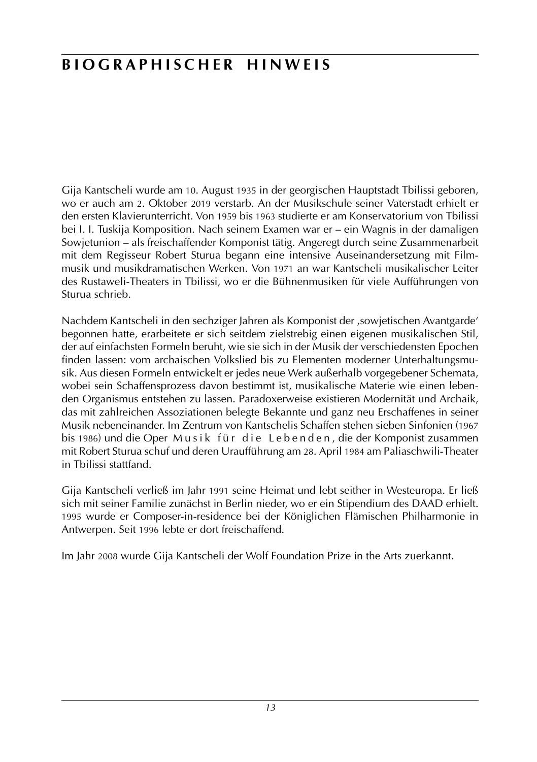# BIOGRAPHISCHER HINWEIS

Gija Kantscheli wurde am 10. August 1935 in der georgischen Hauptstadt Tbilissi geboren, wo er auch am 2. Oktober 2019 verstarb. An der Musikschule seiner Vaterstadt erhielt er den ersten Klavierunterricht. Von 1959 bis 1963 studierte er am Konservatorium von Tbilissi bei I. I. Tuskija Komposition. Nach seinem Examen war er – ein Wagnis in der damaligen Sowjetunion – als freischaffender Komponist tätig. Angeregt durch seine Zusammenarbeit mit dem Regisseur Robert Sturua begann eine intensive Auseinandersetzung mit Filmmusik und musikdramatischen Werken. Von 1971 an war Kantscheli musikalischer Leiter des Rustaweli-Theaters in Tbilissi, wo er die Bühnenmusiken für viele Aufführungen von Sturua schrieb.

Nachdem Kantscheli in den sechziger Jahren als Komponist der ‚sowjetischen Avantgarde' begonnen hatte, erarbeitete er sich seitdem zielstrebig einen eigenen musikalischen Stil, der auf einfachsten Formeln beruht, wie sie sich in der Musik der verschiedensten Epochen finden lassen: vom archaischen Volkslied bis zu Elementen moderner Unterhaltungsmusik. Aus diesen Formeln entwickelt er jedes neue Werk außerhalb vorgegebener Schemata, wobei sein Schaffensprozess davon bestimmt ist, musikalische Materie wie einen lebenden Organismus entstehen zu lassen. Paradoxerweise existieren Modernität und Archaik, das mit zahlreichen Assoziationen belegte Bekannte und ganz neu Erschaffenes in seiner Musik nebeneinander. Im Zentrum von Kantschelis Schaffen stehen sieben Sinfonien (1967 bis 1986) und die Oper Musik für die Lebenden, die der Komponist zusammen mit Robert Sturua schuf und deren Uraufführung am 28. April 1984 am Paliaschwili-Theater in Tbilissi stattfand.

Gija Kantscheli verließ im Jahr 1991 seine Heimat und lebt seither in Westeuropa. Er ließ sich mit seiner Familie zunächst in Berlin nieder, wo er ein Stipendium des DAAD erhielt. 1995 wurde er Composer-in-residence bei der Königlichen Flämischen Philharmonie in Antwerpen. Seit 1996 lebte er dort freischaffend.

Im Jahr 2008 wurde Gija Kantscheli der Wolf Foundation Prize in the Arts zuerkannt.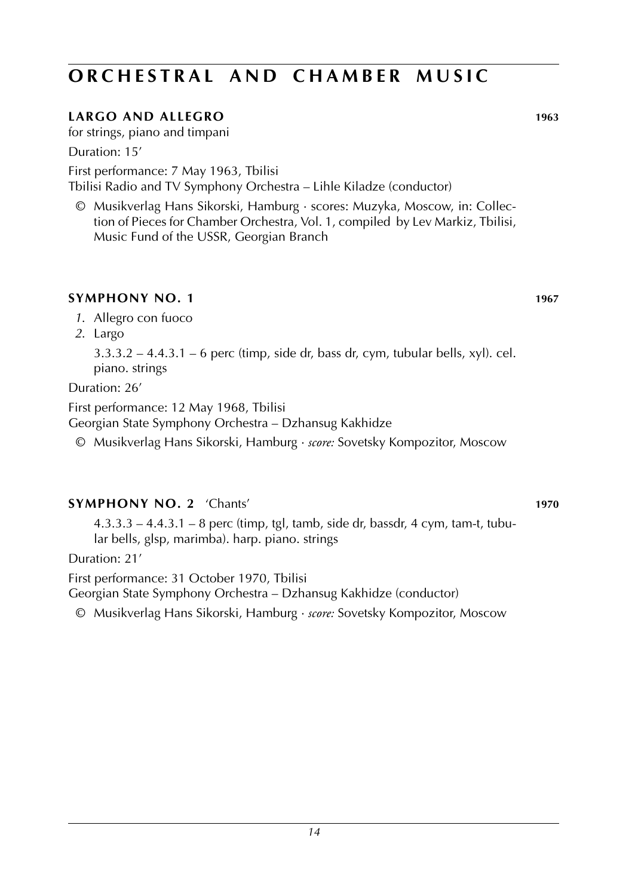# ORCHESTRAL AND CHAMBER MUSIC

### LARGO AND ALLEGRO 1963

for strings, piano and timpani

Duration: 15′

First performance: 7 May 1963, Tbilisi
Tbilisi Radio and TV Symphony Orchestra – Lihle Kiladze (conductor)

© Musikverlag Hans Sikorski, Hamburg · scores: Muzyka, Moscow, in: Collection of Pieces for Chamber Orchestra, Vol. 1, compiled by Lev Markiz, Tbilisi, Music Fund of the USSR, Georgian Branch

### SYMPHONY NO. 1 1967

*1.* Allegro con fuoco
*2.* Largo

3.3.3.2 – 4.4.3.1 – 6 perc (timp, side dr, bass dr, cym, tubular bells, xyl). cel. piano. strings

Duration: 26′

First performance: 12 May 1968, Tbilisi
Georgian State Symphony Orchestra – Dzhansug Kakhidze

© Musikverlag Hans Sikorski, Hamburg · *score:* Sovetsky Kompozitor, Moscow

### SYMPHONY NO. 2 'Chants' 1970

4.3.3.3 – 4.4.3.1 – 8 perc (timp, tgl, tamb, side dr, bassdr, 4 cym, tam-t, tubular bells, glsp, marimba). harp. piano. strings

Duration: 21′

First performance: 31 October 1970, Tbilisi
Georgian State Symphony Orchestra – Dzhansug Kakhidze (conductor)

© Musikverlag Hans Sikorski, Hamburg · *score:* Sovetsky Kompozitor, Moscow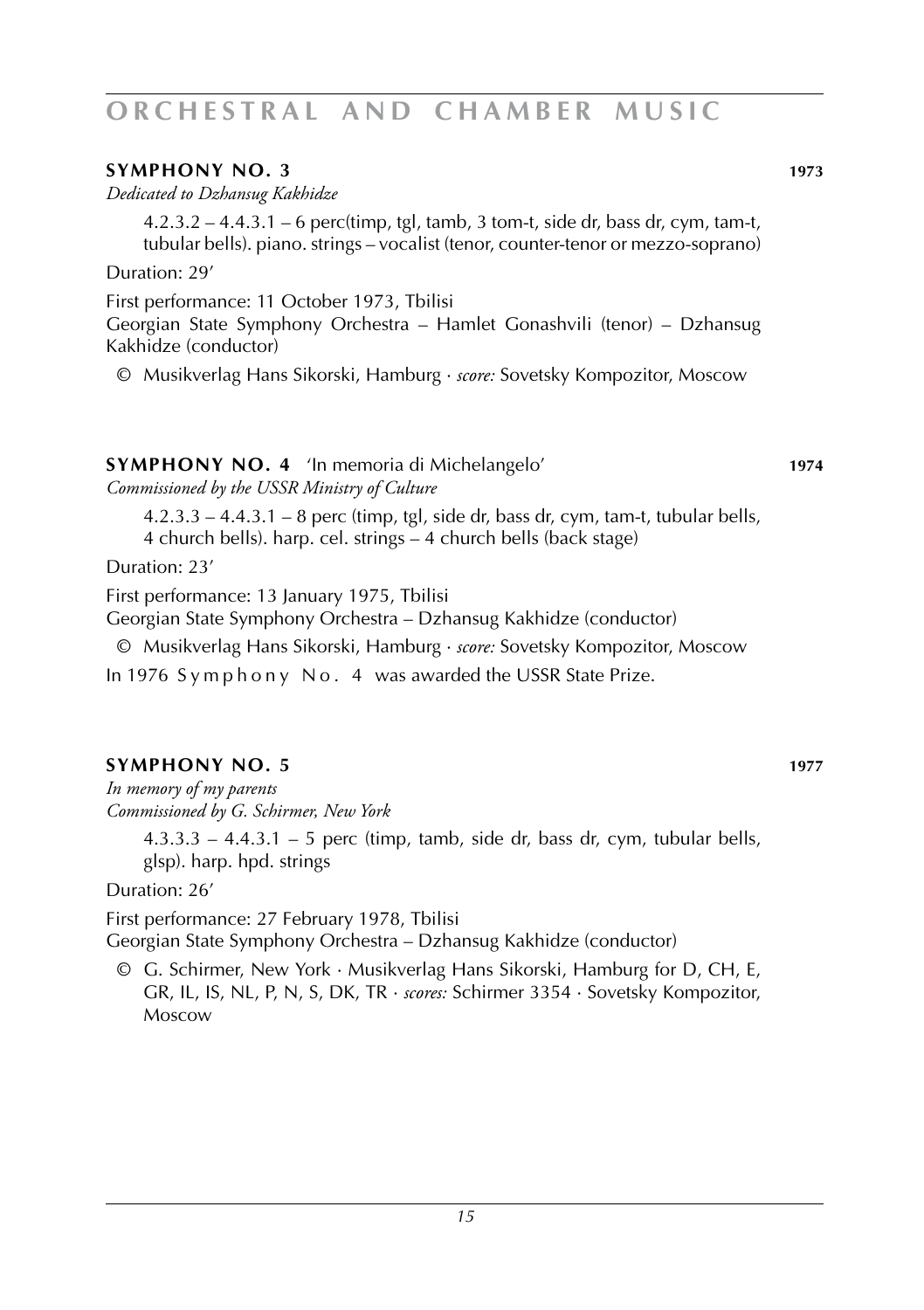## SYMPHONY NO. 3 **1973**

*Dedicated to Dzhansug Kakhidze*

4.2.3.2 – 4.4.3.1 – 6 perc(timp, tgl, tamb, 3 tom-t, side dr, bass dr, cym, tam-t, tubular bells). piano. strings – vocalist (tenor, counter-tenor or mezzo-soprano)

Duration: 29'

First performance: 11 October 1973, Tbilisi
Georgian State Symphony Orchestra – Hamlet Gonashvili (tenor) – Dzhansug Kakhidze (conductor)

© Musikverlag Hans Sikorski, Hamburg · *score:* Sovetsky Kompozitor, Moscow

## SYMPHONY NO. 4 'In memoria di Michelangelo' **1974**

*Commissioned by the USSR Ministry of Culture*

4.2.3.3 – 4.4.3.1 – 8 perc (timp, tgl, side dr, bass dr, cym, tam-t, tubular bells, 4 church bells). harp. cel. strings – 4 church bells (back stage)

Duration: 23'

First performance: 13 January 1975, Tbilisi
Georgian State Symphony Orchestra – Dzhansug Kakhidze (conductor)

© Musikverlag Hans Sikorski, Hamburg · *score:* Sovetsky Kompozitor, Moscow

In 1976 Symphony No. 4 was awarded the USSR State Prize.

## SYMPHONY NO. 5 **1977**

*In memory of my parents*
*Commissioned by G. Schirmer, New York*

4.3.3.3 – 4.4.3.1 – 5 perc (timp, tamb, side dr, bass dr, cym, tubular bells, glsp). harp. hpd. strings

Duration: 26'

First performance: 27 February 1978, Tbilisi
Georgian State Symphony Orchestra – Dzhansug Kakhidze (conductor)

© G. Schirmer, New York · Musikverlag Hans Sikorski, Hamburg for D, CH, E, GR, IL, IS, NL, P, N, S, DK, TR · *scores:* Schirmer 3354 · Sovetsky Kompozitor, Moscow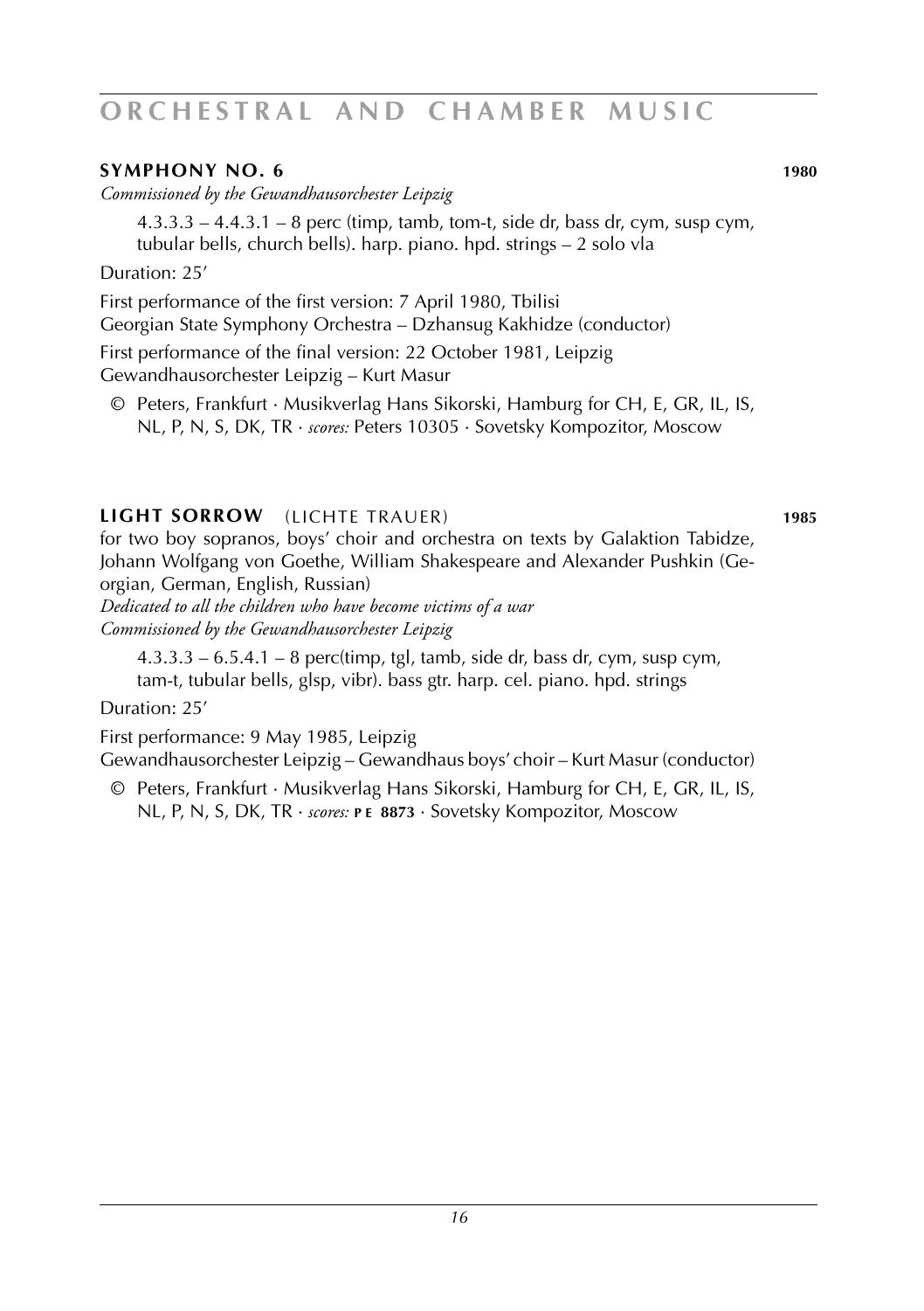# ORCHESTRAL AND CHAMBER MUSIC

## SYMPHONY NO. 6 — 1980

*Commissioned by the Gewandhausorchester Leipzig*

4.3.3.3 – 4.4.3.1 – 8 perc (timp, tamb, tom-t, side dr, bass dr, cym, susp cym, tubular bells, church bells). harp. piano. hpd. strings – 2 solo vla

Duration: 25'

First performance of the first version: 7 April 1980, Tbilisi
Georgian State Symphony Orchestra – Dzhansug Kakhidze (conductor)

First performance of the final version: 22 October 1981, Leipzig
Gewandhausorchester Leipzig – Kurt Masur

© Peters, Frankfurt · Musikverlag Hans Sikorski, Hamburg for CH, E, GR, IL, IS, NL, P, N, S, DK, TR · *scores:* Peters 10305 · Sovetsky Kompozitor, Moscow

## LIGHT SORROW (LICHTE TRAUER) — 1985

for two boy sopranos, boys' choir and orchestra on texts by Galaktion Tabidze, Johann Wolfgang von Goethe, William Shakespeare and Alexander Pushkin (Georgian, German, English, Russian)

*Dedicated to all the children who have become victims of a war*
*Commissioned by the Gewandhausorchester Leipzig*

4.3.3.3 – 6.5.4.1 – 8 perc(timp, tgl, tamb, side dr, bass dr, cym, susp cym, tam-t, tubular bells, glsp, vibr). bass gtr. harp. cel. piano. hpd. strings

Duration: 25'

First performance: 9 May 1985, Leipzig
Gewandhausorchester Leipzig – Gewandhaus boys' choir – Kurt Masur (conductor)

© Peters, Frankfurt · Musikverlag Hans Sikorski, Hamburg for CH, E, GR, IL, IS, NL, P, N, S, DK, TR · *scores:* **PE 8873** · Sovetsky Kompozitor, Moscow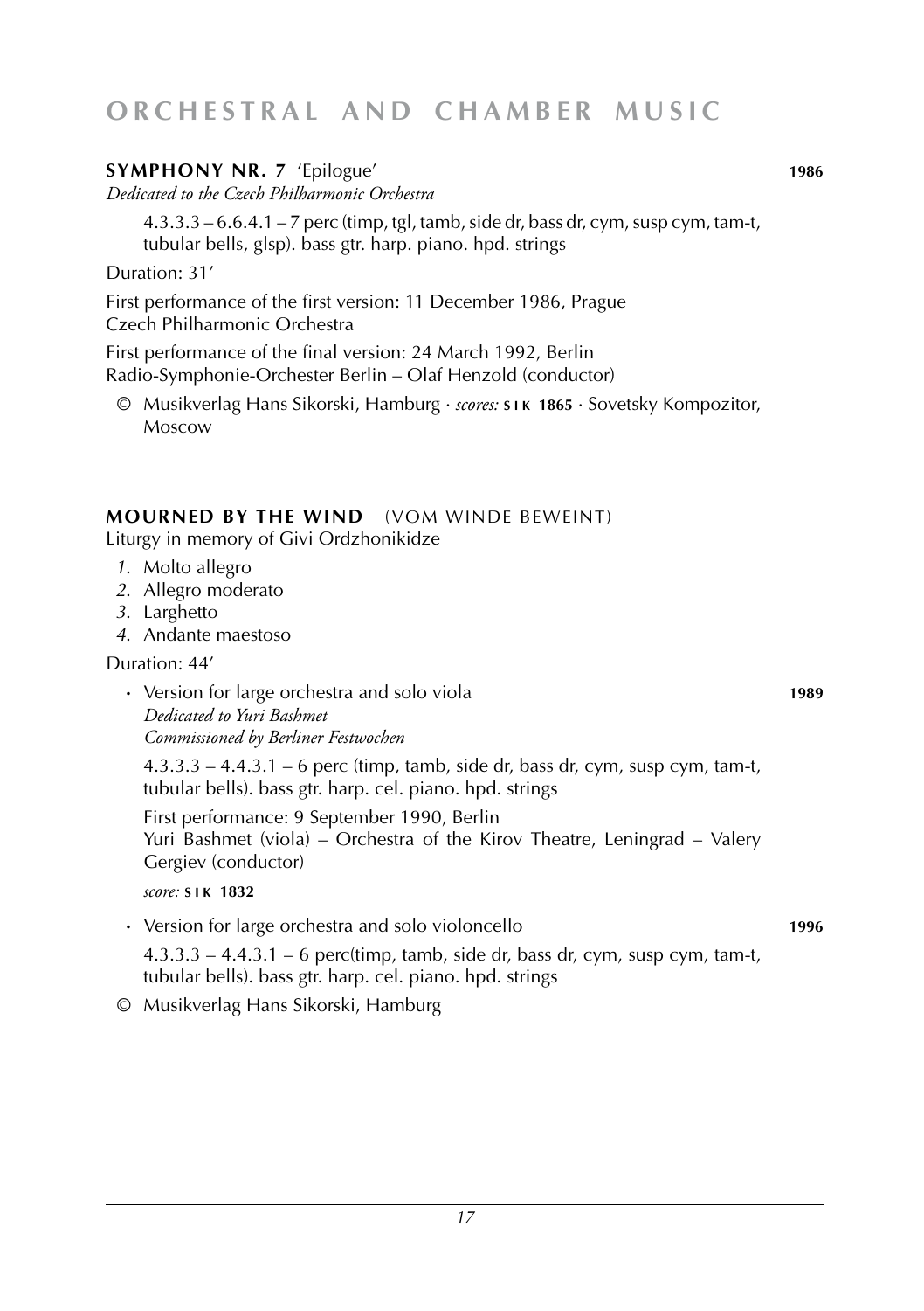## SYMPHONY NR. 7 'Epilogue' **1986**

*Dedicated to the Czech Philharmonic Orchestra*

4.3.3.3 – 6.6.4.1 – 7 perc (timp, tgl, tamb, side dr, bass dr, cym, susp cym, tam-t, tubular bells, glsp). bass gtr. harp. piano. hpd. strings

Duration: 31′

First performance of the first version: 11 December 1986, Prague
Czech Philharmonic Orchestra

First performance of the final version: 24 March 1992, Berlin
Radio-Symphonie-Orchester Berlin – Olaf Henzold (conductor)

© Musikverlag Hans Sikorski, Hamburg · *scores:* **SIK 1865** · Sovetsky Kompozitor, Moscow

## MOURNED BY THE WIND (VOM WINDE BEWEINT)

Liturgy in memory of Givi Ordzhonikidze

*1.* Molto allegro
*2.* Allegro moderato
*3.* Larghetto
*4.* Andante maestoso

Duration: 44′

- Version for large orchestra and solo viola **1989**
  *Dedicated to Yuri Bashmet*
  *Commissioned by Berliner Festwochen*

  4.3.3.3 – 4.4.3.1 – 6 perc (timp, tamb, side dr, bass dr, cym, susp cym, tam-t, tubular bells). bass gtr. harp. cel. piano. hpd. strings

  First performance: 9 September 1990, Berlin
  Yuri Bashmet (viola) – Orchestra of the Kirov Theatre, Leningrad – Valery Gergiev (conductor)

  *score:* **SIK 1832**

- Version for large orchestra and solo violoncello **1996**

  4.3.3.3 – 4.4.3.1 – 6 perc(timp, tamb, side dr, bass dr, cym, susp cym, tam-t, tubular bells). bass gtr. harp. cel. piano. hpd. strings

© Musikverlag Hans Sikorski, Hamburg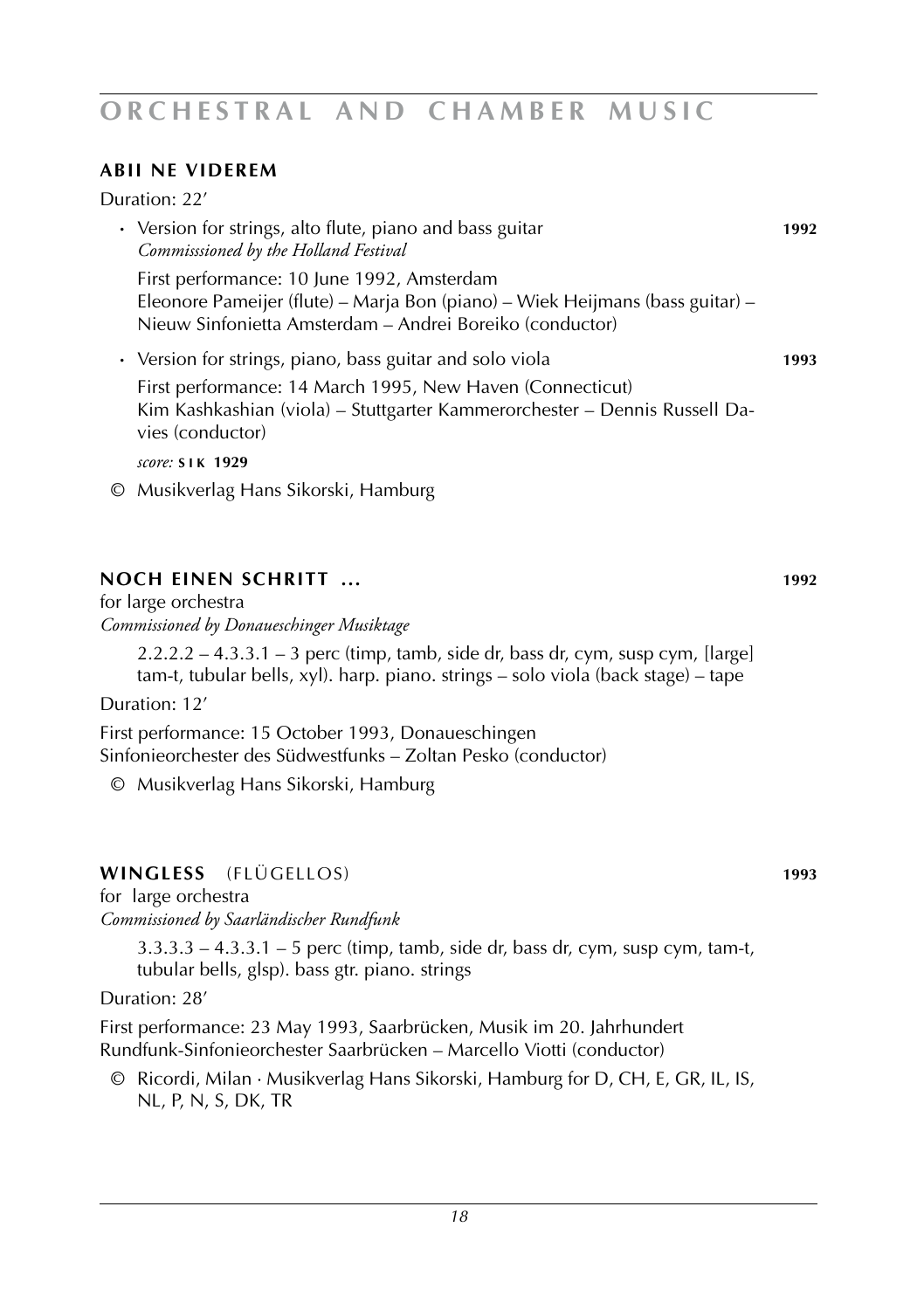# ORCHESTRAL AND CHAMBER MUSIC

## ABII NE VIDEREM

Duration: 22′

- Version for strings, alto flute, piano and bass guitar **1992**
  *Commisssioned by the Holland Festival*

  First performance: 10 June 1992, Amsterdam
  Eleonore Pameijer (flute) – Marja Bon (piano) – Wiek Heijmans (bass guitar) – Nieuw Sinfonietta Amsterdam – Andrei Boreiko (conductor)

- Version for strings, piano, bass guitar and solo viola **1993**

  First performance: 14 March 1995, New Haven (Connecticut)
  Kim Kashkashian (viola) – Stuttgarter Kammerorchester – Dennis Russell Davies (conductor)

  *score:* **SIK 1929**

© Musikverlag Hans Sikorski, Hamburg

## NOCH EINEN SCHRITT ... **1992**

for large orchestra
*Commissioned by Donaueschinger Musiktage*

2.2.2.2 – 4.3.3.1 – 3 perc (timp, tamb, side dr, bass dr, cym, susp cym, [large] tam-t, tubular bells, xyl). harp. piano. strings – solo viola (back stage) – tape

Duration: 12′

First performance: 15 October 1993, Donaueschingen
Sinfonieorchester des Südwestfunks – Zoltan Pesko (conductor)

© Musikverlag Hans Sikorski, Hamburg

## WINGLESS (FLÜGELLOS) **1993**

for large orchestra
*Commissioned by Saarländischer Rundfunk*

3.3.3.3 – 4.3.3.1 – 5 perc (timp, tamb, side dr, bass dr, cym, susp cym, tam-t, tubular bells, glsp). bass gtr. piano. strings

Duration: 28′

First performance: 23 May 1993, Saarbrücken, Musik im 20. Jahrhundert
Rundfunk-Sinfonieorchester Saarbrücken – Marcello Viotti (conductor)

© Ricordi, Milan · Musikverlag Hans Sikorski, Hamburg for D, CH, E, GR, IL, IS, NL, P, N, S, DK, TR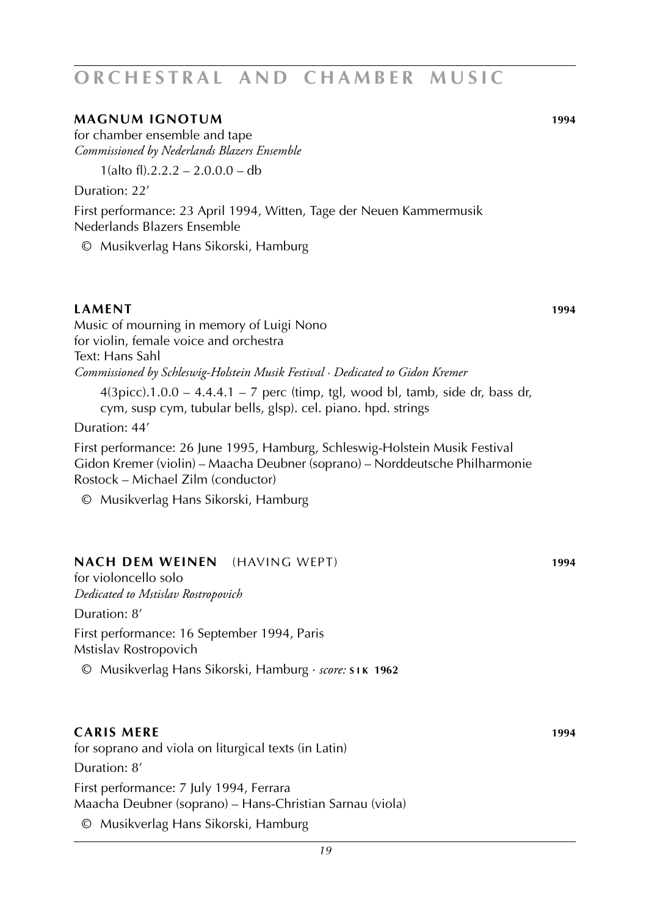# ORCHESTRAL AND CHAMBER MUSIC

## MAGNUM IGNOTUM 1994

for chamber ensemble and tape
*Commissioned by Nederlands Blazers Ensemble*

1(alto fl).2.2.2 – 2.0.0.0 – db

Duration: 22′

First performance: 23 April 1994, Witten, Tage der Neuen Kammermusik
Nederlands Blazers Ensemble

© Musikverlag Hans Sikorski, Hamburg

## LAMENT 1994

Music of mourning in memory of Luigi Nono
for violin, female voice and orchestra
Text: Hans Sahl
*Commissioned by Schleswig-Holstein Musik Festival · Dedicated to Gidon Kremer*

4(3picc).1.0.0 – 4.4.4.1 – 7 perc (timp, tgl, wood bl, tamb, side dr, bass dr, cym, susp cym, tubular bells, glsp). cel. piano. hpd. strings

Duration: 44′

First performance: 26 June 1995, Hamburg, Schleswig-Holstein Musik Festival
Gidon Kremer (violin) – Maacha Deubner (soprano) – Norddeutsche Philharmonie Rostock – Michael Zilm (conductor)

© Musikverlag Hans Sikorski, Hamburg

## NACH DEM WEINEN (HAVING WEPT) 1994

for violoncello solo
*Dedicated to Mstislav Rostropovich*

Duration: 8′

First performance: 16 September 1994, Paris
Mstislav Rostropovich

© Musikverlag Hans Sikorski, Hamburg · *score:* **SIK 1962**

## CARIS MERE 1994

for soprano and viola on liturgical texts (in Latin)

Duration: 8′

First performance: 7 July 1994, Ferrara
Maacha Deubner (soprano) – Hans-Christian Sarnau (viola)

© Musikverlag Hans Sikorski, Hamburg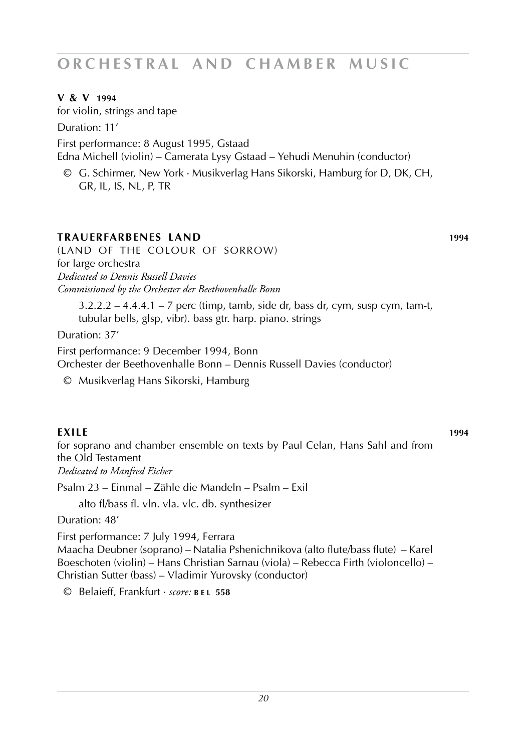**V & V 1994**

for violin, strings and tape

Duration: 11′

First performance: 8 August 1995, Gstaad
Edna Michell (violin) – Camerata Lysy Gstaad – Yehudi Menuhin (conductor)

© G. Schirmer, New York · Musikverlag Hans Sikorski, Hamburg for D, DK, CH, GR, IL, IS, NL, P, TR

**TRAUERFARBENES LAND** **1994**

(LAND OF THE COLOUR OF SORROW)
for large orchestra
*Dedicated to Dennis Russell Davies*
*Commissioned by the Orchester der Beethovenhalle Bonn*

3.2.2.2 – 4.4.4.1 – 7 perc (timp, tamb, side dr, bass dr, cym, susp cym, tam-t, tubular bells, glsp, vibr). bass gtr. harp. piano. strings

Duration: 37′

First performance: 9 December 1994, Bonn
Orchester der Beethovenhalle Bonn – Dennis Russell Davies (conductor)

© Musikverlag Hans Sikorski, Hamburg

**EXILE** **1994**

for soprano and chamber ensemble on texts by Paul Celan, Hans Sahl and from the Old Testament
*Dedicated to Manfred Eicher*

Psalm 23 – Einmal – Zähle die Mandeln – Psalm – Exil

alto fl/bass fl. vln. vla. vlc. db. synthesizer

Duration: 48′

First performance: 7 July 1994, Ferrara
Maacha Deubner (soprano) – Natalia Pshenichnikova (alto flute/bass flute) – Karel Boeschoten (violin) – Hans Christian Sarnau (viola) – Rebecca Firth (violoncello) – Christian Sutter (bass) – Vladimir Yurovsky (conductor)

© Belaieff, Frankfurt · *score:* **BEL 558**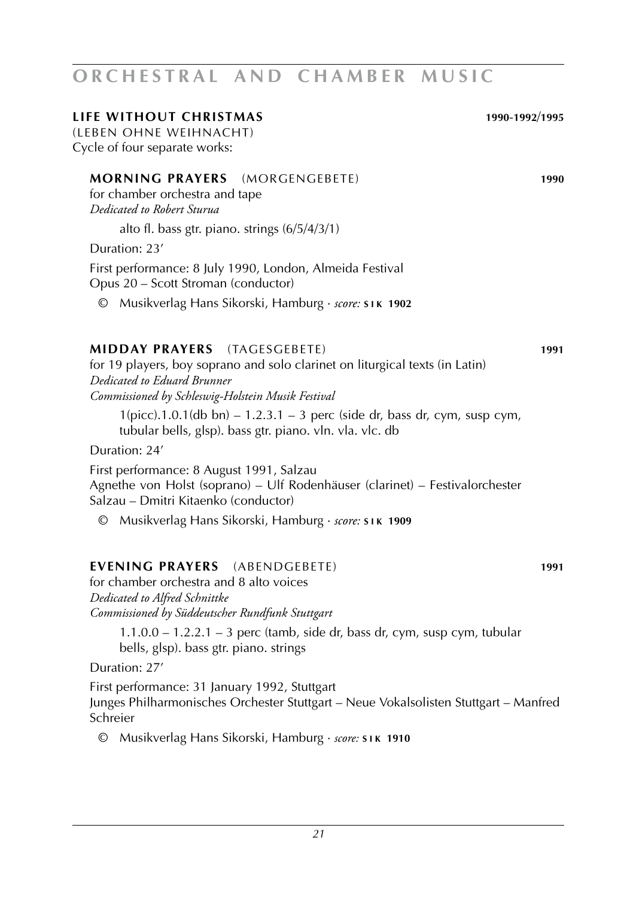# ORCHESTRAL AND CHAMBER MUSIC

## LIFE WITHOUT CHRISTMAS **1990-1992/1995**

(LEBEN OHNE WEIHNACHT)
Cycle of four separate works:

### MORNING PRAYERS (MORGENGEBETE) **1990**

for chamber orchestra and tape
*Dedicated to Robert Sturua*

alto fl. bass gtr. piano. strings (6/5/4/3/1)

Duration: 23′

First performance: 8 July 1990, London, Almeida Festival
Opus 20 – Scott Stroman (conductor)

© Musikverlag Hans Sikorski, Hamburg · *score:* **SIK 1902**

### MIDDAY PRAYERS (TAGESGEBETE) **1991**

for 19 players, boy soprano and solo clarinet on liturgical texts (in Latin)
*Dedicated to Eduard Brunner*
*Commissioned by Schleswig-Holstein Musik Festival*

1(picc).1.0.1(db bn) – 1.2.3.1 – 3 perc (side dr, bass dr, cym, susp cym, tubular bells, glsp). bass gtr. piano. vln. vla. vlc. db

Duration: 24′

First performance: 8 August 1991, Salzau
Agnethe von Holst (soprano) – Ulf Rodenhäuser (clarinet) – Festivalorchester Salzau – Dmitri Kitaenko (conductor)

© Musikverlag Hans Sikorski, Hamburg · *score:* **SIK 1909**

### EVENING PRAYERS (ABENDGEBETE) **1991**

for chamber orchestra and 8 alto voices
*Dedicated to Alfred Schnittke*
*Commissioned by Süddeutscher Rundfunk Stuttgart*

1.1.0.0 – 1.2.2.1 – 3 perc (tamb, side dr, bass dr, cym, susp cym, tubular bells, glsp). bass gtr. piano. strings

Duration: 27′

First performance: 31 January 1992, Stuttgart
Junges Philharmonisches Orchester Stuttgart – Neue Vokalsolisten Stuttgart – Manfred Schreier

© Musikverlag Hans Sikorski, Hamburg · *score:* **SIK 1910**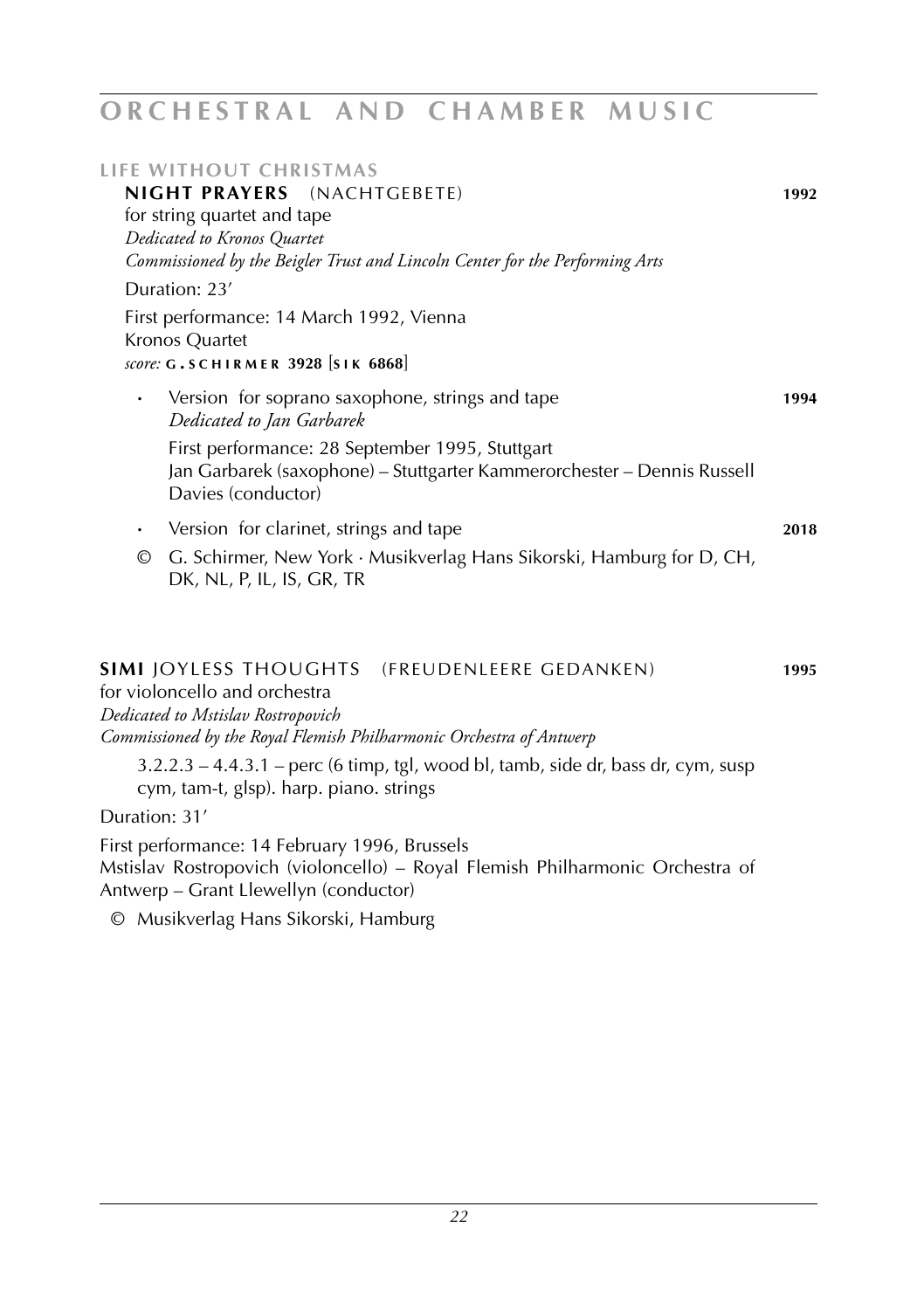# ORCHESTRAL AND CHAMBER MUSIC

## LIFE WITHOUT CHRISTMAS

### NIGHT PRAYERS (NACHTGEBETE) — 1992

for string quartet and tape
*Dedicated to Kronos Quartet*
*Commissioned by the Beigler Trust and Lincoln Center for the Performing Arts*

Duration: 23'

First performance: 14 March 1992, Vienna
Kronos Quartet
*score:* **G.SCHIRMER 3928** [**SIK 6868**]

- Version for soprano saxophone, strings and tape — **1994**
  *Dedicated to Jan Garbarek*

  First performance: 28 September 1995, Stuttgart
  Jan Garbarek (saxophone) – Stuttgarter Kammerorchester – Dennis Russell Davies (conductor)

- Version for clarinet, strings and tape — **2018**

© G. Schirmer, New York · Musikverlag Hans Sikorski, Hamburg for D, CH, DK, NL, P, IL, IS, GR, TR

## SIMI JOYLESS THOUGHTS (FREUDENLEERE GEDANKEN) — 1995

for violoncello and orchestra
*Dedicated to Mstislav Rostropovich*
*Commissioned by the Royal Flemish Philharmonic Orchestra of Antwerp*

3.2.2.3 – 4.4.3.1 – perc (6 timp, tgl, wood bl, tamb, side dr, bass dr, cym, susp cym, tam-t, glsp). harp. piano. strings

Duration: 31'

First performance: 14 February 1996, Brussels
Mstislav Rostropovich (violoncello) – Royal Flemish Philharmonic Orchestra of Antwerp – Grant Llewellyn (conductor)

© Musikverlag Hans Sikorski, Hamburg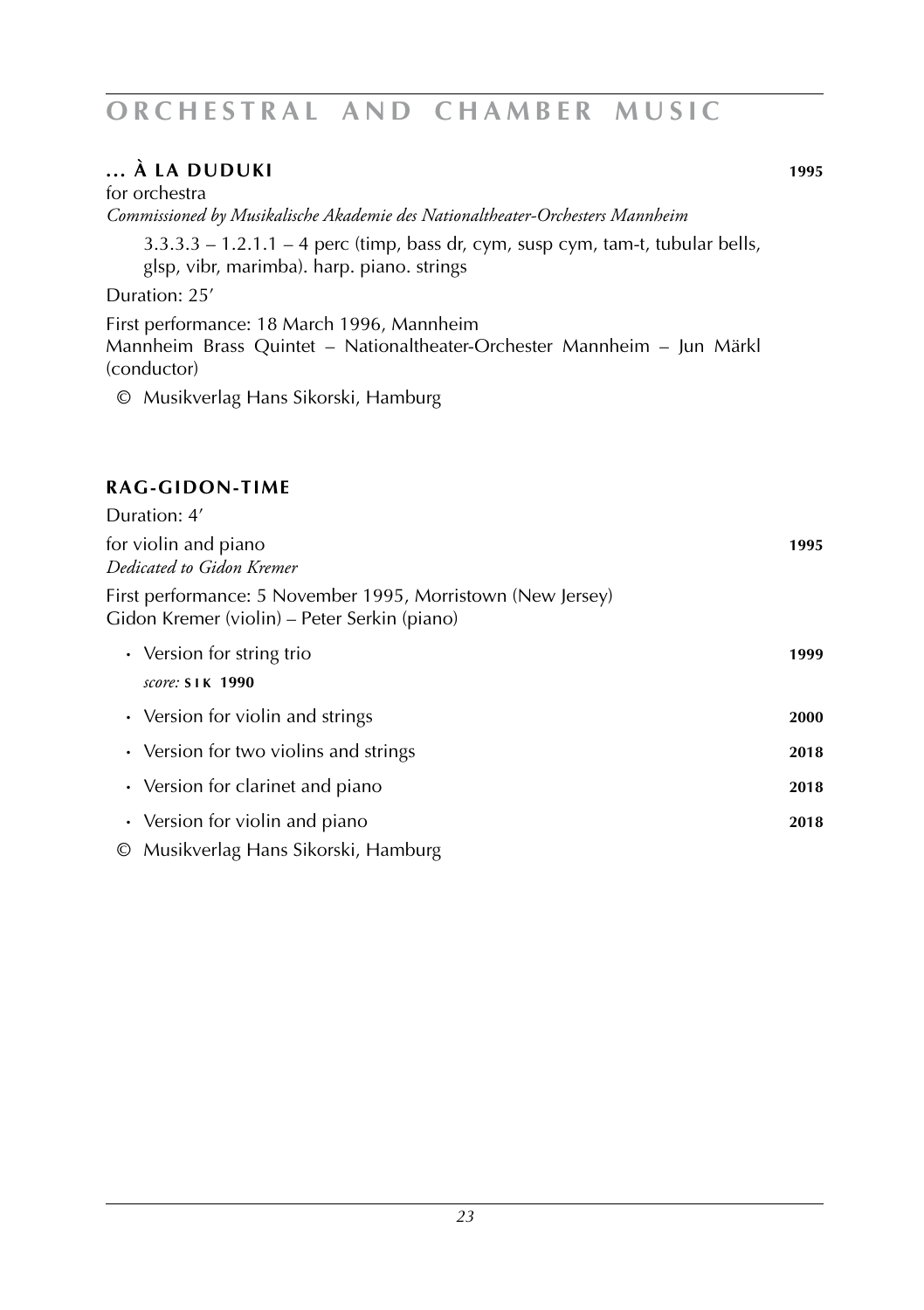## ... À LA DUDUKI 1995

for orchestra
*Commissioned by Musikalische Akademie des Nationaltheater-Orchesters Mannheim*

3.3.3.3 – 1.2.1.1 – 4 perc (timp, bass dr, cym, susp cym, tam-t, tubular bells, glsp, vibr, marimba). harp. piano. strings

Duration: 25’

First performance: 18 March 1996, Mannheim
Mannheim Brass Quintet – Nationaltheater-Orchester Mannheim – Jun Märkl (conductor)

© Musikverlag Hans Sikorski, Hamburg

## RAG-GIDON-TIME

Duration: 4’

for violin and piano **1995**
*Dedicated to Gidon Kremer*

First performance: 5 November 1995, Morristown (New Jersey)
Gidon Kremer (violin) – Peter Serkin (piano)

- Version for string trio **1999**
  *score:* **SIK 1990**
- Version for violin and strings **2000**
- Version for two violins and strings **2018**
- Version for clarinet and piano **2018**
- Version for violin and piano **2018**

© Musikverlag Hans Sikorski, Hamburg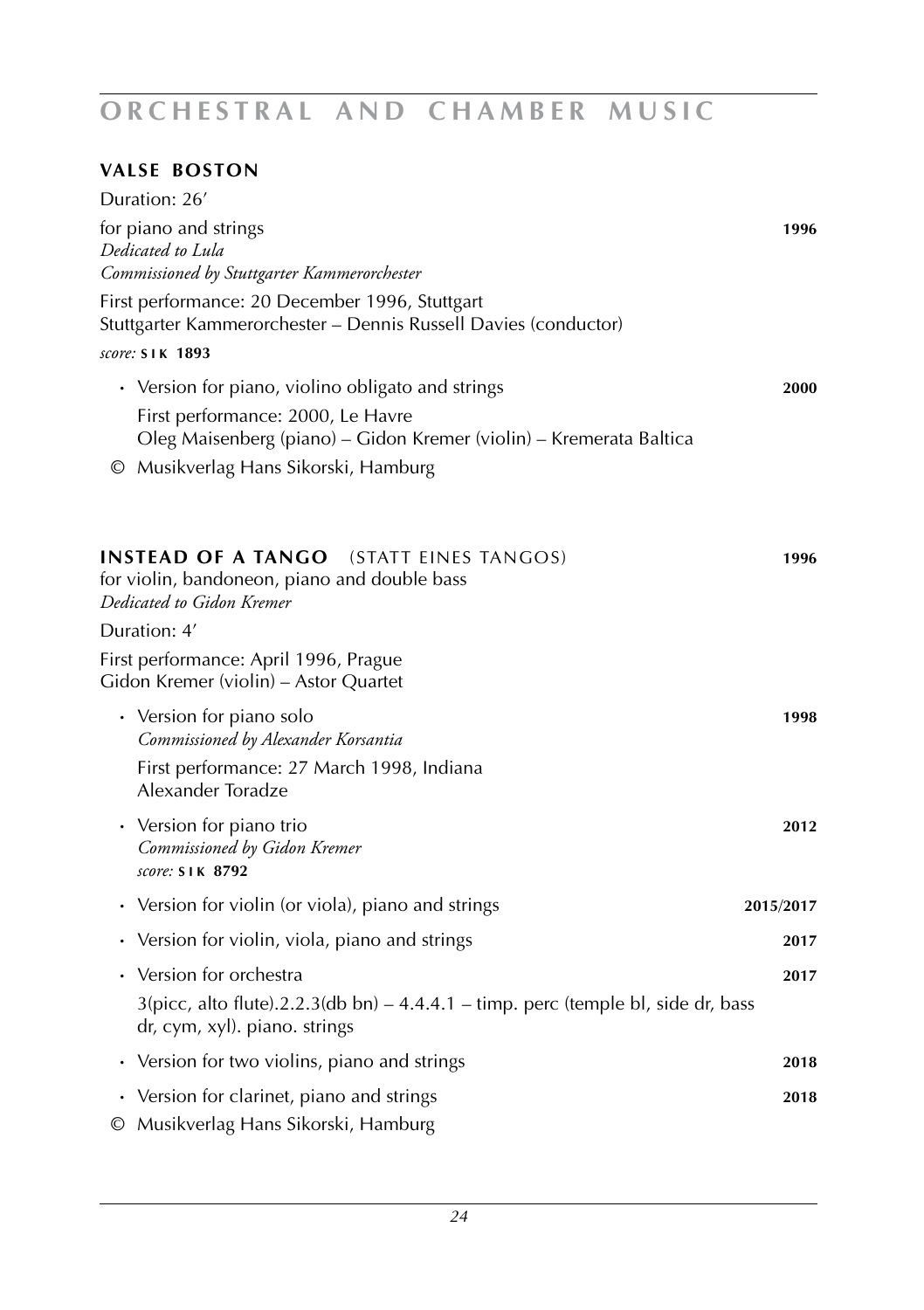# ORCHESTRAL AND CHAMBER MUSIC

## VALSE BOSTON

Duration: 26′

for piano and strings **1996**
*Dedicated to Lula*
*Commissioned by Stuttgarter Kammerorchester*

First performance: 20 December 1996, Stuttgart
Stuttgarter Kammerorchester – Dennis Russell Davies (conductor)

*score:* **SIK 1893**

- Version for piano, violino obligato and strings **2000**
  First performance: 2000, Le Havre
  Oleg Maisenberg (piano) – Gidon Kremer (violin) – Kremerata Baltica

© Musikverlag Hans Sikorski, Hamburg

## INSTEAD OF A TANGO (STATT EINES TANGOS) **1996**

for violin, bandoneon, piano and double bass
*Dedicated to Gidon Kremer*

Duration: 4′

First performance: April 1996, Prague
Gidon Kremer (violin) – Astor Quartet

- Version for piano solo **1998**
  *Commissioned by Alexander Korsantia*
  First performance: 27 March 1998, Indiana
  Alexander Toradze
- Version for piano trio **2012**
  *Commissioned by Gidon Kremer*
  *score:* **SIK 8792**
- Version for violin (or viola), piano and strings **2015/2017**
- Version for violin, viola, piano and strings **2017**
- Version for orchestra **2017**
  3(picc, alto flute).2.2.3(db bn) – 4.4.4.1 – timp. perc (temple bl, side dr, bass dr, cym, xyl). piano. strings
- Version for two violins, piano and strings **2018**
- Version for clarinet, piano and strings **2018**

© Musikverlag Hans Sikorski, Hamburg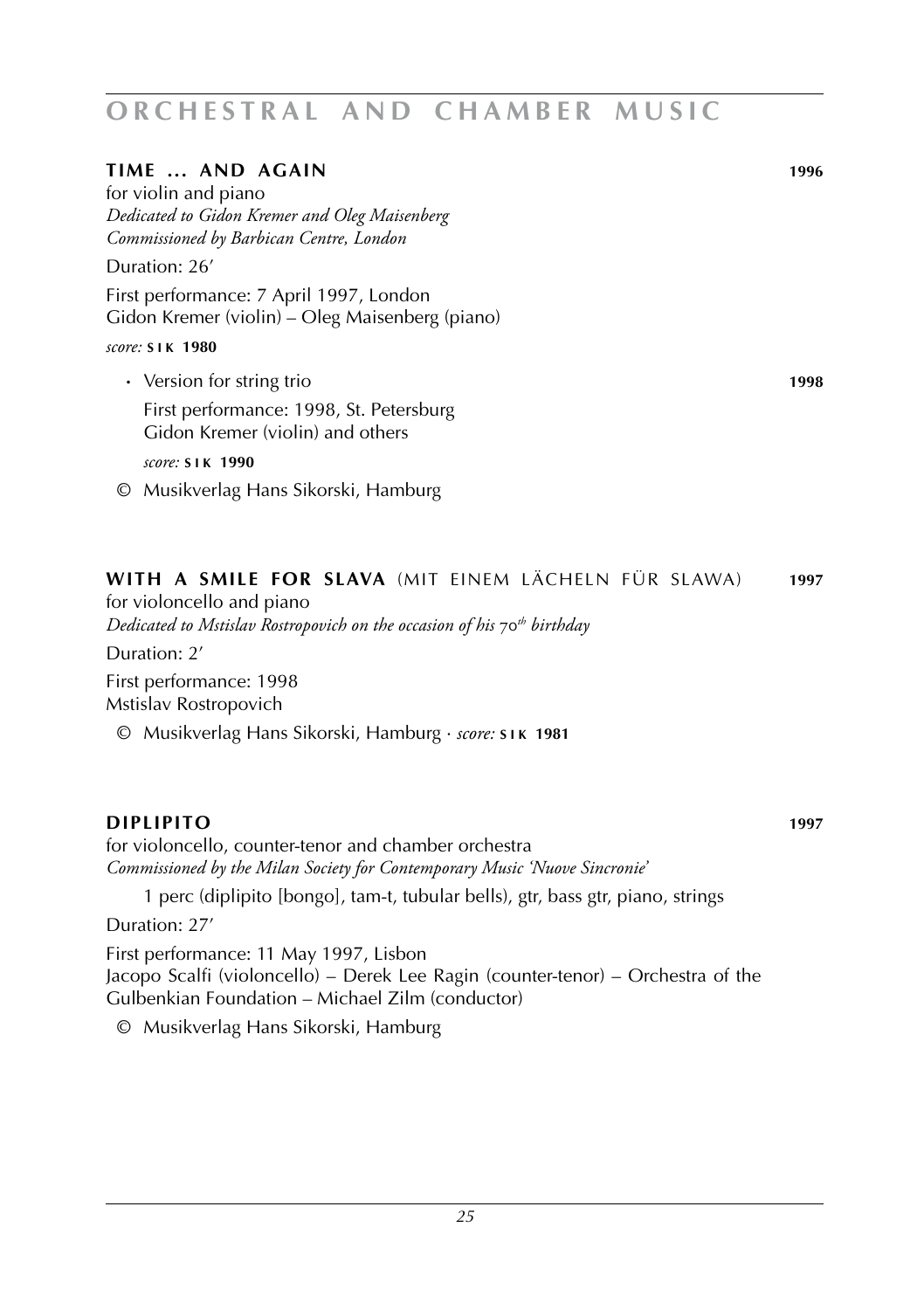# ORCHESTRAL AND CHAMBER MUSIC

## TIME ... AND AGAIN 1996

for violin and piano
*Dedicated to Gidon Kremer and Oleg Maisenberg*
*Commissioned by Barbican Centre, London*

Duration: 26′

First performance: 7 April 1997, London
Gidon Kremer (violin) – Oleg Maisenberg (piano)

*score:* **SIK 1980**

- Version for string trio **1998**

  First performance: 1998, St. Petersburg
  Gidon Kremer (violin) and others

  *score:* **SIK 1990**

© Musikverlag Hans Sikorski, Hamburg

## WITH A SMILE FOR SLAVA (MIT EINEM LÄCHELN FÜR SLAWA) 1997

for violoncello and piano
*Dedicated to Mstislav Rostropovich on the occasion of his 70th birthday*

Duration: 2′

First performance: 1998
Mstislav Rostropovich

© Musikverlag Hans Sikorski, Hamburg · *score:* **SIK 1981**

## DIPLIPITO 1997

for violoncello, counter-tenor and chamber orchestra
*Commissioned by the Milan Society for Contemporary Music 'Nuove Sincronie'*

1 perc (diplipito [bongo], tam-t, tubular bells), gtr, bass gtr, piano, strings

Duration: 27′

First performance: 11 May 1997, Lisbon
Jacopo Scalfi (violoncello) – Derek Lee Ragin (counter-tenor) – Orchestra of the Gulbenkian Foundation – Michael Zilm (conductor)

© Musikverlag Hans Sikorski, Hamburg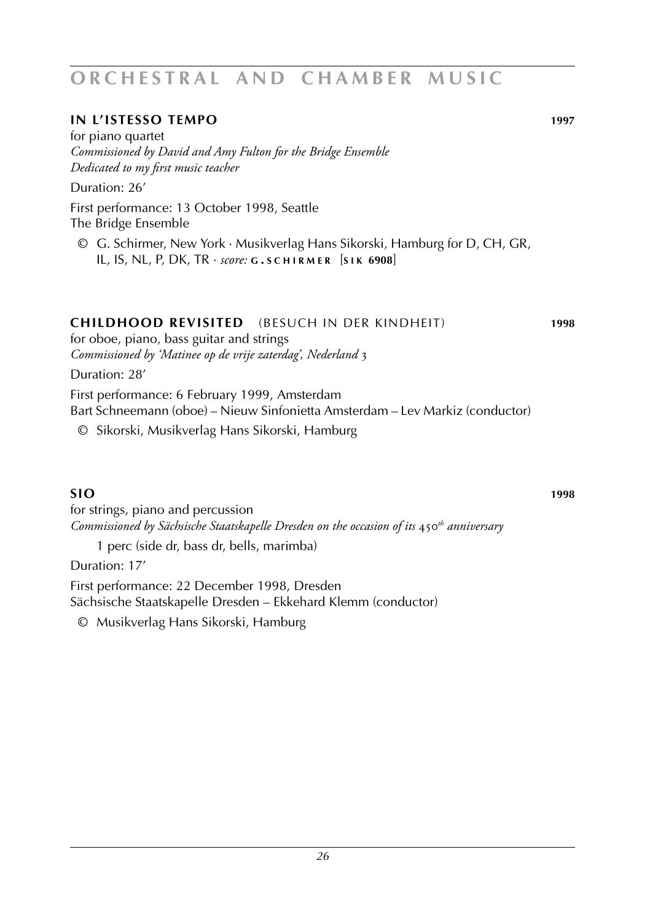# ORCHESTRAL AND CHAMBER MUSIC

**IN L'ISTESSO TEMPO** **1997**

for piano quartet
*Commissioned by David and Amy Fulton for the Bridge Ensemble*
*Dedicated to my first music teacher*

Duration: 26'

First performance: 13 October 1998, Seattle
The Bridge Ensemble

© G. Schirmer, New York · Musikverlag Hans Sikorski, Hamburg for D, CH, GR, IL, IS, NL, P, DK, TR · *score:* **G. SCHIRMER** [**SIK 6908**]

**CHILDHOOD REVISITED** (BESUCH IN DER KINDHEIT) **1998**

for oboe, piano, bass guitar and strings
*Commissioned by 'Matinee op de vrije zaterdag', Nederland 3*

Duration: 28'

First performance: 6 February 1999, Amsterdam
Bart Schneemann (oboe) – Nieuw Sinfonietta Amsterdam – Lev Markiz (conductor)

© Sikorski, Musikverlag Hans Sikorski, Hamburg

**SIO** **1998**

for strings, piano and percussion
*Commissioned by Sächsische Staatskapelle Dresden on the occasion of its 450th anniversary*

1 perc (side dr, bass dr, bells, marimba)

Duration: 17'

First performance: 22 December 1998, Dresden
Sächsische Staatskapelle Dresden – Ekkehard Klemm (conductor)

© Musikverlag Hans Sikorski, Hamburg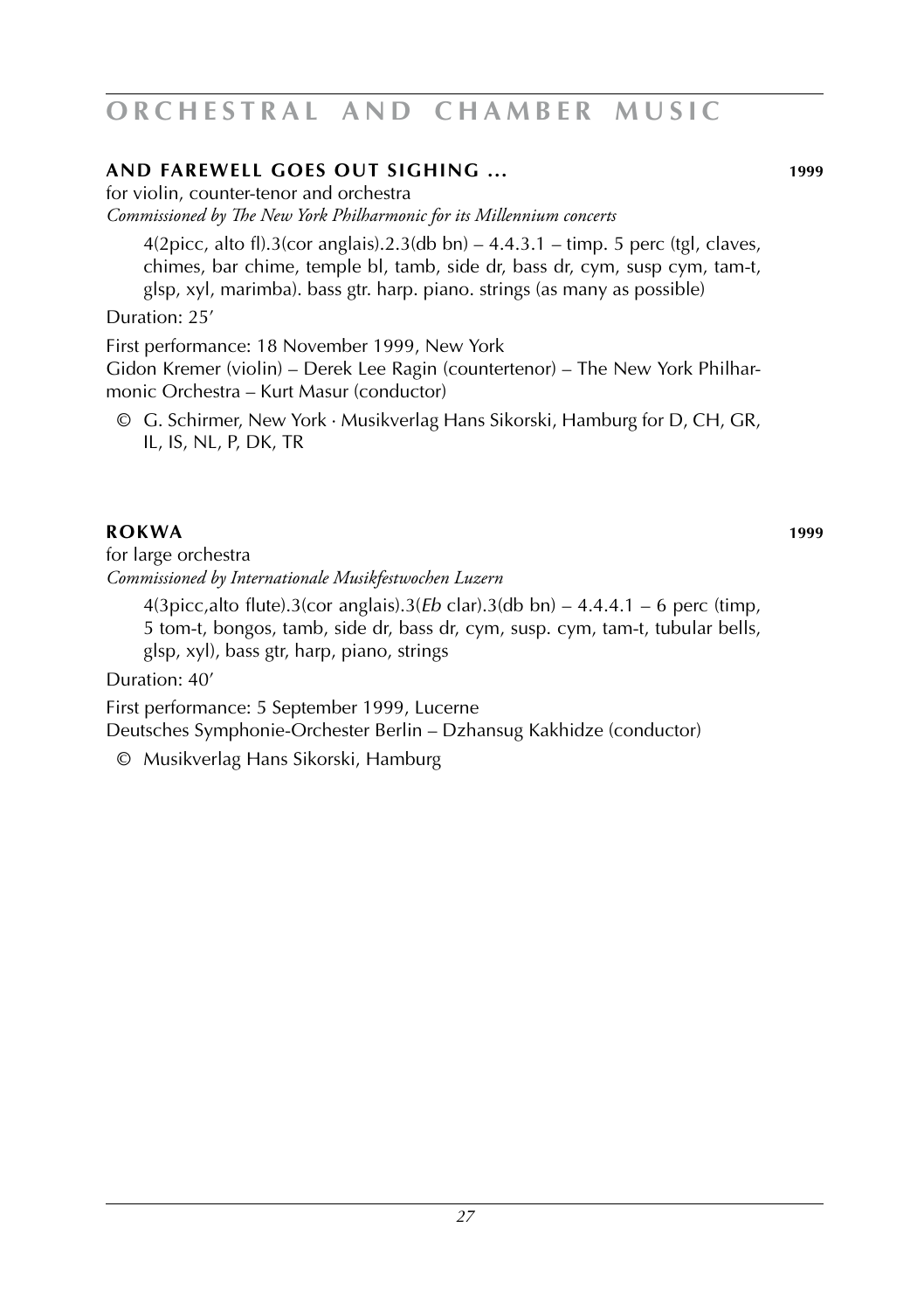## AND FAREWELL GOES OUT SIGHING ... 1999

for violin, counter-tenor and orchestra
*Commissioned by The New York Philharmonic for its Millennium concerts*

4(2picc, alto fl).3(cor anglais).2.3(db bn) – 4.4.3.1 – timp. 5 perc (tgl, claves, chimes, bar chime, temple bl, tamb, side dr, bass dr, cym, susp cym, tam-t, glsp, xyl, marimba). bass gtr. harp. piano. strings (as many as possible)

Duration: 25'

First performance: 18 November 1999, New York
Gidon Kremer (violin) – Derek Lee Ragin (countertenor) – The New York Philharmonic Orchestra – Kurt Masur (conductor)

© G. Schirmer, New York · Musikverlag Hans Sikorski, Hamburg for D, CH, GR, IL, IS, NL, P, DK, TR

## ROKWA 1999

for large orchestra
*Commissioned by Internationale Musikfestwochen Luzern*

4(3picc,alto flute).3(cor anglais).3(*Eb* clar).3(db bn) – 4.4.4.1 – 6 perc (timp, 5 tom-t, bongos, tamb, side dr, bass dr, cym, susp. cym, tam-t, tubular bells, glsp, xyl), bass gtr, harp, piano, strings

Duration: 40'

First performance: 5 September 1999, Lucerne
Deutsches Symphonie-Orchester Berlin – Dzhansug Kakhidze (conductor)

© Musikverlag Hans Sikorski, Hamburg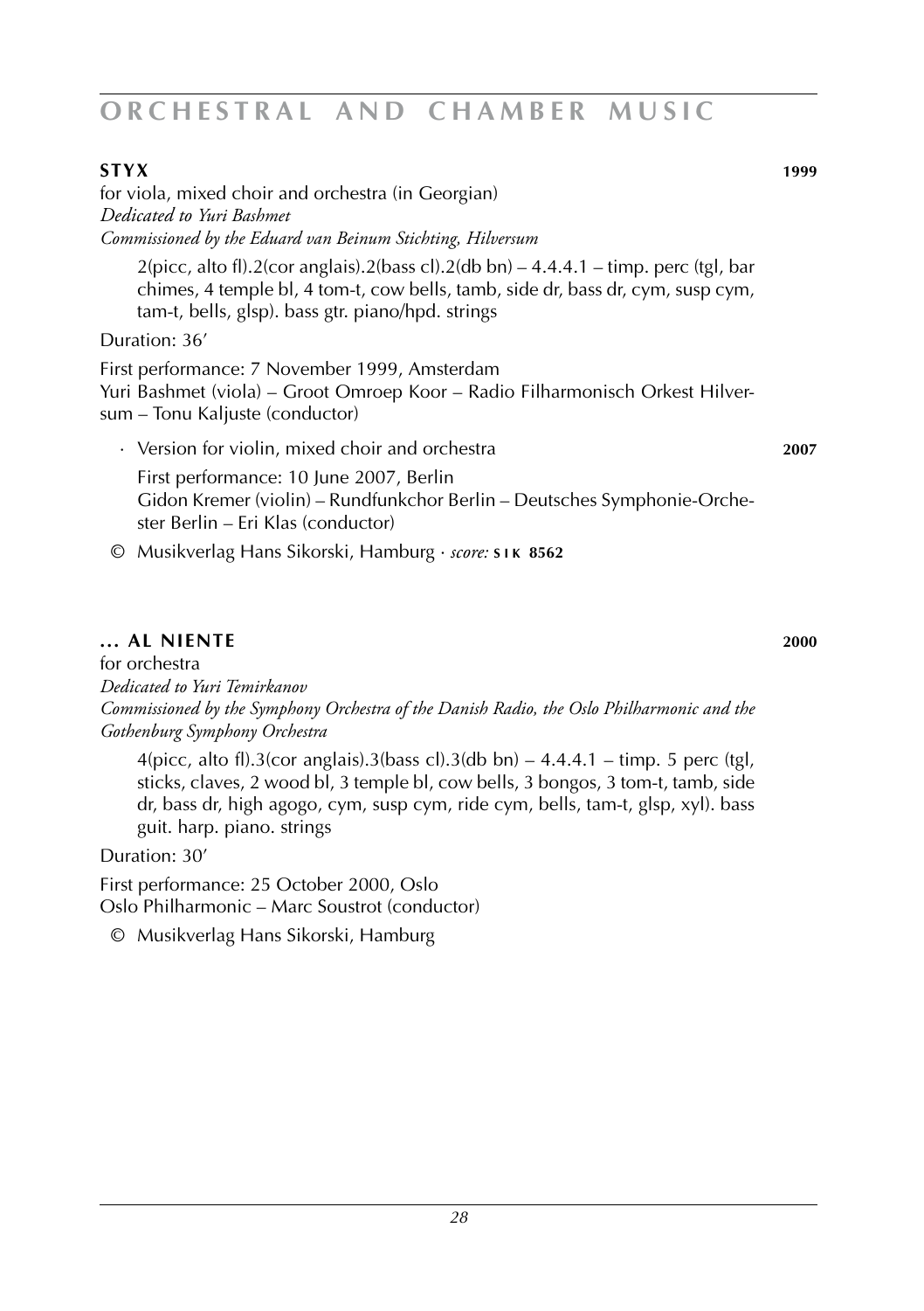# ORCHESTRAL AND CHAMBER MUSIC

**STYX** **1999**

for viola, mixed choir and orchestra (in Georgian)
*Dedicated to Yuri Bashmet*
*Commissioned by the Eduard van Beinum Stichting, Hilversum*

2(picc, alto fl).2(cor anglais).2(bass cl).2(db bn) – 4.4.4.1 – timp. perc (tgl, bar chimes, 4 temple bl, 4 tom-t, cow bells, tamb, side dr, bass dr, cym, susp cym, tam-t, bells, glsp). bass gtr. piano/hpd. strings

Duration: 36′

First performance: 7 November 1999, Amsterdam
Yuri Bashmet (viola) – Groot Omroep Koor – Radio Filharmonisch Orkest Hilversum – Tonu Kaljuste (conductor)

· Version for violin, mixed choir and orchestra **2007**

First performance: 10 June 2007, Berlin
Gidon Kremer (violin) – Rundfunkchor Berlin – Deutsches Symphonie-Orchester Berlin – Eri Klas (conductor)

© Musikverlag Hans Sikorski, Hamburg · *score:* **SIK 8562**

**... AL NIENTE** **2000**

for orchestra
*Dedicated to Yuri Temirkanov*
*Commissioned by the Symphony Orchestra of the Danish Radio, the Oslo Philharmonic and the Gothenburg Symphony Orchestra*

4(picc, alto fl).3(cor anglais).3(bass cl).3(db bn) – 4.4.4.1 – timp. 5 perc (tgl, sticks, claves, 2 wood bl, 3 temple bl, cow bells, 3 bongos, 3 tom-t, tamb, side dr, bass dr, high agogo, cym, susp cym, ride cym, bells, tam-t, glsp, xyl). bass guit. harp. piano. strings

Duration: 30′

First performance: 25 October 2000, Oslo
Oslo Philharmonic – Marc Soustrot (conductor)

© Musikverlag Hans Sikorski, Hamburg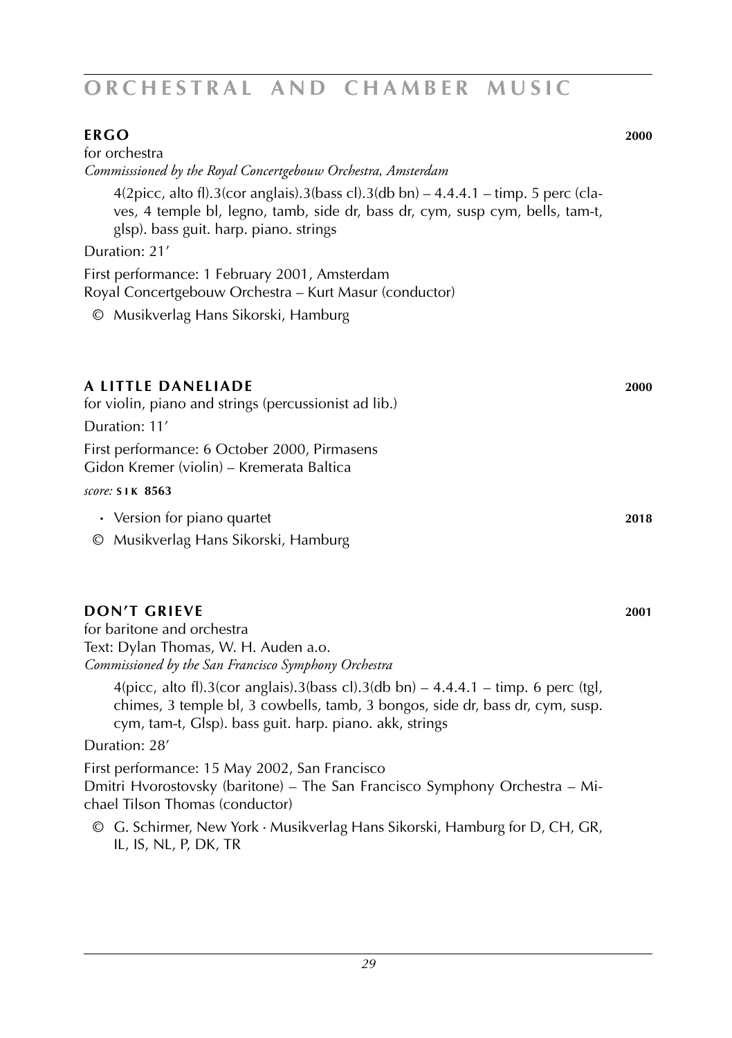# ORCHESTRAL AND CHAMBER MUSIC

## ERGO 2000

for orchestra
*Commisssioned by the Royal Concertgebouw Orchestra, Amsterdam*

4(2picc, alto fl).3(cor anglais).3(bass cl).3(db bn) – 4.4.4.1 – timp. 5 perc (claves, 4 temple bl, legno, tamb, side dr, bass dr, cym, susp cym, bells, tam-t, glsp). bass guit. harp. piano. strings

Duration: 21'

First performance: 1 February 2001, Amsterdam
Royal Concertgebouw Orchestra – Kurt Masur (conductor)

© Musikverlag Hans Sikorski, Hamburg

## A LITTLE DANELIADE 2000

for violin, piano and strings (percussionist ad lib.)

Duration: 11'

First performance: 6 October 2000, Pirmasens
Gidon Kremer (violin) – Kremerata Baltica

*score:* **SIK 8563**

- Version for piano quartet **2018**

© Musikverlag Hans Sikorski, Hamburg

## DON'T GRIEVE 2001

for baritone and orchestra
Text: Dylan Thomas, W. H. Auden a.o.
*Commissioned by the San Francisco Symphony Orchestra*

4(picc, alto fl).3(cor anglais).3(bass cl).3(db bn) – 4.4.4.1 – timp. 6 perc (tgl, chimes, 3 temple bl, 3 cowbells, tamb, 3 bongos, side dr, bass dr, cym, susp. cym, tam-t, Glsp). bass guit. harp. piano. akk, strings

Duration: 28'

First performance: 15 May 2002, San Francisco
Dmitri Hvorostovsky (baritone) – The San Francisco Symphony Orchestra – Michael Tilson Thomas (conductor)

© G. Schirmer, New York · Musikverlag Hans Sikorski, Hamburg for D, CH, GR, IL, IS, NL, P, DK, TR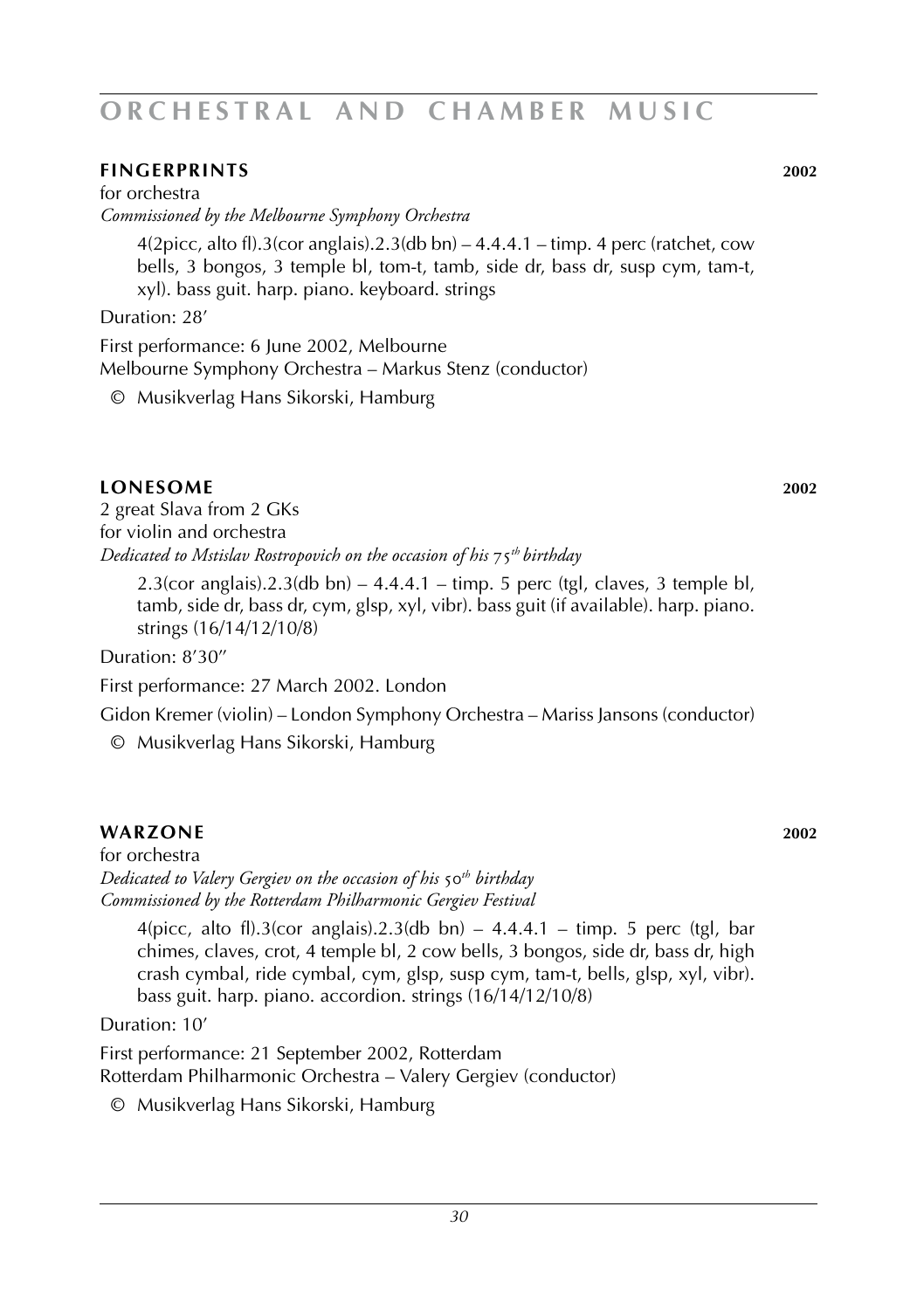# ORCHESTRAL AND CHAMBER MUSIC

### FINGERPRINTS 2002

for orchestra
*Commissioned by the Melbourne Symphony Orchestra*

4(2picc, alto fl).3(cor anglais).2.3(db bn) – 4.4.4.1 – timp. 4 perc (ratchet, cow bells, 3 bongos, 3 temple bl, tom-t, tamb, side dr, bass dr, susp cym, tam-t, xyl). bass guit. harp. piano. keyboard. strings

Duration: 28'

First performance: 6 June 2002, Melbourne
Melbourne Symphony Orchestra – Markus Stenz (conductor)

© Musikverlag Hans Sikorski, Hamburg

### LONESOME 2002

2 great Slava from 2 GKs
for violin and orchestra
*Dedicated to Mstislav Rostropovich on the occasion of his 75th birthday*

2.3(cor anglais).2.3(db bn) – 4.4.4.1 – timp. 5 perc (tgl, claves, 3 temple bl, tamb, side dr, bass dr, cym, glsp, xyl, vibr). bass guit (if available). harp. piano. strings (16/14/12/10/8)

Duration: 8'30''

First performance: 27 March 2002. London

Gidon Kremer (violin) – London Symphony Orchestra – Mariss Jansons (conductor)

© Musikverlag Hans Sikorski, Hamburg

### WARZONE 2002

for orchestra
*Dedicated to Valery Gergiev on the occasion of his 50th birthday*
*Commissioned by the Rotterdam Philharmonic Gergiev Festival*

4(picc, alto fl).3(cor anglais).2.3(db bn) – 4.4.4.1 – timp. 5 perc (tgl, bar chimes, claves, crot, 4 temple bl, 2 cow bells, 3 bongos, side dr, bass dr, high crash cymbal, ride cymbal, cym, glsp, susp cym, tam-t, bells, glsp, xyl, vibr). bass guit. harp. piano. accordion. strings (16/14/12/10/8)

Duration: 10'

First performance: 21 September 2002, Rotterdam
Rotterdam Philharmonic Orchestra – Valery Gergiev (conductor)

© Musikverlag Hans Sikorski, Hamburg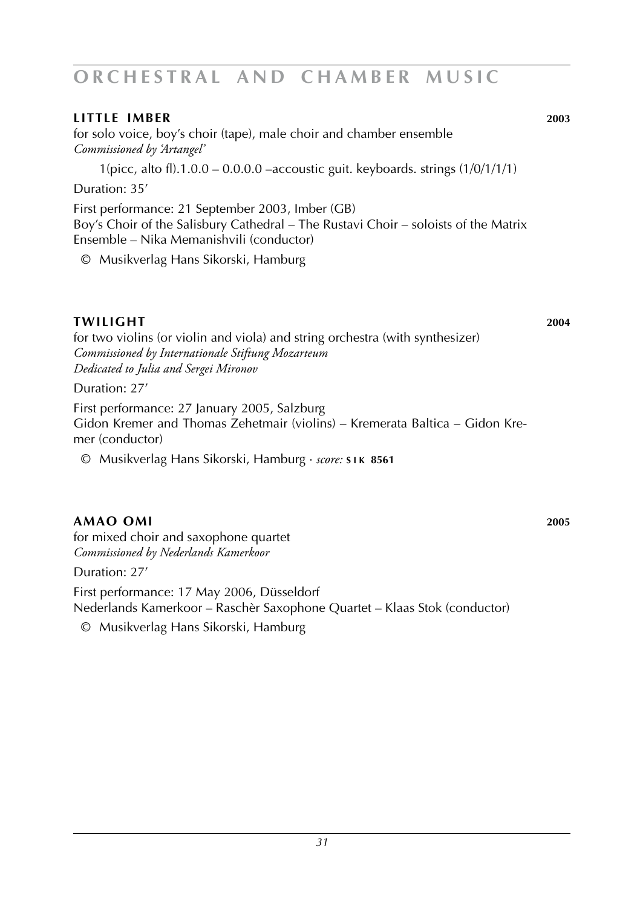# ORCHESTRAL AND CHAMBER MUSIC

### LITTLE IMBER 2003

for solo voice, boy's choir (tape), male choir and chamber ensemble
*Commissioned by 'Artangel'*

1(picc, alto fl).1.0.0 – 0.0.0.0 –accoustic guit. keyboards. strings (1/0/1/1/1)

Duration: 35'

First performance: 21 September 2003, Imber (GB)
Boy's Choir of the Salisbury Cathedral – The Rustavi Choir – soloists of the Matrix Ensemble – Nika Memanishvili (conductor)

© Musikverlag Hans Sikorski, Hamburg

### TWILIGHT 2004

for two violins (or violin and viola) and string orchestra (with synthesizer)
*Commissioned by Internationale Stiftung Mozarteum*
*Dedicated to Julia and Sergei Mironov*

Duration: 27'

First performance: 27 January 2005, Salzburg
Gidon Kremer and Thomas Zehetmair (violins) – Kremerata Baltica – Gidon Kremer (conductor)

© Musikverlag Hans Sikorski, Hamburg · *score:* **SIK 8561**

### AMAO OMI 2005

for mixed choir and saxophone quartet
*Commissioned by Nederlands Kamerkoor*

Duration: 27'

First performance: 17 May 2006, Düsseldorf
Nederlands Kamerkoor – Raschèr Saxophone Quartet – Klaas Stok (conductor)

© Musikverlag Hans Sikorski, Hamburg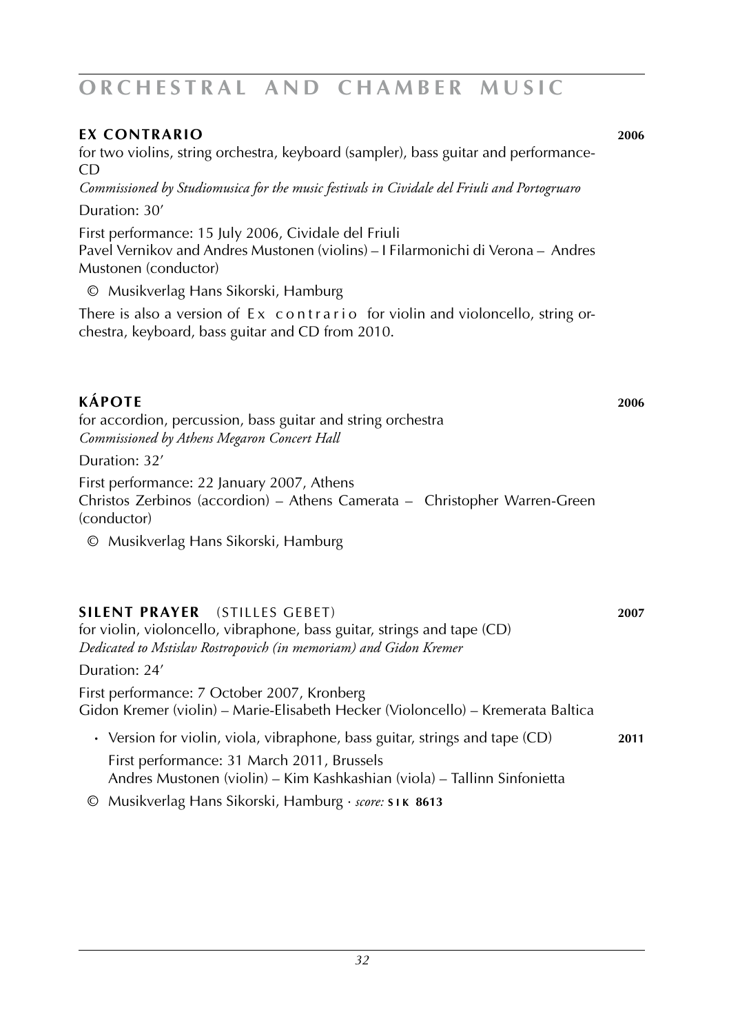# ORCHESTRAL AND CHAMBER MUSIC

## EX CONTRARIO 2006

for two violins, string orchestra, keyboard (sampler), bass guitar and performance-CD

*Commissioned by Studiomusica for the music festivals in Cividale del Friuli and Portogruaro*

Duration: 30'

First performance: 15 July 2006, Cividale del Friuli
Pavel Vernikov and Andres Mustonen (violins) – I Filarmonichi di Verona – Andres Mustonen (conductor)

© Musikverlag Hans Sikorski, Hamburg

There is also a version of Ex contrario for violin and violoncello, string orchestra, keyboard, bass guitar and CD from 2010.

## KÁPOTE 2006

for accordion, percussion, bass guitar and string orchestra

*Commissioned by Athens Megaron Concert Hall*

Duration: 32'

First performance: 22 January 2007, Athens
Christos Zerbinos (accordion) – Athens Camerata – Christopher Warren-Green (conductor)

© Musikverlag Hans Sikorski, Hamburg

## SILENT PRAYER (STILLES GEBET) 2007

for violin, violoncello, vibraphone, bass guitar, strings and tape (CD)

*Dedicated to Mstislav Rostropovich (in memoriam) and Gidon Kremer*

Duration: 24'

First performance: 7 October 2007, Kronberg
Gidon Kremer (violin) – Marie-Elisabeth Hecker (Violoncello) – Kremerata Baltica

- Version for violin, viola, vibraphone, bass guitar, strings and tape (CD) **2011**
  First performance: 31 March 2011, Brussels
  Andres Mustonen (violin) – Kim Kashkashian (viola) – Tallinn Sinfonietta

© Musikverlag Hans Sikorski, Hamburg · *score:* **SIK 8613**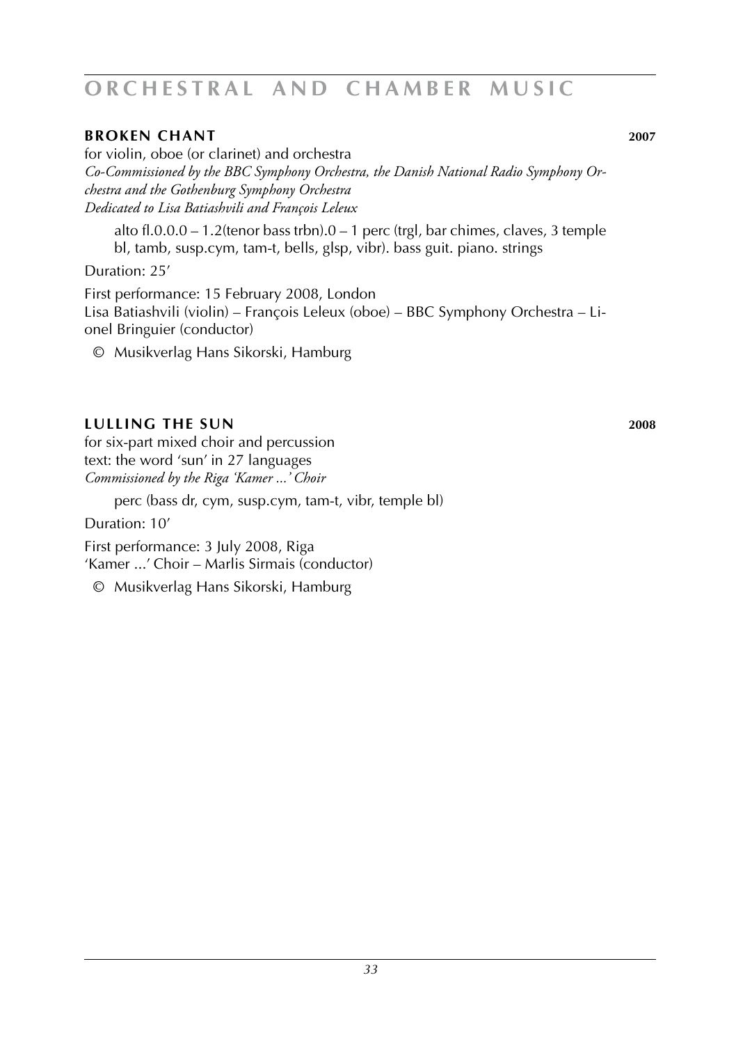# ORCHESTRAL AND CHAMBER MUSIC

### BROKEN CHANT 2007

for violin, oboe (or clarinet) and orchestra
*Co-Commissioned by the BBC Symphony Orchestra, the Danish National Radio Symphony Orchestra and the Gothenburg Symphony Orchestra*
*Dedicated to Lisa Batiashvili and François Leleux*

alto fl.0.0.0 – 1.2(tenor bass trbn).0 – 1 perc (trgl, bar chimes, claves, 3 temple bl, tamb, susp.cym, tam-t, bells, glsp, vibr). bass guit. piano. strings

Duration: 25'

First performance: 15 February 2008, London
Lisa Batiashvili (violin) – François Leleux (oboe) – BBC Symphony Orchestra – Lionel Bringuier (conductor)

© Musikverlag Hans Sikorski, Hamburg

### LULLING THE SUN 2008

for six-part mixed choir and percussion
text: the word 'sun' in 27 languages
*Commissioned by the Riga 'Kamer ...' Choir*

perc (bass dr, cym, susp.cym, tam-t, vibr, temple bl)

Duration: 10'

First performance: 3 July 2008, Riga
'Kamer ...' Choir – Marlis Sirmais (conductor)

© Musikverlag Hans Sikorski, Hamburg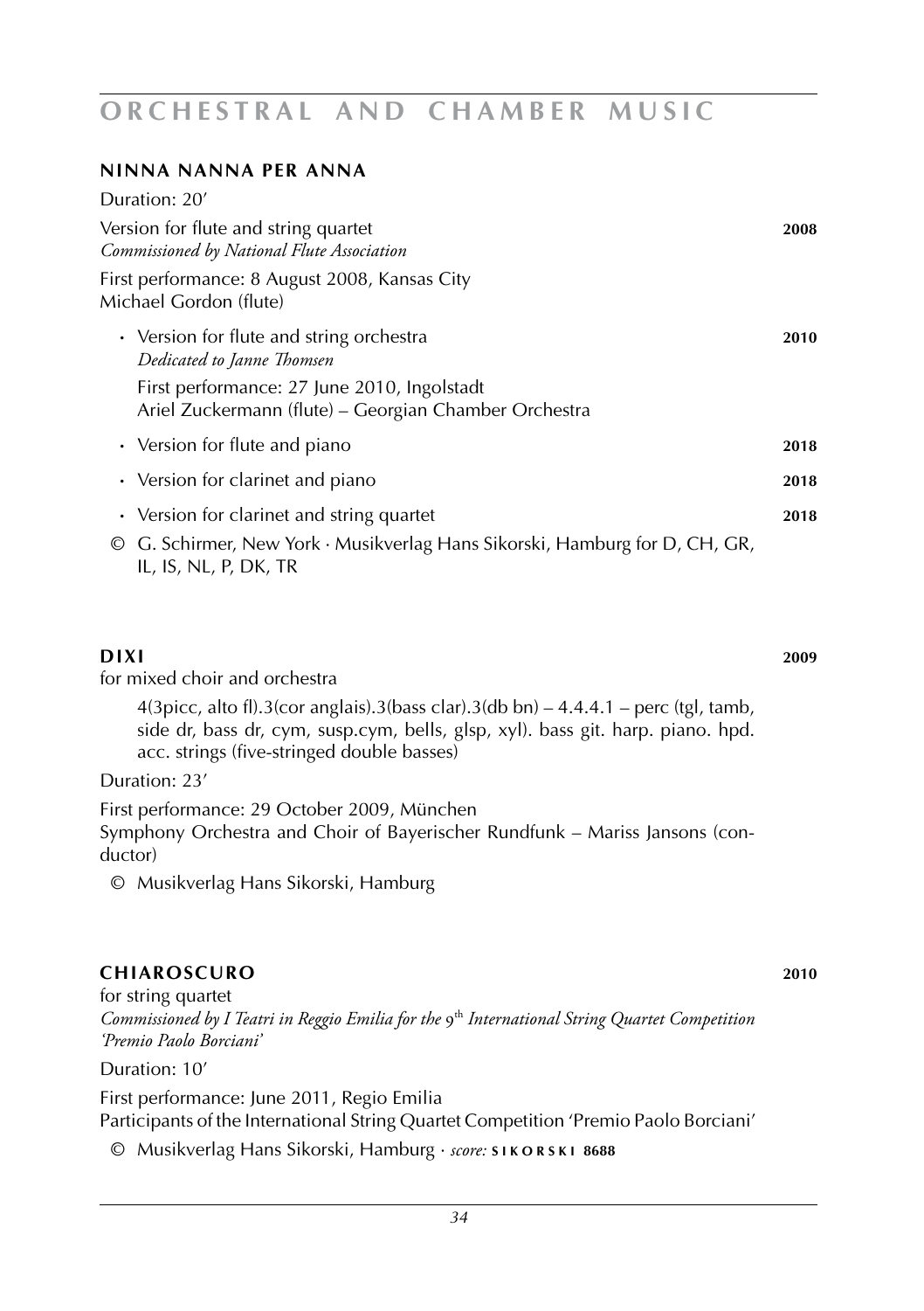# ORCHESTRAL AND CHAMBER MUSIC

## NINNA NANNA PER ANNA

Duration: 20'

Version for flute and string quartet **2008**
*Commissioned by National Flute Association*

First performance: 8 August 2008, Kansas City
Michael Gordon (flute)

- Version for flute and string orchestra **2010**
  *Dedicated to Janne Thomsen*
  First performance: 27 June 2010, Ingolstadt
  Ariel Zuckermann (flute) – Georgian Chamber Orchestra
- Version for flute and piano **2018**
- Version for clarinet and piano **2018**
- Version for clarinet and string quartet **2018**

© G. Schirmer, New York · Musikverlag Hans Sikorski, Hamburg for D, CH, GR, IL, IS, NL, P, DK, TR

## DIXI **2009**

for mixed choir and orchestra

4(3picc, alto fl).3(cor anglais).3(bass clar).3(db bn) – 4.4.4.1 – perc (tgl, tamb, side dr, bass dr, cym, susp.cym, bells, glsp, xyl). bass git. harp. piano. hpd. acc. strings (five-stringed double basses)

Duration: 23'

First performance: 29 October 2009, München
Symphony Orchestra and Choir of Bayerischer Rundfunk – Mariss Jansons (conductor)

© Musikverlag Hans Sikorski, Hamburg

## CHIAROSCURO **2010**

for string quartet
*Commissioned by I Teatri in Reggio Emilia for the 9th International String Quartet Competition 'Premio Paolo Borciani'*

Duration: 10'

First performance: June 2011, Regio Emilia
Participants of the International String Quartet Competition 'Premio Paolo Borciani'

© Musikverlag Hans Sikorski, Hamburg · *score:* **SIKORSKI 8688**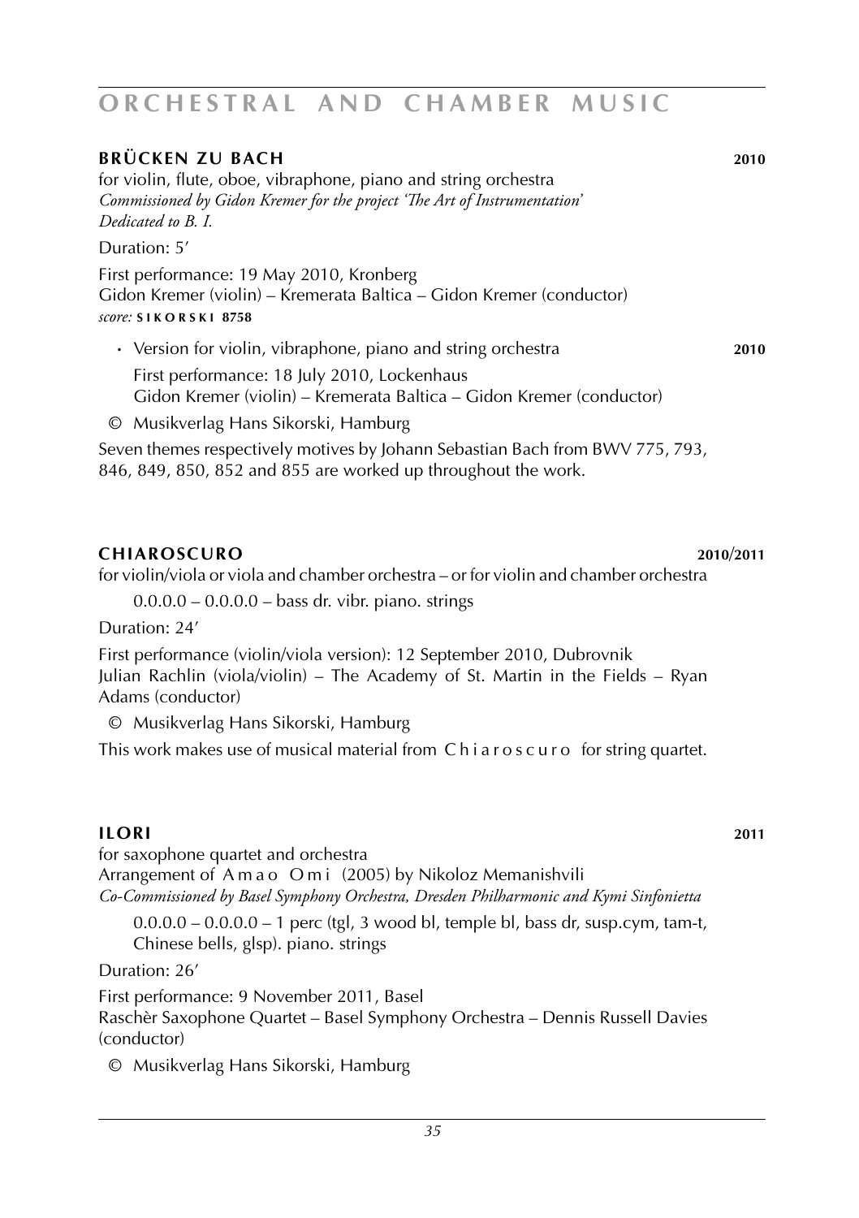# ORCHESTRAL AND CHAMBER MUSIC

## BRÜCKEN ZU BACH **2010**

for violin, flute, oboe, vibraphone, piano and string orchestra
*Commissioned by Gidon Kremer for the project 'The Art of Instrumentation'*
*Dedicated to B. I.*

Duration: 5'

First performance: 19 May 2010, Kronberg
Gidon Kremer (violin) – Kremerata Baltica – Gidon Kremer (conductor)
*score:* **SIKORSKI 8758**

- Version for violin, vibraphone, piano and string orchestra **2010**

  First performance: 18 July 2010, Lockenhaus
  Gidon Kremer (violin) – Kremerata Baltica – Gidon Kremer (conductor)

© Musikverlag Hans Sikorski, Hamburg

Seven themes respectively motives by Johann Sebastian Bach from BWV 775, 793, 846, 849, 850, 852 and 855 are worked up throughout the work.

## CHIAROSCURO **2010/2011**

for violin/viola or viola and chamber orchestra – or for violin and chamber orchestra

0.0.0.0 – 0.0.0.0 – bass dr. vibr. piano. strings

Duration: 24'

First performance (violin/viola version): 12 September 2010, Dubrovnik
Julian Rachlin (viola/violin) – The Academy of St. Martin in the Fields – Ryan Adams (conductor)

© Musikverlag Hans Sikorski, Hamburg

This work makes use of musical material from Chiaroscuro for string quartet.

## ILORI **2011**

for saxophone quartet and orchestra
Arrangement of Amao Omi (2005) by Nikoloz Memanishvili
*Co-Commissioned by Basel Symphony Orchestra, Dresden Philharmonic and Kymi Sinfonietta*

0.0.0.0 – 0.0.0.0 – 1 perc (tgl, 3 wood bl, temple bl, bass dr, susp.cym, tam-t, Chinese bells, glsp). piano. strings

Duration: 26'

First performance: 9 November 2011, Basel
Raschèr Saxophone Quartet – Basel Symphony Orchestra – Dennis Russell Davies (conductor)

© Musikverlag Hans Sikorski, Hamburg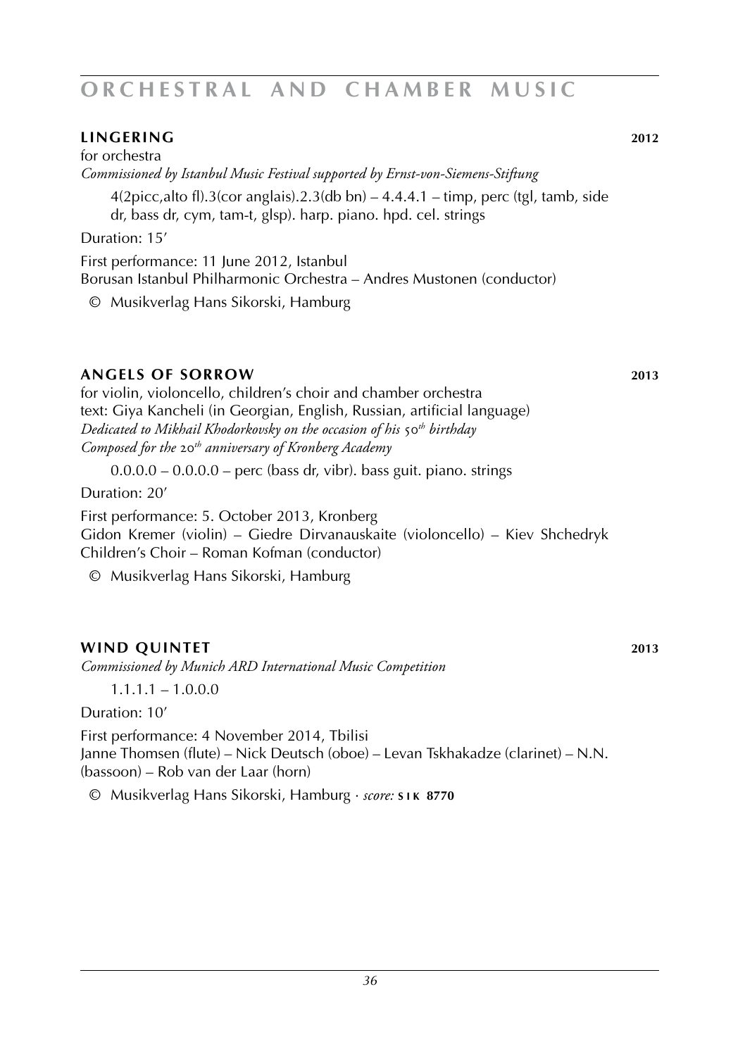# ORCHESTRAL AND CHAMBER MUSIC

## LINGERING 2012

for orchestra

*Commissioned by Istanbul Music Festival supported by Ernst-von-Siemens-Stiftung*

4(2picc,alto fl).3(cor anglais).2.3(db bn) – 4.4.4.1 – timp, perc (tgl, tamb, side dr, bass dr, cym, tam-t, glsp). harp. piano. hpd. cel. strings

Duration: 15’

First performance: 11 June 2012, Istanbul
Borusan Istanbul Philharmonic Orchestra – Andres Mustonen (conductor)

© Musikverlag Hans Sikorski, Hamburg

## ANGELS OF SORROW 2013

for violin, violoncello, children’s choir and chamber orchestra
text: Giya Kancheli (in Georgian, English, Russian, artificial language)
*Dedicated to Mikhail Khodorkovsky on the occasion of his 50th birthday*
*Composed for the 20th anniversary of Kronberg Academy*

0.0.0.0 – 0.0.0.0 – perc (bass dr, vibr). bass guit. piano. strings

Duration: 20’

First performance: 5. October 2013, Kronberg
Gidon Kremer (violin) – Giedre Dirvanauskaite (violoncello) – Kiev Shchedryk Children’s Choir – Roman Kofman (conductor)

© Musikverlag Hans Sikorski, Hamburg

## WIND QUINTET 2013

*Commissioned by Munich ARD International Music Competition*

1.1.1.1 – 1.0.0.0

Duration: 10’

First performance: 4 November 2014, Tbilisi
Janne Thomsen (flute) – Nick Deutsch (oboe) – Levan Tskhakadze (clarinet) – N.N. (bassoon) – Rob van der Laar (horn)

© Musikverlag Hans Sikorski, Hamburg · *score:* **SIK 8770**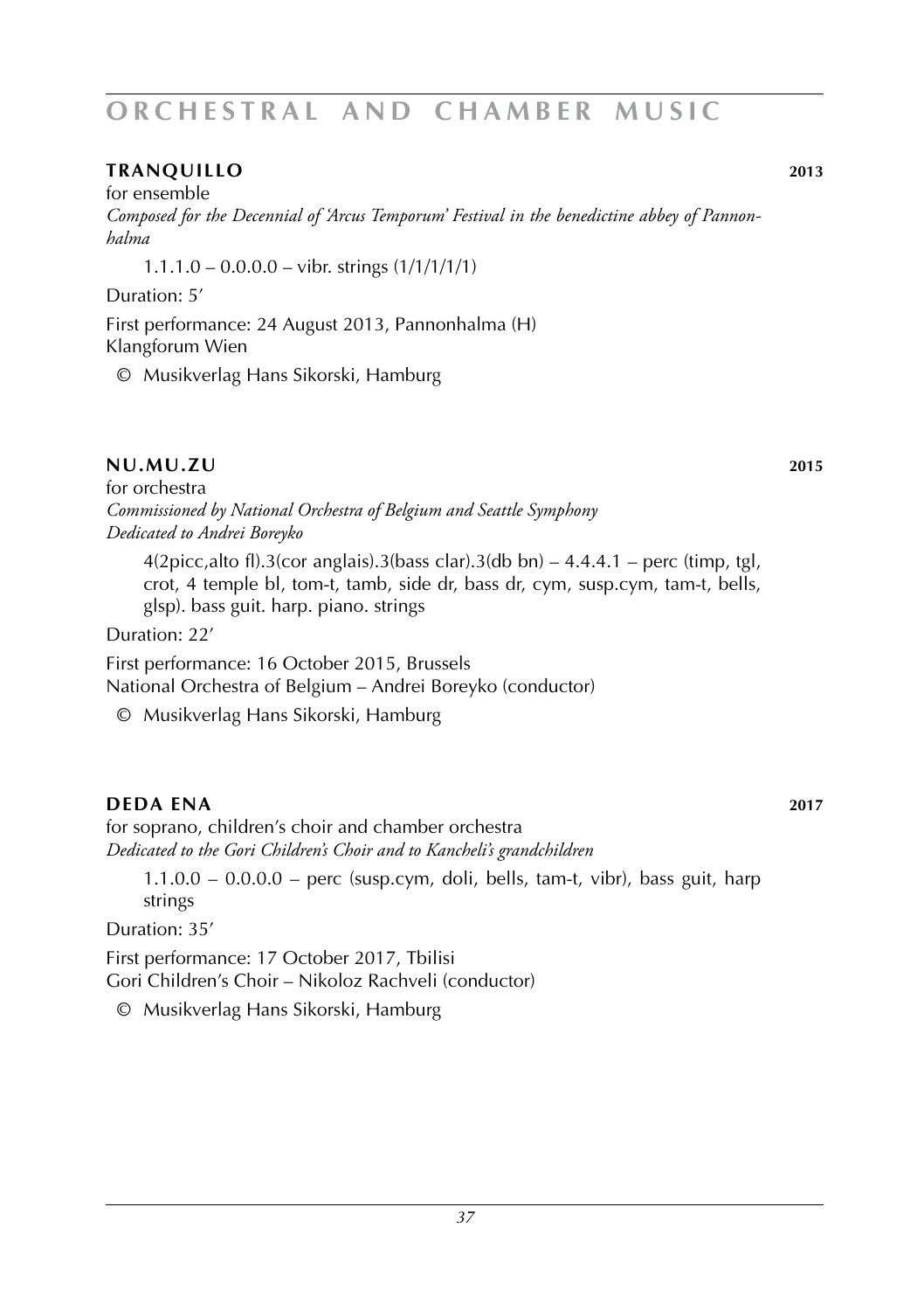## TRANQUILLO 2013

for ensemble

*Composed for the Decennial of 'Arcus Temporum' Festival in the benedictine abbey of Pannonhalma*

1.1.1.0 – 0.0.0.0 – vibr. strings (1/1/1/1/1)

Duration: 5'

First performance: 24 August 2013, Pannonhalma (H)
Klangforum Wien

© Musikverlag Hans Sikorski, Hamburg

## NU.MU.ZU 2015

for orchestra

*Commissioned by National Orchestra of Belgium and Seattle Symphony*
*Dedicated to Andrei Boreyko*

4(2picc,alto fl).3(cor anglais).3(bass clar).3(db bn) – 4.4.4.1 – perc (timp, tgl, crot, 4 temple bl, tom-t, tamb, side dr, bass dr, cym, susp.cym, tam-t, bells, glsp). bass guit. harp. piano. strings

Duration: 22'

First performance: 16 October 2015, Brussels
National Orchestra of Belgium – Andrei Boreyko (conductor)

© Musikverlag Hans Sikorski, Hamburg

## DEDA ENA 2017

for soprano, children's choir and chamber orchestra

*Dedicated to the Gori Children's Choir and to Kancheli's grandchildren*

1.1.0.0 – 0.0.0.0 – perc (susp.cym, doli, bells, tam-t, vibr), bass guit, harp strings

Duration: 35'

First performance: 17 October 2017, Tbilisi
Gori Children's Choir – Nikoloz Rachveli (conductor)

© Musikverlag Hans Sikorski, Hamburg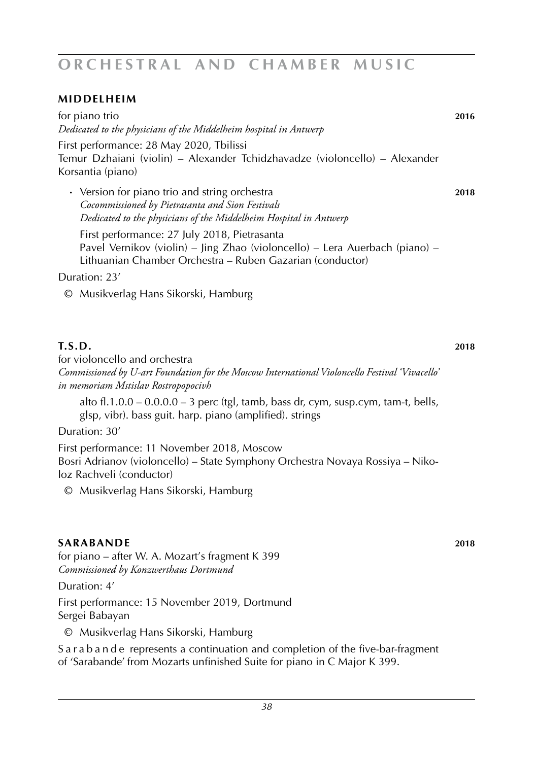## ORCHESTRAL AND CHAMBER MUSIC

### MIDDELHEIM

for piano trio **2016**
*Dedicated to the physicians of the Middelheim hospital in Antwerp*

First performance: 28 May 2020, Tbilissi
Temur Dzhaiani (violin) – Alexander Tchidzhavadze (violoncello) – Alexander Korsantia (piano)

- Version for piano trio and string orchestra **2018**
  *Cocommissioned by Pietrasanta and Sion Festivals*
  *Dedicated to the physicians of the Middelheim Hospital in Antwerp*

  First performance: 27 July 2018, Pietrasanta
  Pavel Vernikov (violin) – Jing Zhao (violoncello) – Lera Auerbach (piano) – Lithuanian Chamber Orchestra – Ruben Gazarian (conductor)

Duration: 23'

© Musikverlag Hans Sikorski, Hamburg

### T.S.D. **2018**

for violoncello and orchestra
*Commissioned by U-art Foundation for the Moscow International Violoncello Festival 'Vivacello' in memoriam Mstislav Rostropopocivh*

alto fl.1.0.0 – 0.0.0.0 – 3 perc (tgl, tamb, bass dr, cym, susp.cym, tam-t, bells, glsp, vibr). bass guit. harp. piano (amplified). strings

Duration: 30'

First performance: 11 November 2018, Moscow
Bosri Adrianov (violoncello) – State Symphony Orchestra Novaya Rossiya – Nikoloz Rachveli (conductor)

© Musikverlag Hans Sikorski, Hamburg

### SARABANDE **2018**

for piano – after W. A. Mozart's fragment K 399
*Commissioned by Konzwerthaus Dortmund*

Duration: 4'

First performance: 15 November 2019, Dortmund
Sergei Babayan

© Musikverlag Hans Sikorski, Hamburg

S a r a b a n d e represents a continuation and completion of the five-bar-fragment of 'Sarabande' from Mozarts unfinished Suite for piano in C Major K 399.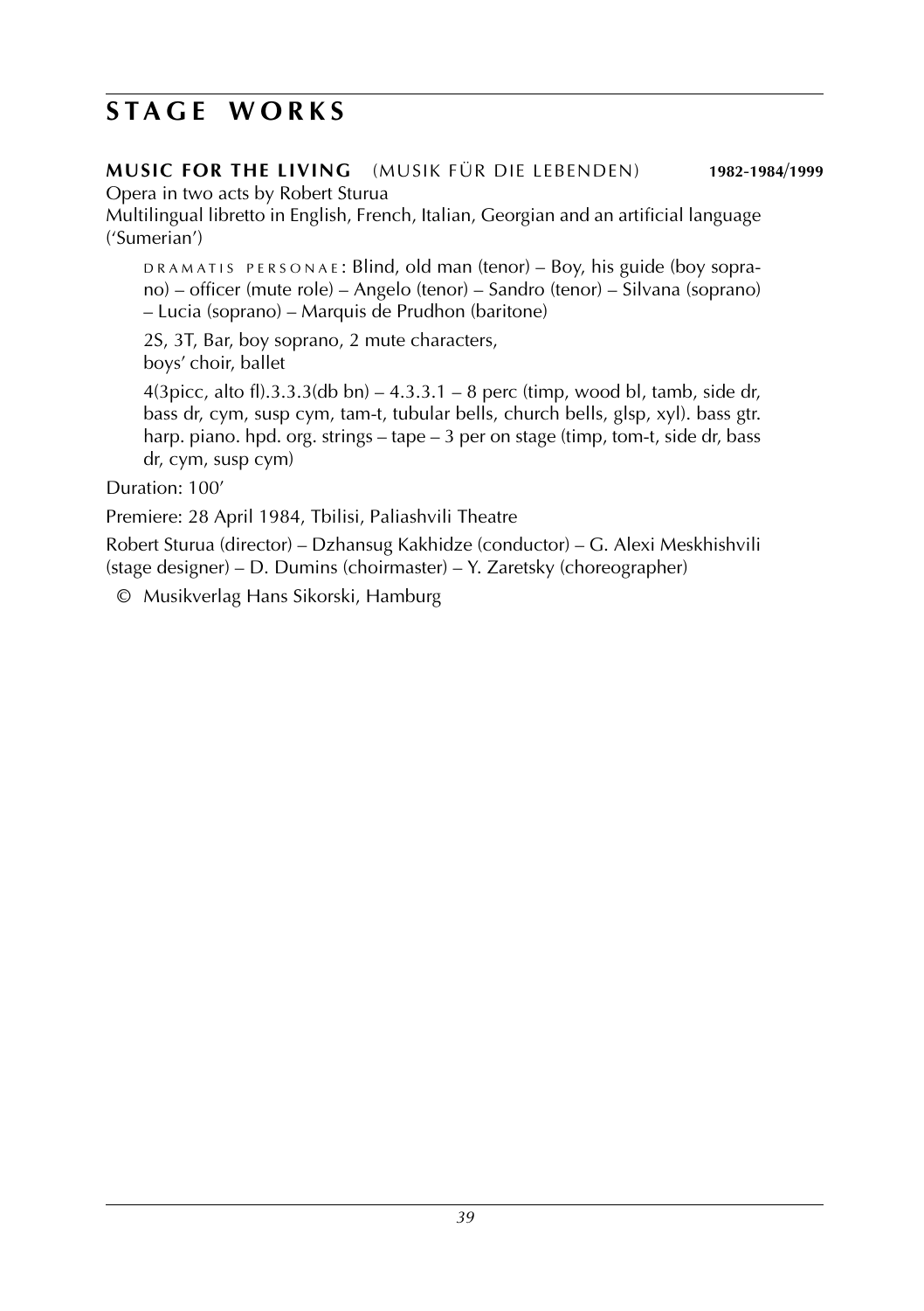# STAGE WORKS

**MUSIC FOR THE LIVING** (MUSIK FÜR DIE LEBENDEN) **1982-1984/1999**

Opera in two acts by Robert Sturua

Multilingual libretto in English, French, Italian, Georgian and an artificial language ('Sumerian')

DRAMATIS PERSONAE: Blind, old man (tenor) – Boy, his guide (boy soprano) – officer (mute role) – Angelo (tenor) – Sandro (tenor) – Silvana (soprano) – Lucia (soprano) – Marquis de Prudhon (baritone)

2S, 3T, Bar, boy soprano, 2 mute characters, boys' choir, ballet

4(3picc, alto fl).3.3.3(db bn) – 4.3.3.1 – 8 perc (timp, wood bl, tamb, side dr, bass dr, cym, susp cym, tam-t, tubular bells, church bells, glsp, xyl). bass gtr. harp. piano. hpd. org. strings – tape – 3 per on stage (timp, tom-t, side dr, bass dr, cym, susp cym)

Duration: 100'

Premiere: 28 April 1984, Tbilisi, Paliashvili Theatre

Robert Sturua (director) – Dzhansug Kakhidze (conductor) – G. Alexi Meskhishvili (stage designer) – D. Dumins (choirmaster) – Y. Zaretsky (choreographer)

© Musikverlag Hans Sikorski, Hamburg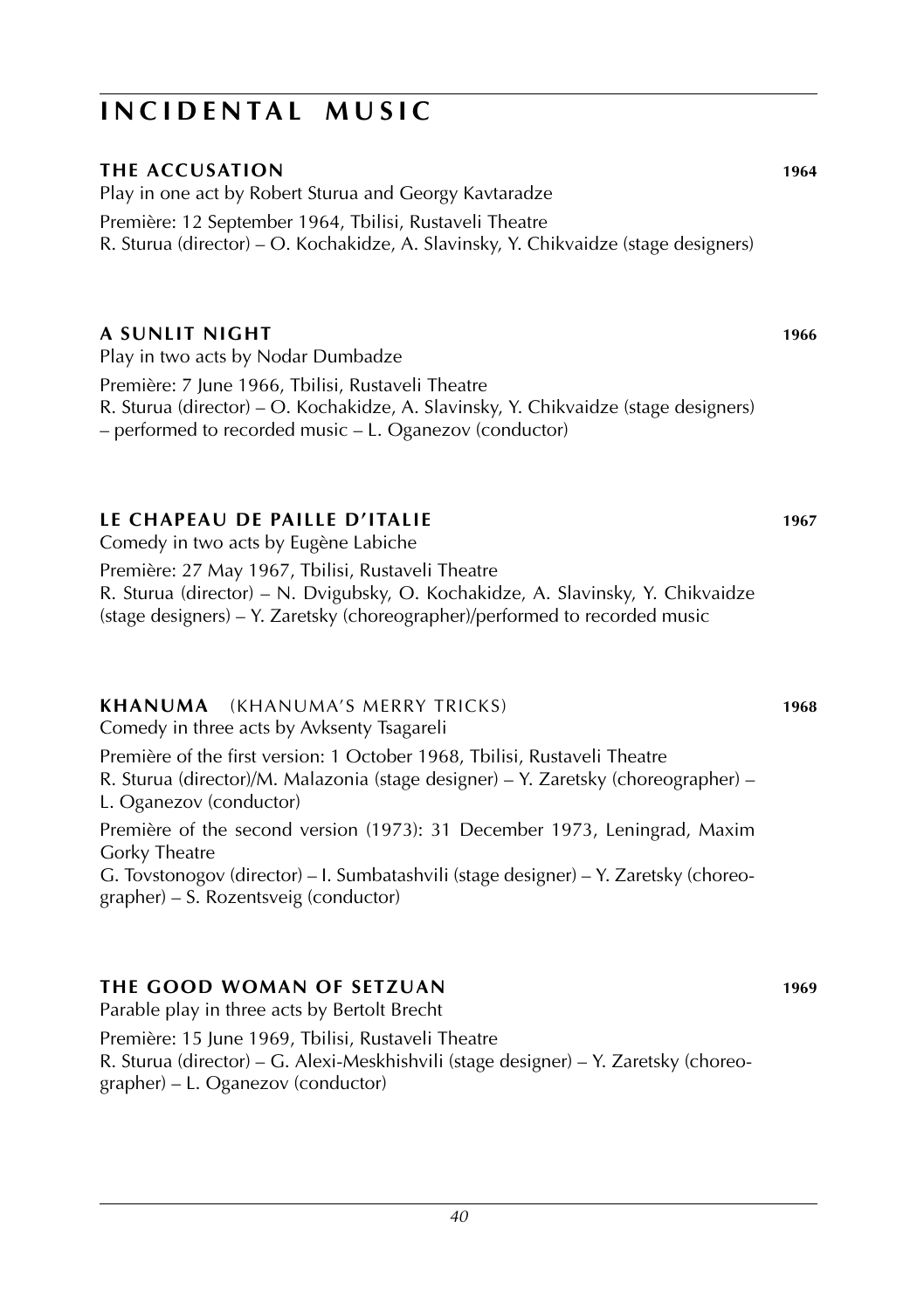# INCIDENTAL MUSIC

### THE ACCUSATION **1964**

Play in one act by Robert Sturua and Georgy Kavtaradze

Première: 12 September 1964, Tbilisi, Rustaveli Theatre
R. Sturua (director) – O. Kochakidze, A. Slavinsky, Y. Chikvaidze (stage designers)

### A SUNLIT NIGHT **1966**

Play in two acts by Nodar Dumbadze

Première: 7 June 1966, Tbilisi, Rustaveli Theatre
R. Sturua (director) – O. Kochakidze, A. Slavinsky, Y. Chikvaidze (stage designers) – performed to recorded music – L. Oganezov (conductor)

### LE CHAPEAU DE PAILLE D'ITALIE **1967**

Comedy in two acts by Eugène Labiche

Première: 27 May 1967, Tbilisi, Rustaveli Theatre
R. Sturua (director) – N. Dvigubsky, O. Kochakidze, A. Slavinsky, Y. Chikvaidze (stage designers) – Y. Zaretsky (choreographer)/performed to recorded music

### KHANUMA (KHANUMA'S MERRY TRICKS) **1968**

Comedy in three acts by Avksenty Tsagareli

Première of the first version: 1 October 1968, Tbilisi, Rustaveli Theatre
R. Sturua (director)/M. Malazonia (stage designer) – Y. Zaretsky (choreographer) – L. Oganezov (conductor)

Première of the second version (1973): 31 December 1973, Leningrad, Maxim Gorky Theatre
G. Tovstonogov (director) – I. Sumbatashvili (stage designer) – Y. Zaretsky (choreographer) – S. Rozentsveig (conductor)

### THE GOOD WOMAN OF SETZUAN **1969**

Parable play in three acts by Bertolt Brecht

Première: 15 June 1969, Tbilisi, Rustaveli Theatre
R. Sturua (director) – G. Alexi-Meskhishvili (stage designer) – Y. Zaretsky (choreographer) – L. Oganezov (conductor)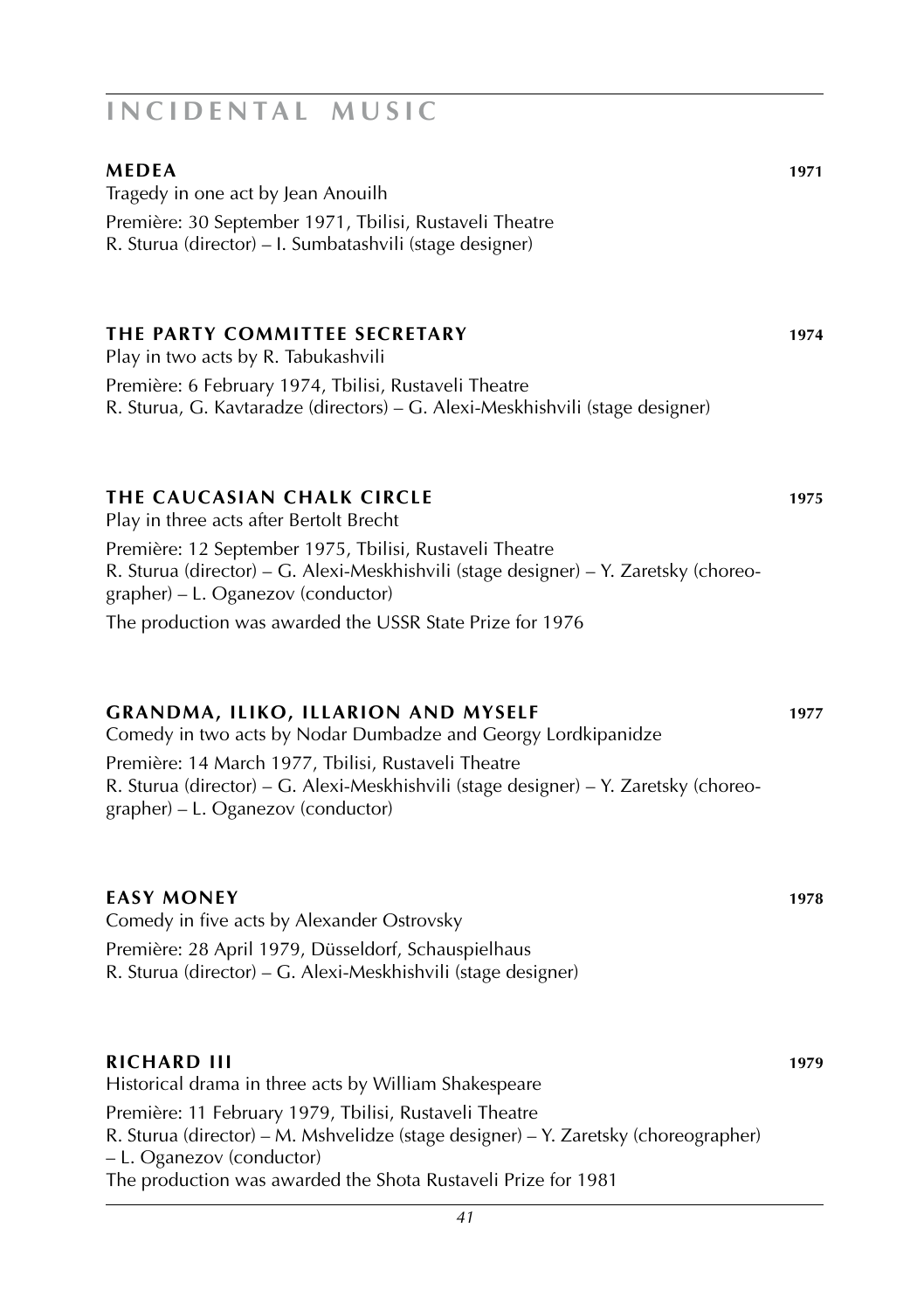# INCIDENTAL MUSIC

**MEDEA** **1971**

Tragedy in one act by Jean Anouilh

Première: 30 September 1971, Tbilisi, Rustaveli Theatre
R. Sturua (director) – I. Sumbatashvili (stage designer)

**THE PARTY COMMITTEE SECRETARY** **1974**

Play in two acts by R. Tabukashvili

Première: 6 February 1974, Tbilisi, Rustaveli Theatre
R. Sturua, G. Kavtaradze (directors) – G. Alexi-Meskhishvili (stage designer)

**THE CAUCASIAN CHALK CIRCLE** **1975**

Play in three acts after Bertolt Brecht

Première: 12 September 1975, Tbilisi, Rustaveli Theatre
R. Sturua (director) – G. Alexi-Meskhishvili (stage designer) – Y. Zaretsky (choreographer) – L. Oganezov (conductor)

The production was awarded the USSR State Prize for 1976

**GRANDMA, ILIKO, ILLARION AND MYSELF** **1977**

Comedy in two acts by Nodar Dumbadze and Georgy Lordkipanidze

Première: 14 March 1977, Tbilisi, Rustaveli Theatre
R. Sturua (director) – G. Alexi-Meskhishvili (stage designer) – Y. Zaretsky (choreographer) – L. Oganezov (conductor)

**EASY MONEY** **1978**

Comedy in five acts by Alexander Ostrovsky

Première: 28 April 1979, Düsseldorf, Schauspielhaus
R. Sturua (director) – G. Alexi-Meskhishvili (stage designer)

**RICHARD III** **1979**

Historical drama in three acts by William Shakespeare

Première: 11 February 1979, Tbilisi, Rustaveli Theatre
R. Sturua (director) – M. Mshvelidze (stage designer) – Y. Zaretsky (choreographer) – L. Oganezov (conductor)
The production was awarded the Shota Rustaveli Prize for 1981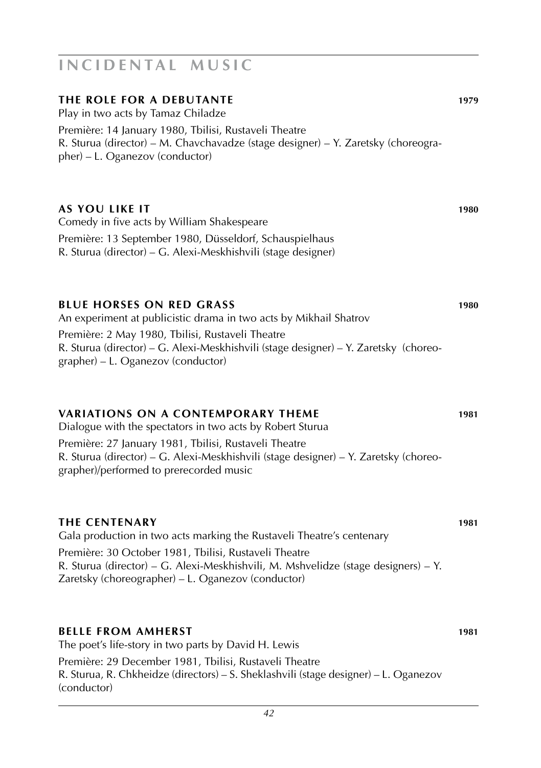# INCIDENTAL MUSIC

## THE ROLE FOR A DEBUTANTE 1979

Play in two acts by Tamaz Chiladze

Première: 14 January 1980, Tbilisi, Rustaveli Theatre
R. Sturua (director) – M. Chavchavadze (stage designer) – Y. Zaretsky (choreographer) – L. Oganezov (conductor)

## AS YOU LIKE IT 1980

Comedy in five acts by William Shakespeare

Première: 13 September 1980, Düsseldorf, Schauspielhaus
R. Sturua (director) – G. Alexi-Meskhishvili (stage designer)

## BLUE HORSES ON RED GRASS 1980

An experiment at publicistic drama in two acts by Mikhail Shatrov

Première: 2 May 1980, Tbilisi, Rustaveli Theatre
R. Sturua (director) – G. Alexi-Meskhishvili (stage designer) – Y. Zaretsky (choreographer) – L. Oganezov (conductor)

## VARIATIONS ON A CONTEMPORARY THEME 1981

Dialogue with the spectators in two acts by Robert Sturua

Première: 27 January 1981, Tbilisi, Rustaveli Theatre
R. Sturua (director) – G. Alexi-Meskhishvili (stage designer) – Y. Zaretsky (choreographer)/performed to prerecorded music

## THE CENTENARY 1981

Gala production in two acts marking the Rustaveli Theatre's centenary

Première: 30 October 1981, Tbilisi, Rustaveli Theatre
R. Sturua (director) – G. Alexi-Meskhishvili, M. Mshvelidze (stage designers) – Y. Zaretsky (choreographer) – L. Oganezov (conductor)

## BELLE FROM AMHERST 1981

The poet's life-story in two parts by David H. Lewis

Première: 29 December 1981, Tbilisi, Rustaveli Theatre
R. Sturua, R. Chkheidze (directors) – S. Sheklashvili (stage designer) – L. Oganezov (conductor)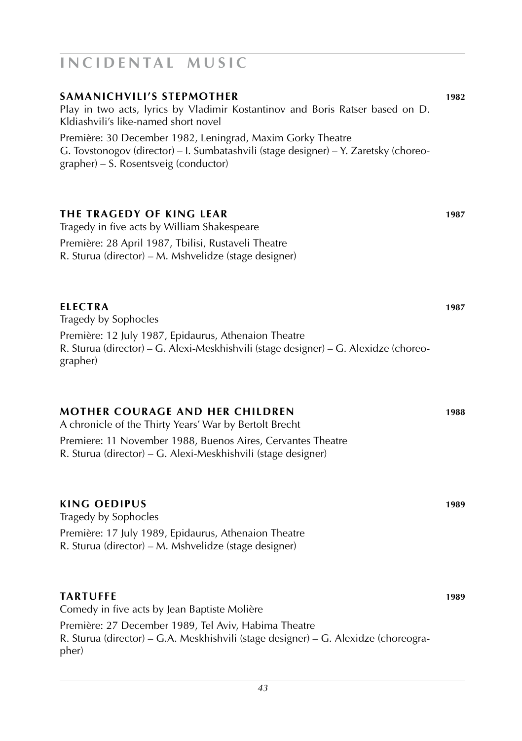# INCIDENTAL MUSIC

**SAMANICHVILI'S STEPMOTHER** **1982**

Play in two acts, lyrics by Vladimir Kostantinov and Boris Ratser based on D. Kldiashvili's like-named short novel

Première: 30 December 1982, Leningrad, Maxim Gorky Theatre
G. Tovstonogov (director) – I. Sumbatashvili (stage designer) – Y. Zaretsky (choreographer) – S. Rosentsveig (conductor)

**THE TRAGEDY OF KING LEAR** **1987**

Tragedy in five acts by William Shakespeare

Première: 28 April 1987, Tbilisi, Rustaveli Theatre
R. Sturua (director) – M. Mshvelidze (stage designer)

**ELECTRA** **1987**

Tragedy by Sophocles

Première: 12 July 1987, Epidaurus, Athenaion Theatre
R. Sturua (director) – G. Alexi-Meskhishvili (stage designer) – G. Alexidze (choreographer)

**MOTHER COURAGE AND HER CHILDREN** **1988**

A chronicle of the Thirty Years' War by Bertolt Brecht

Premiere: 11 November 1988, Buenos Aires, Cervantes Theatre
R. Sturua (director) – G. Alexi-Meskhishvili (stage designer)

**KING OEDIPUS** **1989**

Tragedy by Sophocles

Première: 17 July 1989, Epidaurus, Athenaion Theatre
R. Sturua (director) – M. Mshvelidze (stage designer)

**TARTUFFE** **1989**

Comedy in five acts by Jean Baptiste Molière

Première: 27 December 1989, Tel Aviv, Habima Theatre
R. Sturua (director) – G.A. Meskhishvili (stage designer) – G. Alexidze (choreographer)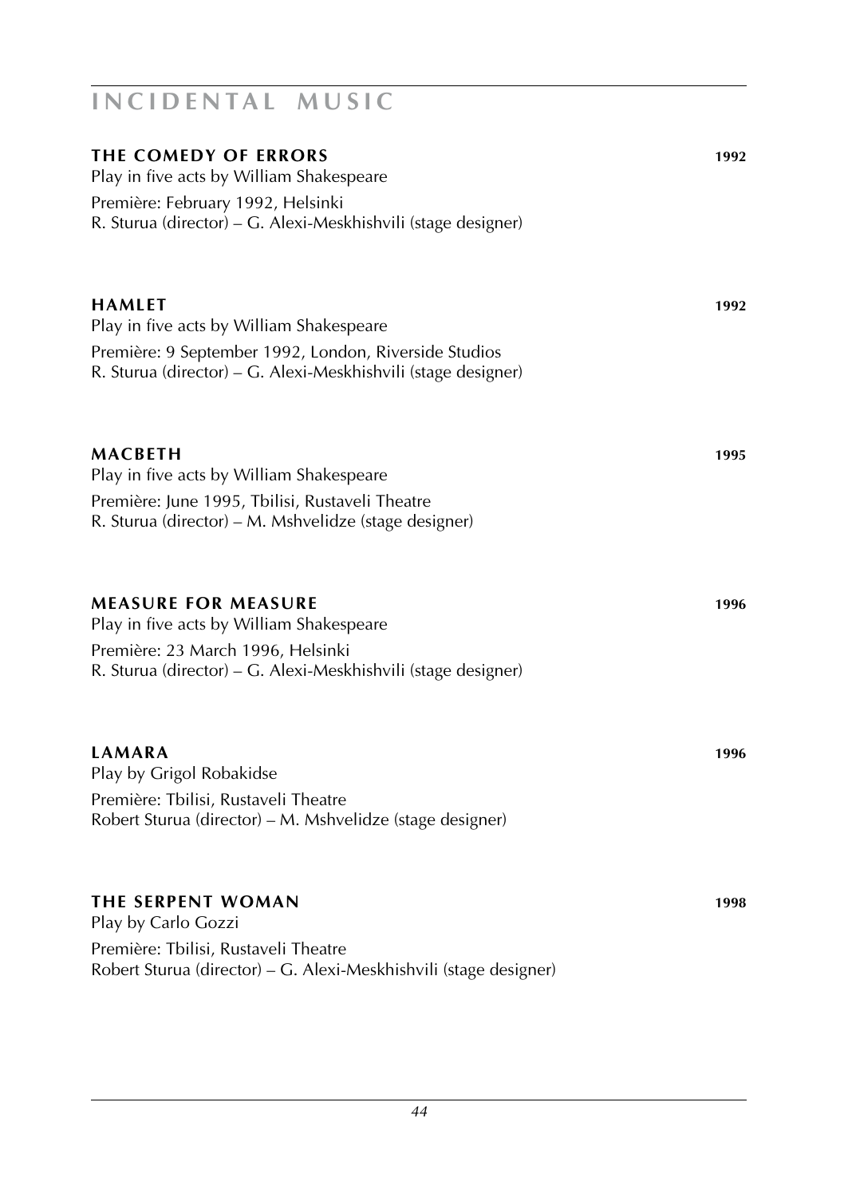# INCIDENTAL MUSIC

## THE COMEDY OF ERRORS 1992

Play in five acts by William Shakespeare

Première: February 1992, Helsinki
R. Sturua (director) – G. Alexi-Meskhishvili (stage designer)

## HAMLET 1992

Play in five acts by William Shakespeare

Première: 9 September 1992, London, Riverside Studios
R. Sturua (director) – G. Alexi-Meskhishvili (stage designer)

## MACBETH 1995

Play in five acts by William Shakespeare

Première: June 1995, Tbilisi, Rustaveli Theatre
R. Sturua (director) – M. Mshvelidze (stage designer)

## MEASURE FOR MEASURE 1996

Play in five acts by William Shakespeare

Première: 23 March 1996, Helsinki
R. Sturua (director) – G. Alexi-Meskhishvili (stage designer)

## LAMARA 1996

Play by Grigol Robakidse

Première: Tbilisi, Rustaveli Theatre
Robert Sturua (director) – M. Mshvelidze (stage designer)

## THE SERPENT WOMAN 1998

Play by Carlo Gozzi

Première: Tbilisi, Rustaveli Theatre
Robert Sturua (director) – G. Alexi-Meskhishvili (stage designer)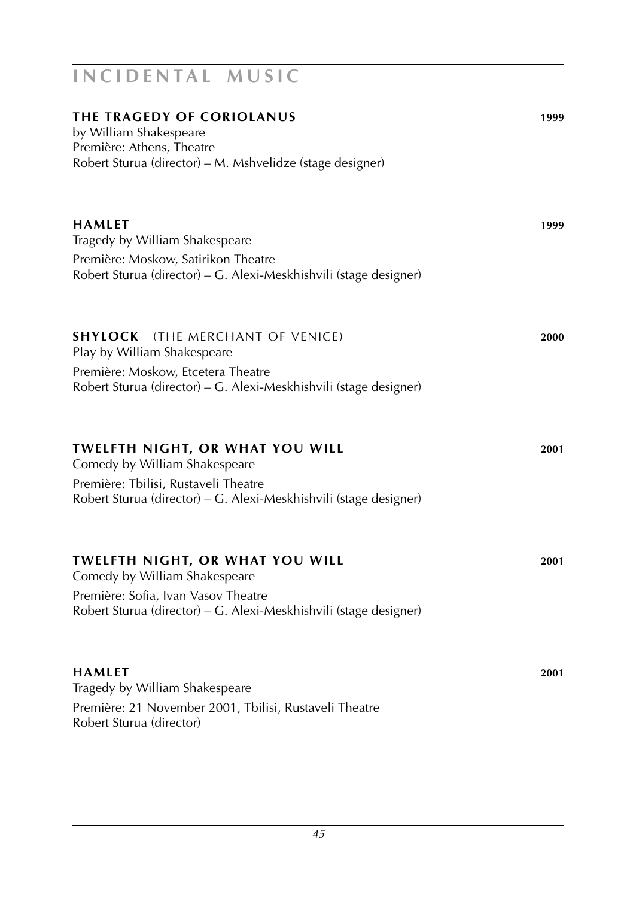# INCIDENTAL MUSIC

**THE TRAGEDY OF CORIOLANUS** **1999**
by William Shakespeare
Première: Athens, Theatre
Robert Sturua (director) – M. Mshvelidze (stage designer)

**HAMLET** **1999**
Tragedy by William Shakespeare
Première: Moskow, Satirikon Theatre
Robert Sturua (director) – G. Alexi-Meskhishvili (stage designer)

**SHYLOCK** (THE MERCHANT OF VENICE) **2000**
Play by William Shakespeare
Première: Moskow, Etcetera Theatre
Robert Sturua (director) – G. Alexi-Meskhishvili (stage designer)

**TWELFTH NIGHT, OR WHAT YOU WILL** **2001**
Comedy by William Shakespeare
Première: Tbilisi, Rustaveli Theatre
Robert Sturua (director) – G. Alexi-Meskhishvili (stage designer)

**TWELFTH NIGHT, OR WHAT YOU WILL** **2001**
Comedy by William Shakespeare
Première: Sofia, Ivan Vasov Theatre
Robert Sturua (director) – G. Alexi-Meskhishvili (stage designer)

**HAMLET** **2001**
Tragedy by William Shakespeare
Première: 21 November 2001, Tbilisi, Rustaveli Theatre
Robert Sturua (director)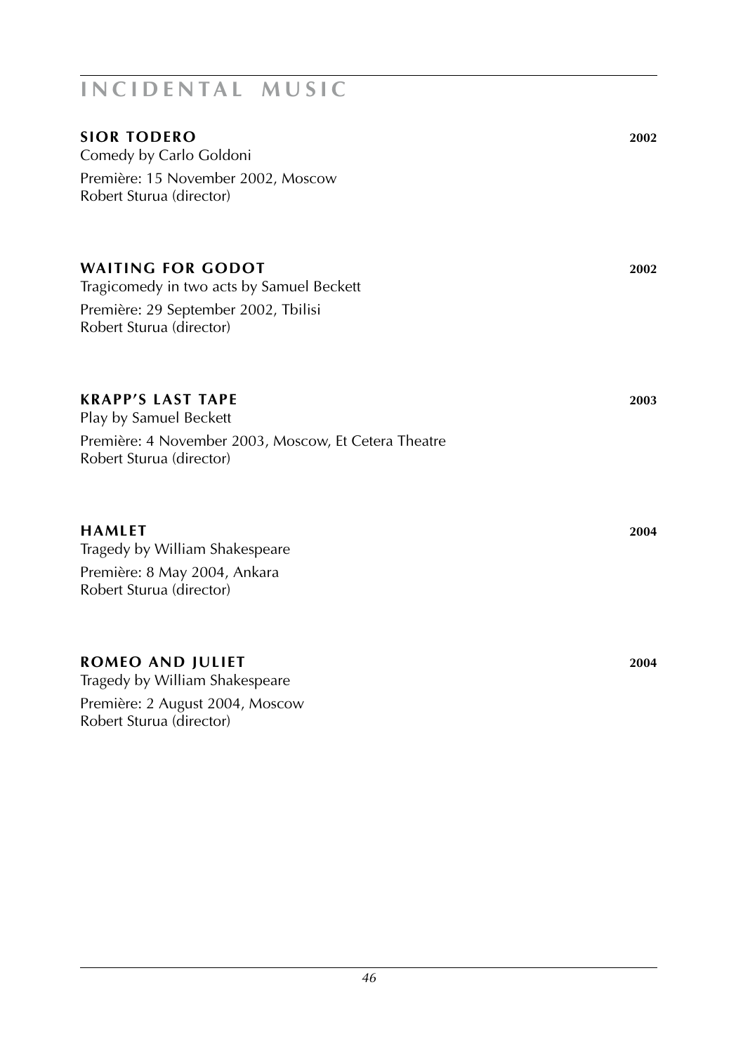# INCIDENTAL MUSIC

### SIOR TODERO 2002

Comedy by Carlo Goldoni

Première: 15 November 2002, Moscow
Robert Sturua (director)

### WAITING FOR GODOT 2002

Tragicomedy in two acts by Samuel Beckett

Première: 29 September 2002, Tbilisi
Robert Sturua (director)

### KRAPP'S LAST TAPE 2003

Play by Samuel Beckett

Première: 4 November 2003, Moscow, Et Cetera Theatre
Robert Sturua (director)

### HAMLET 2004

Tragedy by William Shakespeare

Première: 8 May 2004, Ankara
Robert Sturua (director)

### ROMEO AND JULIET 2004

Tragedy by William Shakespeare

Première: 2 August 2004, Moscow
Robert Sturua (director)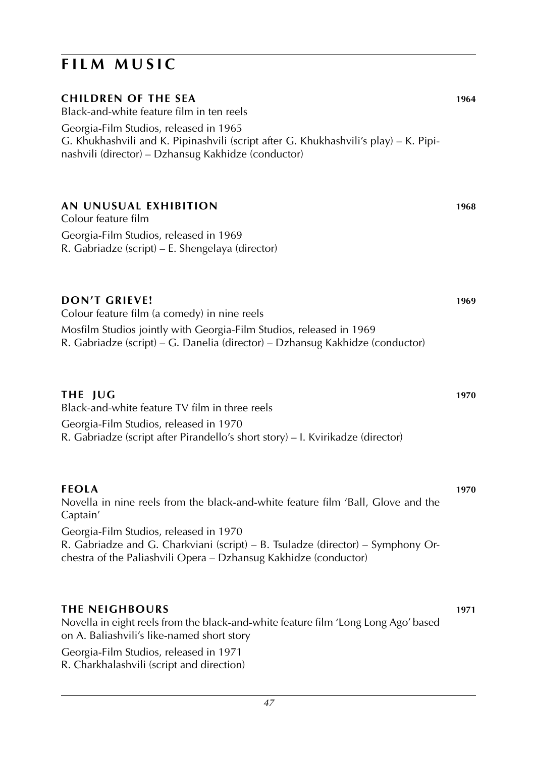# FILM MUSIC

### CHILDREN OF THE SEA — 1964

Black-and-white feature film in ten reels

Georgia-Film Studios, released in 1965
G. Khukhashvili and K. Pipinashvili (script after G. Khukhashvili's play) – K. Pipinashvili (director) – Dzhansug Kakhidze (conductor)

### AN UNUSUAL EXHIBITION — 1968

Colour feature film

Georgia-Film Studios, released in 1969
R. Gabriadze (script) – E. Shengelaya (director)

### DON'T GRIEVE! — 1969

Colour feature film (a comedy) in nine reels

Mosfilm Studios jointly with Georgia-Film Studios, released in 1969
R. Gabriadze (script) – G. Danelia (director) – Dzhansug Kakhidze (conductor)

### THE JUG — 1970

Black-and-white feature TV film in three reels

Georgia-Film Studios, released in 1970
R. Gabriadze (script after Pirandello's short story) – I. Kvirikadze (director)

### FEOLA — 1970

Novella in nine reels from the black-and-white feature film 'Ball, Glove and the Captain'

Georgia-Film Studios, released in 1970
R. Gabriadze and G. Charkviani (script) – B. Tsuladze (director) – Symphony Orchestra of the Paliashvili Opera – Dzhansug Kakhidze (conductor)

### THE NEIGHBOURS — 1971

Novella in eight reels from the black-and-white feature film 'Long Long Ago' based on A. Baliashvili's like-named short story

Georgia-Film Studios, released in 1971
R. Charkhalashvili (script and direction)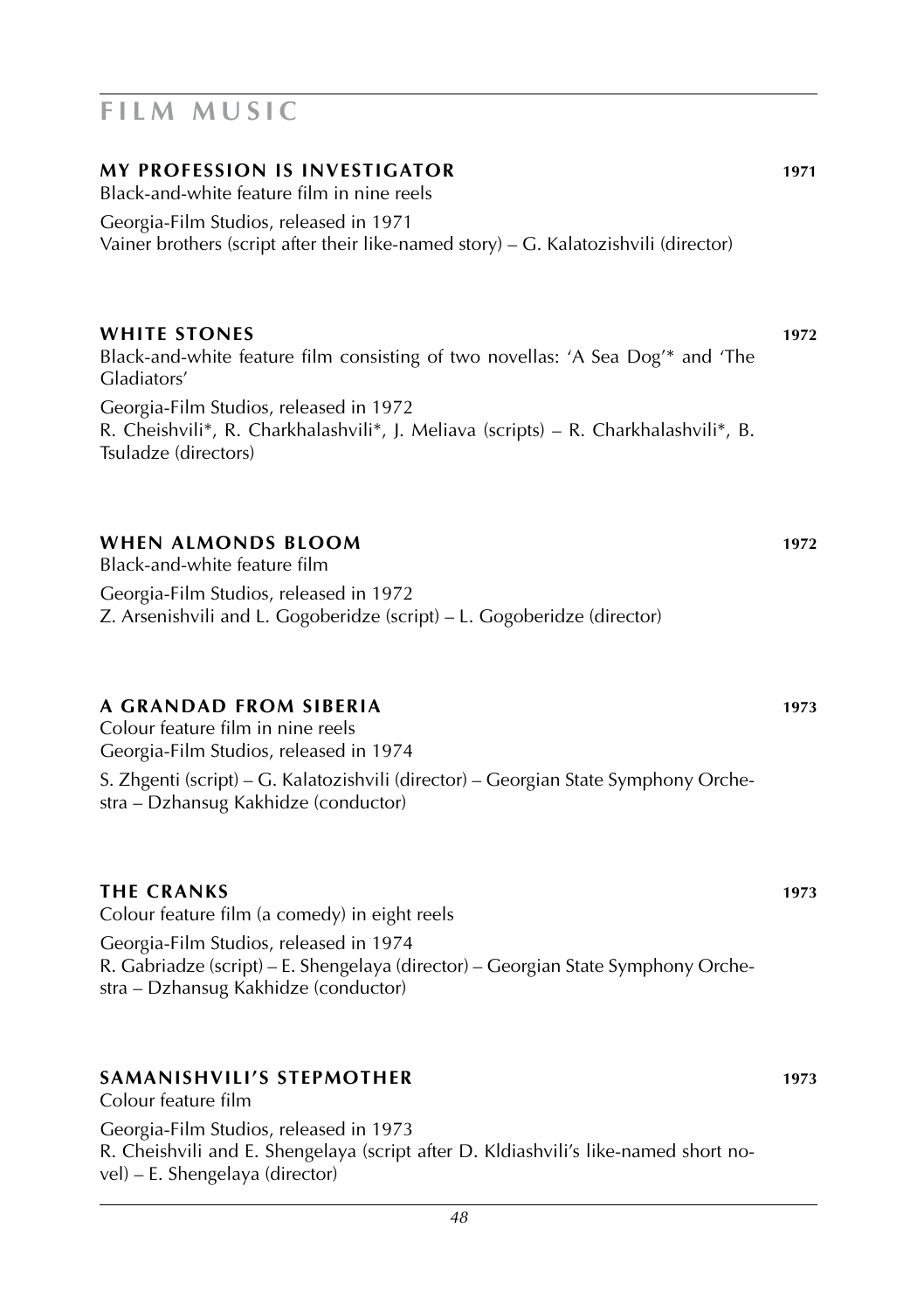# FILM MUSIC

## MY PROFESSION IS INVESTIGATOR 1971

Black-and-white feature film in nine reels

Georgia-Film Studios, released in 1971
Vainer brothers (script after their like-named story) – G. Kalatozishvili (director)

## WHITE STONES 1972

Black-and-white feature film consisting of two novellas: 'A Sea Dog'* and 'The Gladiators'

Georgia-Film Studios, released in 1972
R. Cheishvili*, R. Charkhalashvili*, J. Meliava (scripts) – R. Charkhalashvili*, B. Tsuladze (directors)

## WHEN ALMONDS BLOOM 1972

Black-and-white feature film

Georgia-Film Studios, released in 1972
Z. Arsenishvili and L. Gogoberidze (script) – L. Gogoberidze (director)

## A GRANDAD FROM SIBERIA 1973

Colour feature film in nine reels
Georgia-Film Studios, released in 1974

S. Zhgenti (script) – G. Kalatozishvili (director) – Georgian State Symphony Orchestra – Dzhansug Kakhidze (conductor)

## THE CRANKS 1973

Colour feature film (a comedy) in eight reels

Georgia-Film Studios, released in 1974
R. Gabriadze (script) – E. Shengelaya (director) – Georgian State Symphony Orchestra – Dzhansug Kakhidze (conductor)

## SAMANISHVILI'S STEPMOTHER 1973

Colour feature film

Georgia-Film Studios, released in 1973
R. Cheishvili and E. Shengelaya (script after D. Kldiashvili's like-named short novel) – E. Shengelaya (director)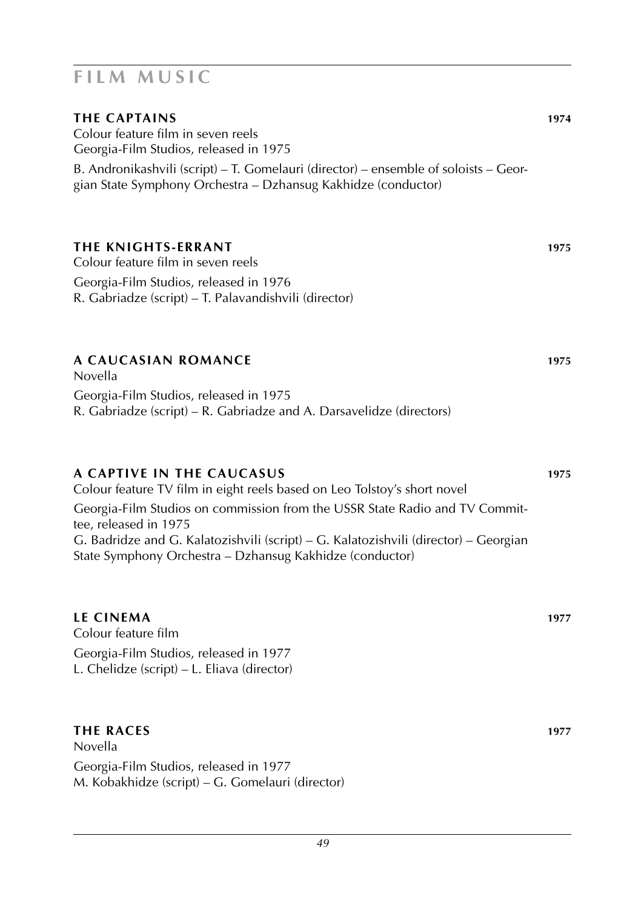# FILM MUSIC

## THE CAPTAINS 1974

Colour feature film in seven reels
Georgia-Film Studios, released in 1975

B. Andronikashvili (script) – T. Gomelauri (director) – ensemble of soloists – Georgian State Symphony Orchestra – Dzhansug Kakhidze (conductor)

## THE KNIGHTS-ERRANT 1975

Colour feature film in seven reels

Georgia-Film Studios, released in 1976
R. Gabriadze (script) – T. Palavandishvili (director)

## A CAUCASIAN ROMANCE 1975

Novella

Georgia-Film Studios, released in 1975
R. Gabriadze (script) – R. Gabriadze and A. Darsavelidze (directors)

## A CAPTIVE IN THE CAUCASUS 1975

Colour feature TV film in eight reels based on Leo Tolstoy's short novel

Georgia-Film Studios on commission from the USSR State Radio and TV Committee, released in 1975
G. Badridze and G. Kalatozishvili (script) – G. Kalatozishvili (director) – Georgian State Symphony Orchestra – Dzhansug Kakhidze (conductor)

## LE CINEMA 1977

Colour feature film

Georgia-Film Studios, released in 1977
L. Chelidze (script) – L. Eliava (director)

## THE RACES 1977

Novella

Georgia-Film Studios, released in 1977
M. Kobakhidze (script) – G. Gomelauri (director)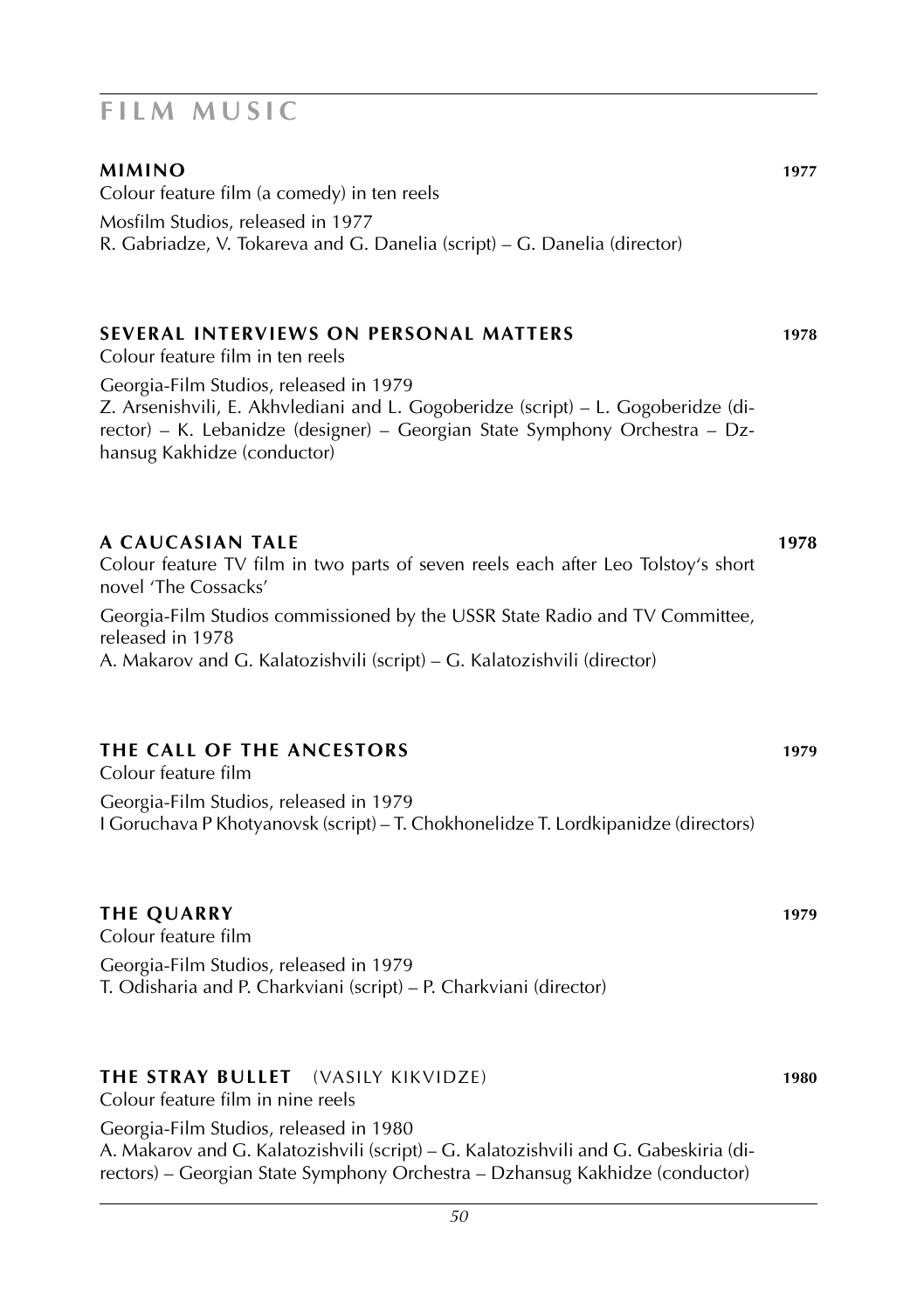# FILM MUSIC

### MIMINO 1977

Colour feature film (a comedy) in ten reels

Mosfilm Studios, released in 1977
R. Gabriadze, V. Tokareva and G. Danelia (script) – G. Danelia (director)

### SEVERAL INTERVIEWS ON PERSONAL MATTERS 1978

Colour feature film in ten reels

Georgia-Film Studios, released in 1979
Z. Arsenishvili, E. Akhvlediani and L. Gogoberidze (script) – L. Gogoberidze (director) – K. Lebanidze (designer) – Georgian State Symphony Orchestra – Dzhansug Kakhidze (conductor)

### A CAUCASIAN TALE 1978

Colour feature TV film in two parts of seven reels each after Leo Tolstoy's short novel 'The Cossacks'

Georgia-Film Studios commissioned by the USSR State Radio and TV Committee, released in 1978
A. Makarov and G. Kalatozishvili (script) – G. Kalatozishvili (director)

### THE CALL OF THE ANCESTORS 1979

Colour feature film

Georgia-Film Studios, released in 1979
I Goruchava P Khotyanovsk (script) – T. Chokhonelidze T. Lordkipanidze (directors)

### THE QUARRY 1979

Colour feature film

Georgia-Film Studios, released in 1979
T. Odisharia and P. Charkviani (script) – P. Charkviani (director)

### THE STRAY BULLET (VASILY KIKVIDZE) 1980

Colour feature film in nine reels

Georgia-Film Studios, released in 1980
A. Makarov and G. Kalatozishvili (script) – G. Kalatozishvili and G. Gabeskiria (directors) – Georgian State Symphony Orchestra – Dzhansug Kakhidze (conductor)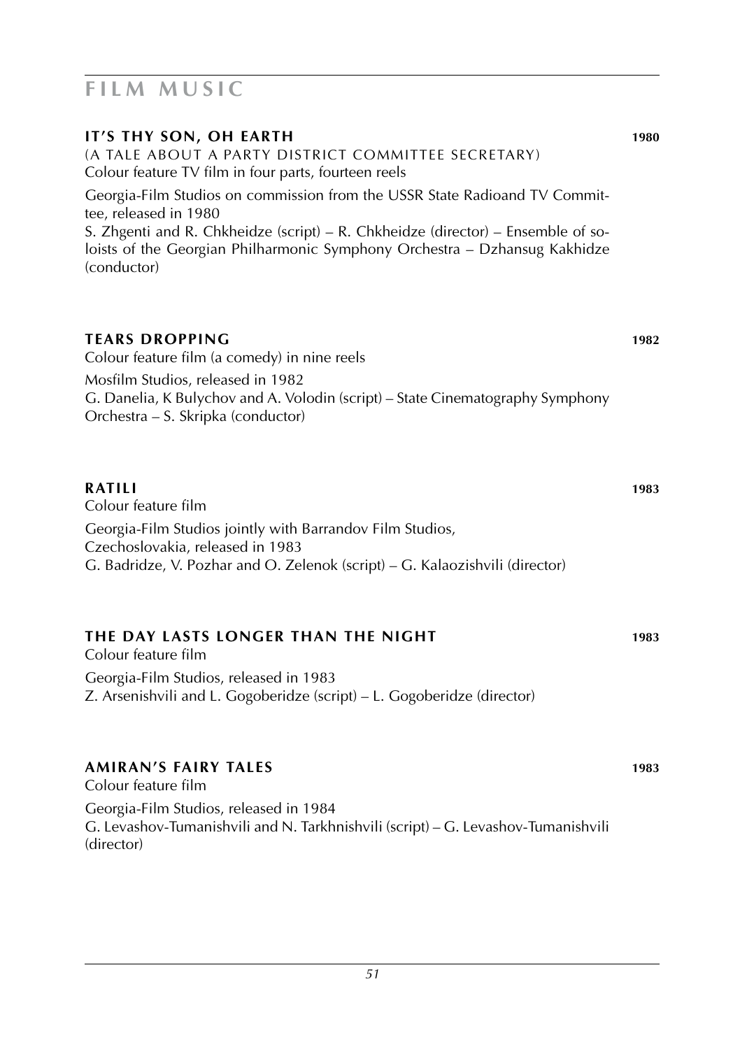# FILM MUSIC

### IT'S THY SON, OH EARTH 1980

(A TALE ABOUT A PARTY DISTRICT COMMITTEE SECRETARY)
Colour feature TV film in four parts, fourteen reels

Georgia-Film Studios on commission from the USSR State Radioand TV Committee, released in 1980
S. Zhgenti and R. Chkheidze (script) – R. Chkheidze (director) – Ensemble of soloists of the Georgian Philharmonic Symphony Orchestra – Dzhansug Kakhidze (conductor)

### TEARS DROPPING 1982

Colour feature film (a comedy) in nine reels

Mosfilm Studios, released in 1982
G. Danelia, K Bulychov and A. Volodin (script) – State Cinematography Symphony Orchestra – S. Skripka (conductor)

### RATILI 1983

Colour feature film

Georgia-Film Studios jointly with Barrandov Film Studios, Czechoslovakia, released in 1983
G. Badridze, V. Pozhar and O. Zelenok (script) – G. Kalaozishvili (director)

### THE DAY LASTS LONGER THAN THE NIGHT 1983

Colour feature film

Georgia-Film Studios, released in 1983
Z. Arsenishvili and L. Gogoberidze (script) – L. Gogoberidze (director)

### AMIRAN'S FAIRY TALES 1983

Colour feature film

Georgia-Film Studios, released in 1984
G. Levashov-Tumanishvili and N. Tarkhnishvili (script) – G. Levashov-Tumanishvili (director)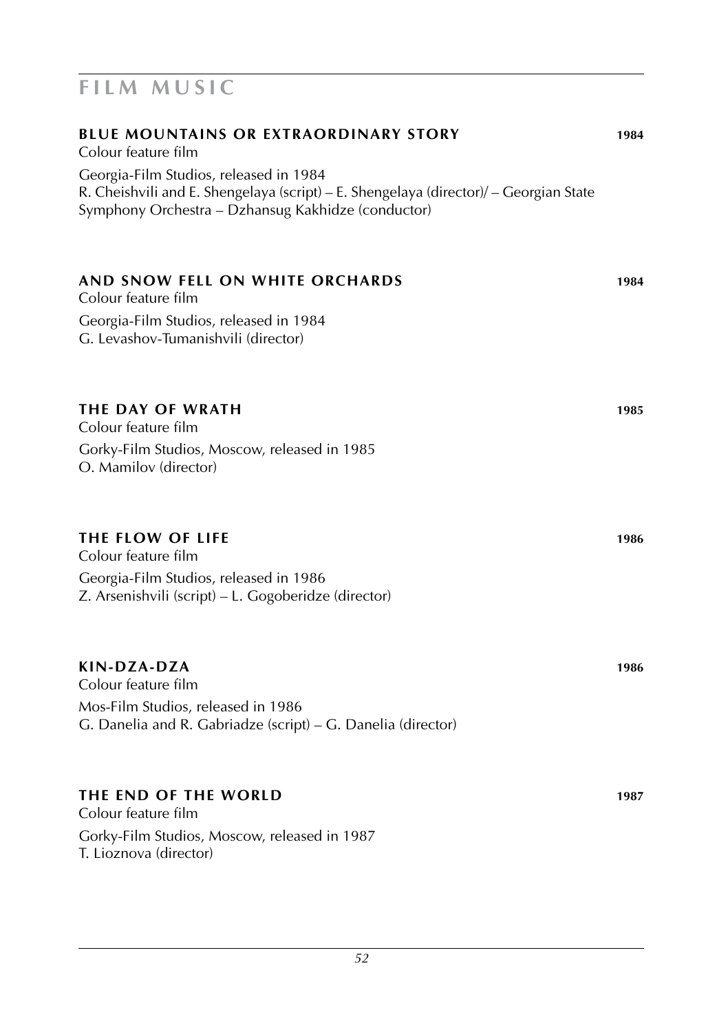## FILM MUSIC

### BLUE MOUNTAINS OR EXTRAORDINARY STORY 1984

Colour feature film

Georgia-Film Studios, released in 1984
R. Cheishvili and E. Shengelaya (script) – E. Shengelaya (director)/ – Georgian State Symphony Orchestra – Dzhansug Kakhidze (conductor)

### AND SNOW FELL ON WHITE ORCHARDS 1984

Colour feature film

Georgia-Film Studios, released in 1984
G. Levashov-Tumanishvili (director)

### THE DAY OF WRATH 1985

Colour feature film

Gorky-Film Studios, Moscow, released in 1985
O. Mamilov (director)

### THE FLOW OF LIFE 1986

Colour feature film

Georgia-Film Studios, released in 1986
Z. Arsenishvili (script) – L. Gogoberidze (director)

### KIN-DZA-DZA 1986

Colour feature film

Mos-Film Studios, released in 1986
G. Danelia and R. Gabriadze (script) – G. Danelia (director)

### THE END OF THE WORLD 1987

Colour feature film

Gorky-Film Studios, Moscow, released in 1987
T. Lioznova (director)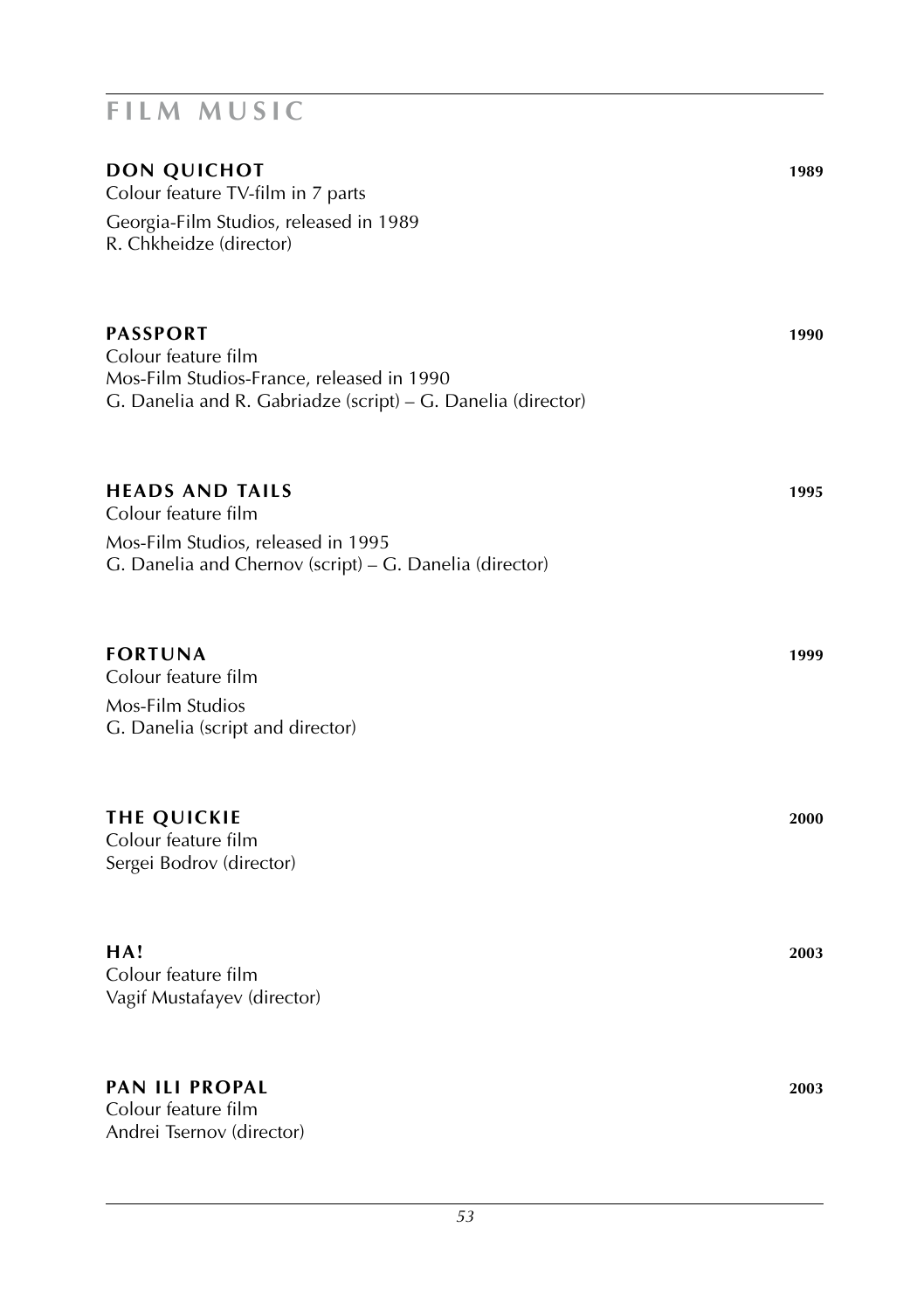# FILM MUSIC

**DON QUICHOT** **1989**
Colour feature TV-film in 7 parts
Georgia-Film Studios, released in 1989
R. Chkheidze (director)

**PASSPORT** **1990**
Colour feature film
Mos-Film Studios-France, released in 1990
G. Danelia and R. Gabriadze (script) – G. Danelia (director)

**HEADS AND TAILS** **1995**
Colour feature film
Mos-Film Studios, released in 1995
G. Danelia and Chernov (script) – G. Danelia (director)

**FORTUNA** **1999**
Colour feature film
Mos-Film Studios
G. Danelia (script and director)

**THE QUICKIE** **2000**
Colour feature film
Sergei Bodrov (director)

**HA!** **2003**
Colour feature film
Vagif Mustafayev (director)

**PAN ILI PROPAL** **2003**
Colour feature film
Andrei Tsernov (director)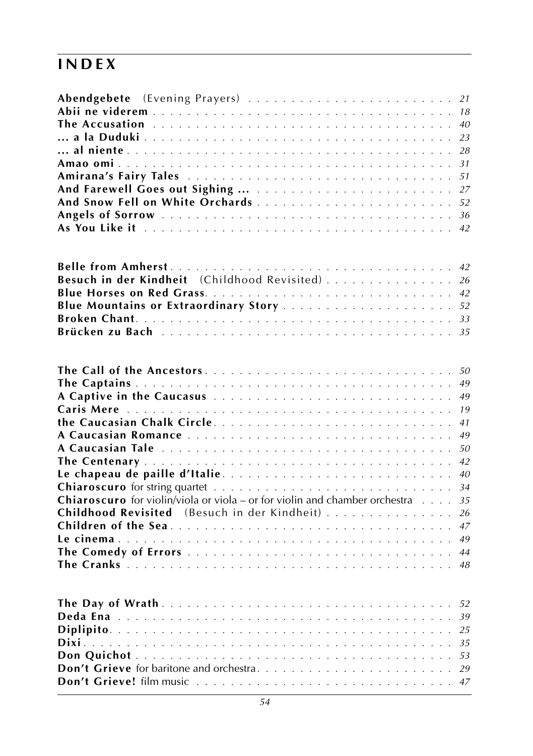# INDEX

**Abendgebete** (Evening Prayers) . . . . . . . . . . . . . . . . . . . . . . . . *21*
**Abii ne viderem** . . . . . . . . . . . . . . . . . . . . . . . . . . . . . . . . . *18*
**The Accusation** . . . . . . . . . . . . . . . . . . . . . . . . . . . . . . . . . *40*
**... a la Duduki** . . . . . . . . . . . . . . . . . . . . . . . . . . . . . . . . . *23*
**... al niente** . . . . . . . . . . . . . . . . . . . . . . . . . . . . . . . . . *28*
**Amao omi** . . . . . . . . . . . . . . . . . . . . . . . . . . . . . . . . . *31*
**Amirana's Fairy Tales** . . . . . . . . . . . . . . . . . . . . . . . . . . . . *51*
**And Farewell Goes out Sighing ...** . . . . . . . . . . . . . . . . . . . . . . *27*
**And Snow Fell on White Orchards** . . . . . . . . . . . . . . . . . . . . . . *52*
**Angels of Sorrow** . . . . . . . . . . . . . . . . . . . . . . . . . . . . . . *36*
**As You Like it** . . . . . . . . . . . . . . . . . . . . . . . . . . . . . . . . *42*

**Belle from Amherst** . . . . . . . . . . . . . . . . . . . . . . . . . . . . . . *42*
**Besuch in der Kindheit** (Childhood Revisited) . . . . . . . . . . . . . . . *26*
**Blue Horses on Red Grass** . . . . . . . . . . . . . . . . . . . . . . . . . . . *42*
**Blue Mountains or Extraordinary Story** . . . . . . . . . . . . . . . . . . . *52*
**Broken Chant** . . . . . . . . . . . . . . . . . . . . . . . . . . . . . . . . . *33*
**Brücken zu Bach** . . . . . . . . . . . . . . . . . . . . . . . . . . . . . . . *35*

**The Call of the Ancestors** . . . . . . . . . . . . . . . . . . . . . . . . . . *50*
**The Captains** . . . . . . . . . . . . . . . . . . . . . . . . . . . . . . . . . *49*
**A Captive in the Caucasus** . . . . . . . . . . . . . . . . . . . . . . . . . . *49*
**Caris Mere** . . . . . . . . . . . . . . . . . . . . . . . . . . . . . . . . . *19*
**the Caucasian Chalk Circle** . . . . . . . . . . . . . . . . . . . . . . . . . *41*
**A Caucasian Romance** . . . . . . . . . . . . . . . . . . . . . . . . . . . . . *49*
**A Caucasian Tale** . . . . . . . . . . . . . . . . . . . . . . . . . . . . . . . *50*
**The Centenary** . . . . . . . . . . . . . . . . . . . . . . . . . . . . . . . . *42*
**Le chapeau de paille d'Italie** . . . . . . . . . . . . . . . . . . . . . . . . *40*
**Chiaroscuro** for string quartet . . . . . . . . . . . . . . . . . . . . . . . *34*
**Chiaroscuro** for violin/viola or viola – or for violin and chamber orchestra . . . . *35*
**Childhood Revisited** (Besuch in der Kindheit) . . . . . . . . . . . . . . . *26*
**Children of the Sea** . . . . . . . . . . . . . . . . . . . . . . . . . . . . . . *47*
**Le cinema** . . . . . . . . . . . . . . . . . . . . . . . . . . . . . . . . . *49*
**The Comedy of Errors** . . . . . . . . . . . . . . . . . . . . . . . . . . . . *44*
**The Cranks** . . . . . . . . . . . . . . . . . . . . . . . . . . . . . . . . . *48*

**The Day of Wrath** . . . . . . . . . . . . . . . . . . . . . . . . . . . . . . *52*
**Deda Ena** . . . . . . . . . . . . . . . . . . . . . . . . . . . . . . . . . *39*
**Diplipito** . . . . . . . . . . . . . . . . . . . . . . . . . . . . . . . . . *25*
**Dixi** . . . . . . . . . . . . . . . . . . . . . . . . . . . . . . . . . *35*
**Don Quichot** . . . . . . . . . . . . . . . . . . . . . . . . . . . . . . . . *53*
**Don't Grieve** for baritone and orchestra . . . . . . . . . . . . . . . . . . *29*
**Don't Grieve!** film music . . . . . . . . . . . . . . . . . . . . . . . . . . *47*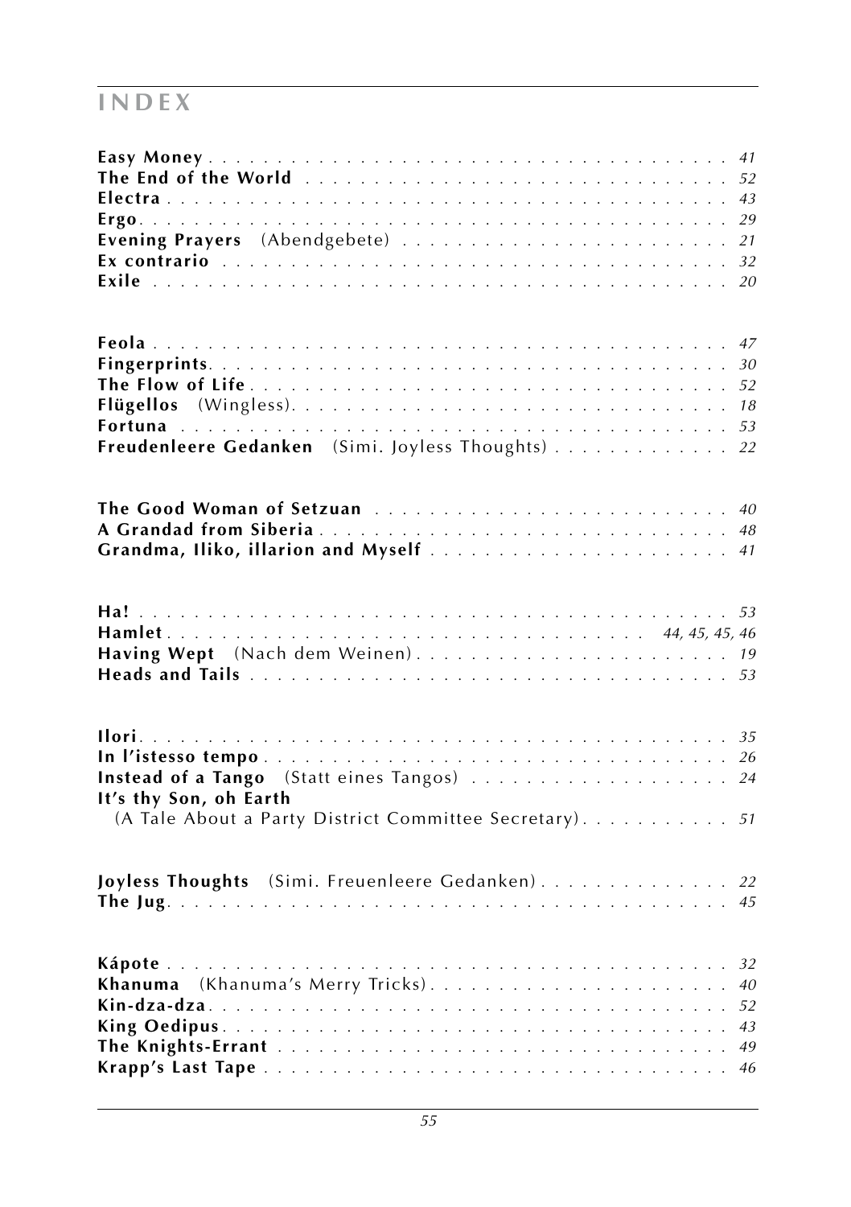# INDEX

**Easy Money** . . . . . . . . . . . . . . . . . . . . . . . . . . . . . . . . . . . . *41*
**The End of the World** . . . . . . . . . . . . . . . . . . . . . . . . . . . . . . *52*
**Electra** . . . . . . . . . . . . . . . . . . . . . . . . . . . . . . . . . . . . . . *43*
**Ergo** . . . . . . . . . . . . . . . . . . . . . . . . . . . . . . . . . . . . . . . *29*
**Evening Prayers** (Abendgebete) . . . . . . . . . . . . . . . . . . . . . . . *21*
**Ex contrario** . . . . . . . . . . . . . . . . . . . . . . . . . . . . . . . . . . *32*
**Exile** . . . . . . . . . . . . . . . . . . . . . . . . . . . . . . . . . . . . . . . *20*

**Feola** . . . . . . . . . . . . . . . . . . . . . . . . . . . . . . . . . . . . . . . *47*
**Fingerprints** . . . . . . . . . . . . . . . . . . . . . . . . . . . . . . . . . . . *30*
**The Flow of Life** . . . . . . . . . . . . . . . . . . . . . . . . . . . . . . . . *52*
**Flügellos** (Wingless) . . . . . . . . . . . . . . . . . . . . . . . . . . . . . . *18*
**Fortuna** . . . . . . . . . . . . . . . . . . . . . . . . . . . . . . . . . . . . . *53*
**Freudenleere Gedanken** (Simi. Joyless Thoughts) . . . . . . . . . . . . . *22*

**The Good Woman of Setzuan** . . . . . . . . . . . . . . . . . . . . . . . . *40*
**A Grandad from Siberia** . . . . . . . . . . . . . . . . . . . . . . . . . . . . *48*
**Grandma, Iliko, illarion and Myself** . . . . . . . . . . . . . . . . . . . . *41*

**Ha!** . . . . . . . . . . . . . . . . . . . . . . . . . . . . . . . . . . . . . . . . *53*
**Hamlet** . . . . . . . . . . . . . . . . . . . . . . . . . . . . . . . . *44, 45, 45, 46*
**Having Wept** (Nach dem Weinen) . . . . . . . . . . . . . . . . . . . . . . *19*
**Heads and Tails** . . . . . . . . . . . . . . . . . . . . . . . . . . . . . . . . *53*

**Ilori** . . . . . . . . . . . . . . . . . . . . . . . . . . . . . . . . . . . . . . . *35*
**In l'istesso tempo** . . . . . . . . . . . . . . . . . . . . . . . . . . . . . . . *26*
**Instead of a Tango** (Statt eines Tangos) . . . . . . . . . . . . . . . . . . *24*
**It's thy Son, oh Earth**
(A Tale About a Party District Committee Secretary) . . . . . . . . . . . *51*

**Joyless Thoughts** (Simi. Freuenleere Gedanken) . . . . . . . . . . . . . *22*
**The Jug** . . . . . . . . . . . . . . . . . . . . . . . . . . . . . . . . . . . . . . *45*

**Kápote** . . . . . . . . . . . . . . . . . . . . . . . . . . . . . . . . . . . . . . *32*
**Khanuma** (Khanuma's Merry Tricks) . . . . . . . . . . . . . . . . . . . . . *40*
**Kin-dza-dza** . . . . . . . . . . . . . . . . . . . . . . . . . . . . . . . . . . . *52*
**King Oedipus** . . . . . . . . . . . . . . . . . . . . . . . . . . . . . . . . . . *43*
**The Knights-Errant** . . . . . . . . . . . . . . . . . . . . . . . . . . . . . . *49*
**Krapp's Last Tape** . . . . . . . . . . . . . . . . . . . . . . . . . . . . . . . *46*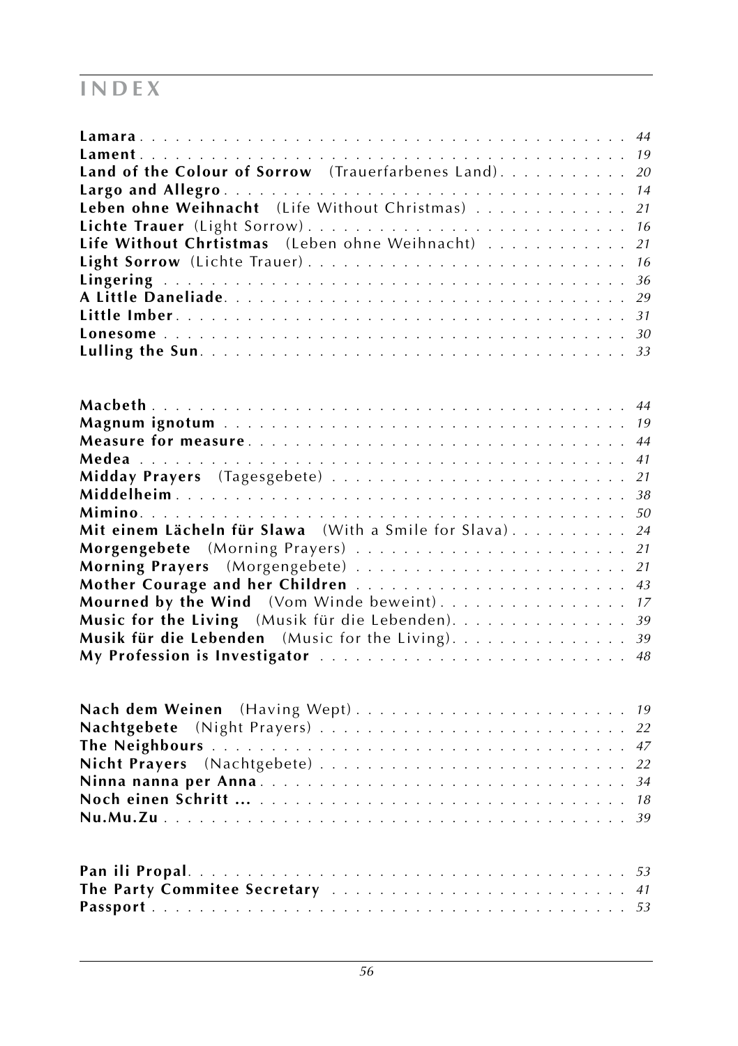# INDEX

**Lamara** . . . . . . . . . . . . . . . . . . . . . . . . . . . . . . . . . . . . . . *44*
**Lament** . . . . . . . . . . . . . . . . . . . . . . . . . . . . . . . . . . . . . . *19*
**Land of the Colour of Sorrow** (Trauerfarbenes Land) . . . . . . . . . . . *20*
**Largo and Allegro** . . . . . . . . . . . . . . . . . . . . . . . . . . . . . . . . *14*
**Leben ohne Weihnacht** (Life Without Christmas) . . . . . . . . . . . . . *21*
**Lichte Trauer** (Light Sorrow) . . . . . . . . . . . . . . . . . . . . . . . . . . *16*
**Life Without Chrtistmas** (Leben ohne Weihnacht) . . . . . . . . . . . . *21*
**Light Sorrow** (Lichte Trauer) . . . . . . . . . . . . . . . . . . . . . . . . . . *16*
**Lingering** . . . . . . . . . . . . . . . . . . . . . . . . . . . . . . . . . . . . . *36*
**A Little Daneliade** . . . . . . . . . . . . . . . . . . . . . . . . . . . . . . . . *29*
**Little Imber** . . . . . . . . . . . . . . . . . . . . . . . . . . . . . . . . . . . *31*
**Lonesome** . . . . . . . . . . . . . . . . . . . . . . . . . . . . . . . . . . . . . *30*
**Lulling the Sun** . . . . . . . . . . . . . . . . . . . . . . . . . . . . . . . . . . *33*

**Macbeth** . . . . . . . . . . . . . . . . . . . . . . . . . . . . . . . . . . . . . *44*
**Magnum ignotum** . . . . . . . . . . . . . . . . . . . . . . . . . . . . . . . . . *19*
**Measure for measure** . . . . . . . . . . . . . . . . . . . . . . . . . . . . . . *44*
**Medea** . . . . . . . . . . . . . . . . . . . . . . . . . . . . . . . . . . . . . . . *41*
**Midday Prayers** (Tagesgebete) . . . . . . . . . . . . . . . . . . . . . . . . *21*
**Middelheim** . . . . . . . . . . . . . . . . . . . . . . . . . . . . . . . . . . . . *38*
**Mimino** . . . . . . . . . . . . . . . . . . . . . . . . . . . . . . . . . . . . . . . *50*
**Mit einem Lächeln für Slawa** (With a Smile for Slava) . . . . . . . . . . *24*
**Morgengebete** (Morning Prayers) . . . . . . . . . . . . . . . . . . . . . . . *21*
**Morning Prayers** (Morgengebete) . . . . . . . . . . . . . . . . . . . . . . . *21*
**Mother Courage and her Children** . . . . . . . . . . . . . . . . . . . . . . *43*
**Mourned by the Wind** (Vom Winde beweint) . . . . . . . . . . . . . . . . *17*
**Music for the Living** (Musik für die Lebenden) . . . . . . . . . . . . . . . *39*
**Musik für die Lebenden** (Music for the Living) . . . . . . . . . . . . . . . *39*
**My Profession is Investigator** . . . . . . . . . . . . . . . . . . . . . . . . *48*

**Nach dem Weinen** (Having Wept) . . . . . . . . . . . . . . . . . . . . . . . *19*
**Nachtgebete** (Night Prayers) . . . . . . . . . . . . . . . . . . . . . . . . . . *22*
**The Neighbours** . . . . . . . . . . . . . . . . . . . . . . . . . . . . . . . . . . *47*
**Nicht Prayers** (Nachtgebete) . . . . . . . . . . . . . . . . . . . . . . . . . . *22*
**Ninna nanna per Anna** . . . . . . . . . . . . . . . . . . . . . . . . . . . . . . *34*
**Noch einen Schritt ...** . . . . . . . . . . . . . . . . . . . . . . . . . . . . . . *18*
**Nu.Mu.Zu** . . . . . . . . . . . . . . . . . . . . . . . . . . . . . . . . . . . . . *39*

**Pan ili Propal** . . . . . . . . . . . . . . . . . . . . . . . . . . . . . . . . . . . *53*
**The Party Commitee Secretary** . . . . . . . . . . . . . . . . . . . . . . . . *41*
**Passport** . . . . . . . . . . . . . . . . . . . . . . . . . . . . . . . . . . . . . . *53*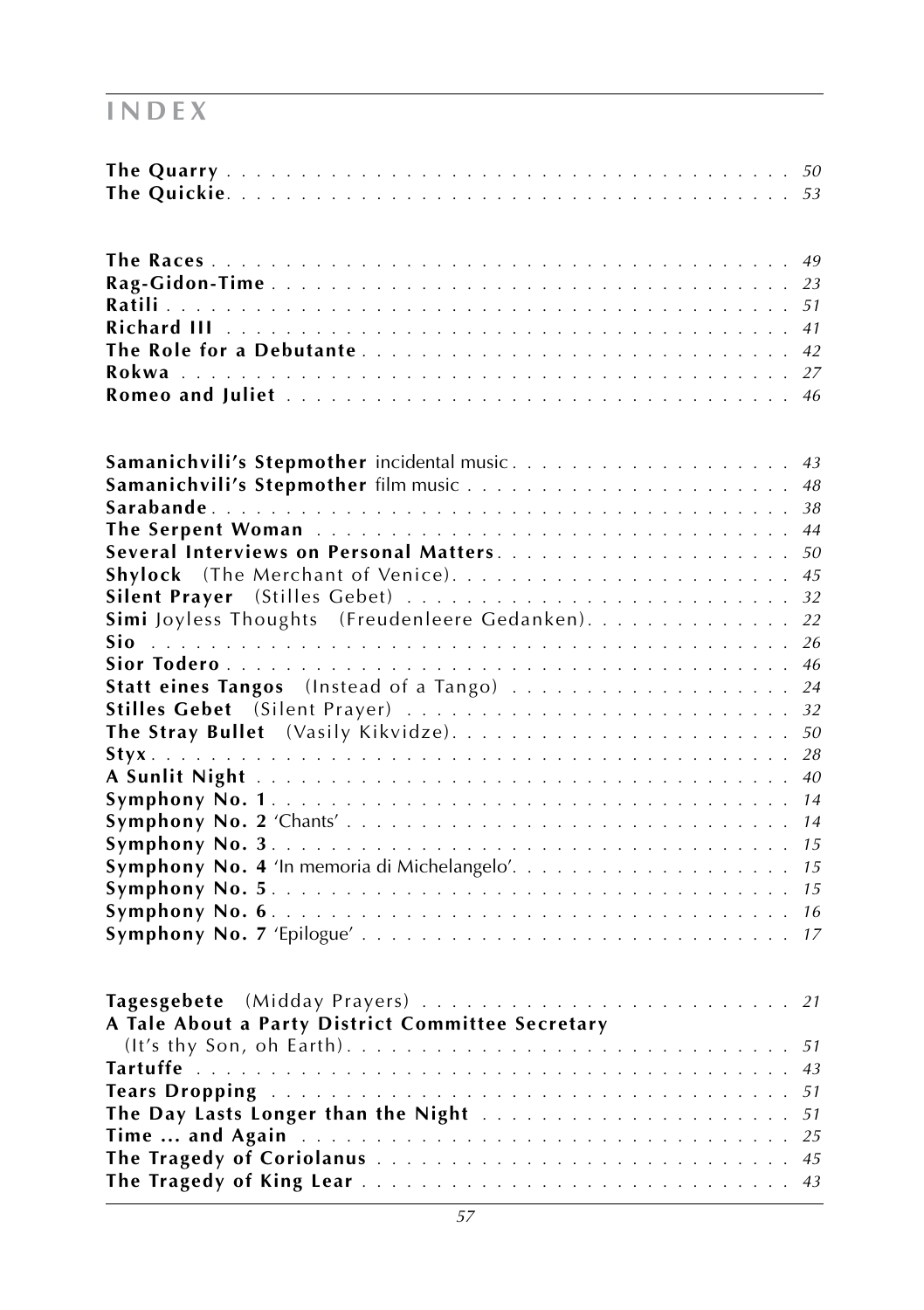# INDEX

**The Quarry** . . . . . . . . . . . . . . . . . . . . . . . . . . . . . . . . . . . . *50*
**The Quickie**. . . . . . . . . . . . . . . . . . . . . . . . . . . . . . . . . . . . *53*

**The Races** . . . . . . . . . . . . . . . . . . . . . . . . . . . . . . . . . . . . *49*
**Rag-Gidon-Time** . . . . . . . . . . . . . . . . . . . . . . . . . . . . . . . . *23*
**Ratili** . . . . . . . . . . . . . . . . . . . . . . . . . . . . . . . . . . . . . . *51*
**Richard III** . . . . . . . . . . . . . . . . . . . . . . . . . . . . . . . . . . *41*
**The Role for a Debutante** . . . . . . . . . . . . . . . . . . . . . . . . . . *42*
**Rokwa** . . . . . . . . . . . . . . . . . . . . . . . . . . . . . . . . . . . . . *27*
**Romeo and Juliet** . . . . . . . . . . . . . . . . . . . . . . . . . . . . . . *46*

**Samanichvili's Stepmother** incidental music . . . . . . . . . . . . . . . . . . *43*
**Samanichvili's Stepmother** film music . . . . . . . . . . . . . . . . . . . . . *48*
**Sarabande**. . . . . . . . . . . . . . . . . . . . . . . . . . . . . . . . . . . . *38*
**The Serpent Woman** . . . . . . . . . . . . . . . . . . . . . . . . . . . . . . *44*
**Several Interviews on Personal Matters**. . . . . . . . . . . . . . . . . . . *50*
**Shylock** (The Merchant of Venice). . . . . . . . . . . . . . . . . . . . . . . *45*
**Silent Prayer** (Stilles Gebet) . . . . . . . . . . . . . . . . . . . . . . . . *32*
**Simi** Joyless Thoughts (Freudenleere Gedanken). . . . . . . . . . . . . . *22*
**Sio** . . . . . . . . . . . . . . . . . . . . . . . . . . . . . . . . . . . . . . . *26*
**Sior Todero** . . . . . . . . . . . . . . . . . . . . . . . . . . . . . . . . . . *46*
**Statt eines Tangos** (Instead of a Tango) . . . . . . . . . . . . . . . . . . *24*
**Stilles Gebet** (Silent Prayer) . . . . . . . . . . . . . . . . . . . . . . . . *32*
**The Stray Bullet** (Vasily Kikvidze). . . . . . . . . . . . . . . . . . . . . . *50*
**Styx** . . . . . . . . . . . . . . . . . . . . . . . . . . . . . . . . . . . . . . *28*
**A Sunlit Night** . . . . . . . . . . . . . . . . . . . . . . . . . . . . . . . . *40*
**Symphony No. 1** . . . . . . . . . . . . . . . . . . . . . . . . . . . . . . . . *14*
**Symphony No. 2** 'Chants' . . . . . . . . . . . . . . . . . . . . . . . . . . . *14*
**Symphony No. 3**. . . . . . . . . . . . . . . . . . . . . . . . . . . . . . . . *15*
**Symphony No. 4** 'In memoria di Michelangelo'. . . . . . . . . . . . . . . . . *15*
**Symphony No. 5**. . . . . . . . . . . . . . . . . . . . . . . . . . . . . . . . *15*
**Symphony No. 6**. . . . . . . . . . . . . . . . . . . . . . . . . . . . . . . . *16*
**Symphony No. 7** 'Epilogue' . . . . . . . . . . . . . . . . . . . . . . . . . . *17*

**Tagesgebete** (Midday Prayers) . . . . . . . . . . . . . . . . . . . . . . . . *21*
**A Tale About a Party District Committee Secretary**
(It's thy Son, oh Earth). . . . . . . . . . . . . . . . . . . . . . . . . . . . *51*
**Tartuffe** . . . . . . . . . . . . . . . . . . . . . . . . . . . . . . . . . . . *43*
**Tears Dropping** . . . . . . . . . . . . . . . . . . . . . . . . . . . . . . . . *51*
**The Day Lasts Longer than the Night** . . . . . . . . . . . . . . . . . . . . *51*
**Time ... and Again** . . . . . . . . . . . . . . . . . . . . . . . . . . . . . *25*
**The Tragedy of Coriolanus** . . . . . . . . . . . . . . . . . . . . . . . . . . *45*
**The Tragedy of King Lear** . . . . . . . . . . . . . . . . . . . . . . . . . . *43*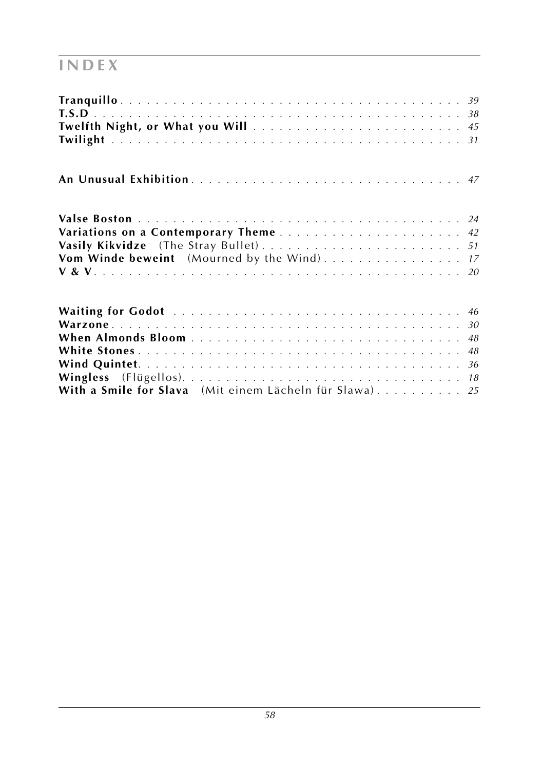# INDEX

**Tranquillo** . . . . . . . . . . . . . . . . . . . . . . . . . . . . . . . . . . . . . . . *39*
**T.S.D** . . . . . . . . . . . . . . . . . . . . . . . . . . . . . . . . . . . . . . . . . . *38*
**Twelfth Night, or What you Will** . . . . . . . . . . . . . . . . . . . . . . . . *45*
**Twilight** . . . . . . . . . . . . . . . . . . . . . . . . . . . . . . . . . . . . . . . *31*

**An Unusual Exhibition** . . . . . . . . . . . . . . . . . . . . . . . . . . . . . . . *47*

**Valse Boston** . . . . . . . . . . . . . . . . . . . . . . . . . . . . . . . . . . . . *24*
**Variations on a Contemporary Theme** . . . . . . . . . . . . . . . . . . . . . *42*
**Vasily Kikvidze** (The Stray Bullet) . . . . . . . . . . . . . . . . . . . . . . . *51*
**Vom Winde beweint** (Mourned by the Wind) . . . . . . . . . . . . . . . . . *17*
**V & V** . . . . . . . . . . . . . . . . . . . . . . . . . . . . . . . . . . . . . . . . . *20*

**Waiting for Godot** . . . . . . . . . . . . . . . . . . . . . . . . . . . . . . . . . *46*
**Warzone** . . . . . . . . . . . . . . . . . . . . . . . . . . . . . . . . . . . . . . . *30*
**When Almonds Bloom** . . . . . . . . . . . . . . . . . . . . . . . . . . . . . . . *48*
**White Stones** . . . . . . . . . . . . . . . . . . . . . . . . . . . . . . . . . . . . *48*
**Wind Quintet** . . . . . . . . . . . . . . . . . . . . . . . . . . . . . . . . . . . . *36*
**Wingless** (Flügellos) . . . . . . . . . . . . . . . . . . . . . . . . . . . . . . . . *18*
**With a Smile for Slava** (Mit einem Lächeln für Slawa) . . . . . . . . . . *25*